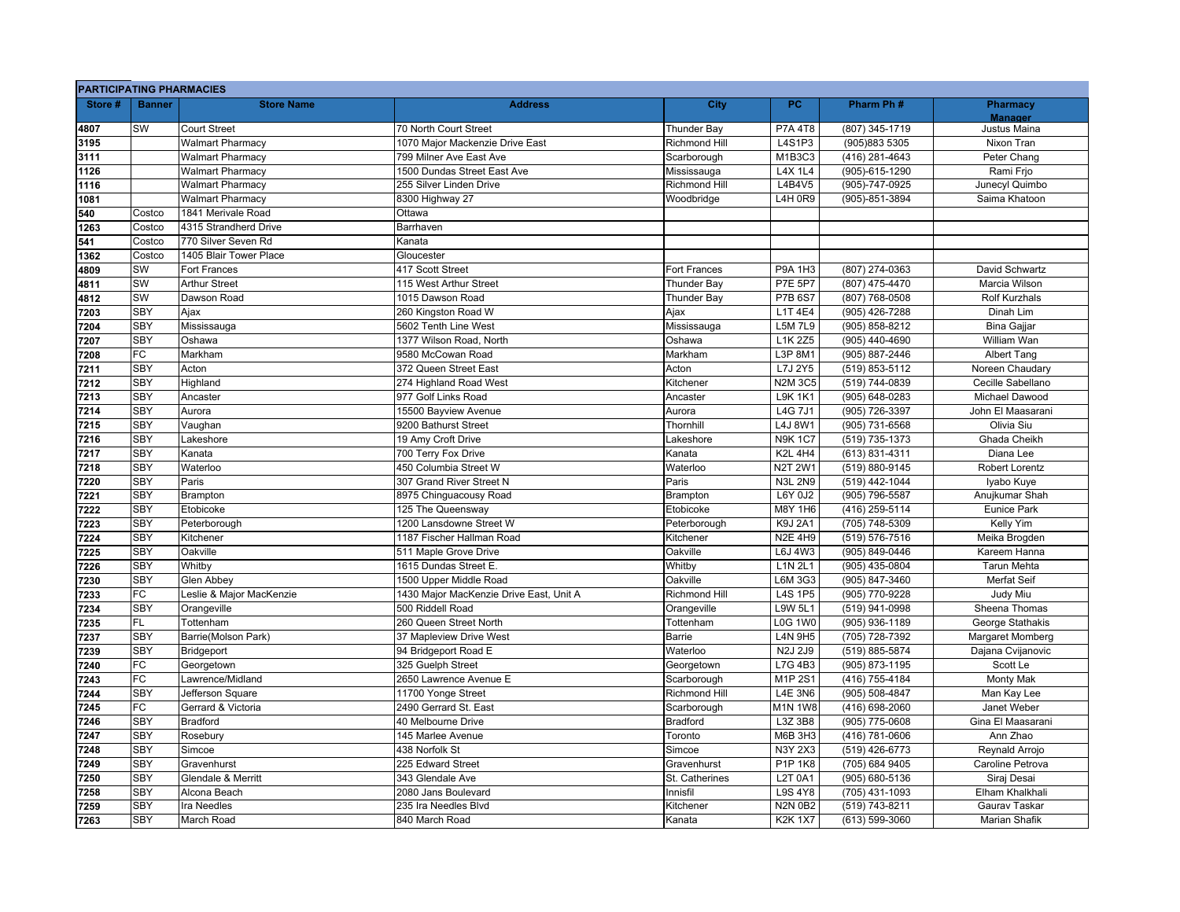| PARTICIPATING PHARMACIES | | | | | | | |
|---|---|---|---|---|---|---|---|
| Store # | Banner | Store Name | Address | City | PC | Pharm Ph # | Pharmacy Manager |
| 4807 | SW | Court Street | 70 North Court Street | Thunder Bay | P7A 4T8 | (807) 345-1719 | Justus Maina |
| 3195 | | Walmart Pharmacy | 1070 Major Mackenzie Drive East | Richmond Hill | L4S1P3 | (905)883 5305 | Nixon Tran |
| 3111 | | Walmart Pharmacy | 799 Milner Ave East Ave | Scarborough | M1B3C3 | (416) 281-4643 | Peter Chang |
| 1126 | | Walmart Pharmacy | 1500 Dundas Street East Ave | Mississauga | L4X 1L4 | (905)-615-1290 | Rami Frjo |
| 1116 | | Walmart Pharmacy | 255 Silver Linden Drive | Richmond Hill | L4B4V5 | (905)-747-0925 | Junecyl Quimbo |
| 1081 | | Walmart Pharmacy | 8300 Highway 27 | Woodbridge | L4H 0R9 | (905)-851-3894 | Saima Khatoon |
| 540 | Costco | 1841 Merivale Road | Ottawa | | | | |
| 1263 | Costco | 4315 Strandherd Drive | Barrhaven | | | | |
| 541 | Costco | 770 Silver Seven Rd | Kanata | | | | |
| 1362 | Costco | 1405 Blair Tower Place | Gloucester | | | | |
| 4809 | SW | Fort Frances | 417 Scott Street | Fort Frances | P9A 1H3 | (807) 274-0363 | David Schwartz |
| 4811 | SW | Arthur Street | 115 West Arthur Street | Thunder Bay | P7E 5P7 | (807) 475-4470 | Marcia Wilson |
| 4812 | SW | Dawson Road | 1015 Dawson Road | Thunder Bay | P7B 6S7 | (807) 768-0508 | Rolf Kurzhals |
| 7203 | SBY | Ajax | 260 Kingston Road W | Ajax | L1T 4E4 | (905) 426-7288 | Dinah Lim |
| 7204 | SBY | Mississauga | 5602 Tenth Line West | Mississauga | L5M 7L9 | (905) 858-8212 | Bina Gajjar |
| 7207 | SBY | Oshawa | 1377 Wilson Road, North | Oshawa | L1K 2Z5 | (905) 440-4690 | William Wan |
| 7208 | FC | Markham | 9580 McCowan Road | Markham | L3P 8M1 | (905) 887-2446 | Albert Tang |
| 7211 | SBY | Acton | 372 Queen Street East | Acton | L7J 2Y5 | (519) 853-5112 | Noreen Chaudary |
| 7212 | SBY | Highland | 274 Highland Road West | Kitchener | N2M 3C5 | (519) 744-0839 | Cecille Sabellano |
| 7213 | SBY | Ancaster | 977 Golf Links Road | Ancaster | L9K 1K1 | (905) 648-0283 | Michael Dawood |
| 7214 | SBY | Aurora | 15500 Bayview Avenue | Aurora | L4G 7J1 | (905) 726-3397 | John El Maasarani |
| 7215 | SBY | Vaughan | 9200 Bathurst Street | Thornhill | L4J 8W1 | (905) 731-6568 | Olivia Siu |
| 7216 | SBY | Lakeshore | 19 Amy Croft Drive | Lakeshore | N9K 1C7 | (519) 735-1373 | Ghada Cheikh |
| 7217 | SBY | Kanata | 700 Terry Fox Drive | Kanata | K2L 4H4 | (613) 831-4311 | Diana Lee |
| 7218 | SBY | Waterloo | 450 Columbia Street W | Waterloo | N2T 2W1 | (519) 880-9145 | Robert Lorentz |
| 7220 | SBY | Paris | 307 Grand River Street N | Paris | N3L 2N9 | (519) 442-1044 | Iyabo Kuye |
| 7221 | SBY | Brampton | 8975 Chinguacousy Road | Brampton | L6Y 0J2 | (905) 796-5587 | Anujkumar Shah |
| 7222 | SBY | Etobicoke | 125 The Queensway | Etobicoke | M8Y 1H6 | (416) 259-5114 | Eunice Park |
| 7223 | SBY | Peterborough | 1200 Lansdowne Street W | Peterborough | K9J 2A1 | (705) 748-5309 | Kelly Yim |
| 7224 | SBY | Kitchener | 1187 Fischer Hallman Road | Kitchener | N2E 4H9 | (519) 576-7516 | Meika Brogden |
| 7225 | SBY | Oakville | 511 Maple Grove Drive | Oakville | L6J 4W3 | (905) 849-0446 | Kareem Hanna |
| 7226 | SBY | Whitby | 1615 Dundas Street E. | Whitby | L1N 2L1 | (905) 435-0804 | Tarun Mehta |
| 7230 | SBY | Glen Abbey | 1500 Upper Middle Road | Oakville | L6M 3G3 | (905) 847-3460 | Merfat Seif |
| 7233 | FC | Leslie & Major MacKenzie | 1430 Major MacKenzie Drive East, Unit A | Richmond Hill | L4S 1P5 | (905) 770-9228 | Judy Miu |
| 7234 | SBY | Orangeville | 500 Riddell Road | Orangeville | L9W 5L1 | (519) 941-0998 | Sheena Thomas |
| 7235 | FL | Tottenham | 260 Queen Street North | Tottenham | L0G 1W0 | (905) 936-1189 | George Stathakis |
| 7237 | SBY | Barrie(Molson Park) | 37 Mapleview Drive West | Barrie | L4N 9H5 | (705) 728-7392 | Margaret Momberg |
| 7239 | SBY | Bridgeport | 94 Bridgeport Road E | Waterloo | N2J 2J9 | (519) 885-5874 | Dajana Cvijanovic |
| 7240 | FC | Georgetown | 325 Guelph Street | Georgetown | L7G 4B3 | (905) 873-1195 | Scott Le |
| 7243 | FC | Lawrence/Midland | 2650 Lawrence Avenue E | Scarborough | M1P 2S1 | (416) 755-4184 | Monty Mak |
| 7244 | SBY | Jefferson Square | 11700 Yonge Street | Richmond Hill | L4E 3N6 | (905) 508-4847 | Man Kay Lee |
| 7245 | FC | Gerrard & Victoria | 2490 Gerrard St. East | Scarborough | M1N 1W8 | (416) 698-2060 | Janet Weber |
| 7246 | SBY | Bradford | 40 Melbourne Drive | Bradford | L3Z 3B8 | (905) 775-0608 | Gina El Maasarani |
| 7247 | SBY | Rosebury | 145 Marlee Avenue | Toronto | M6B 3H3 | (416) 781-0606 | Ann Zhao |
| 7248 | SBY | Simcoe | 438 Norfolk St | Simcoe | N3Y 2X3 | (519) 426-6773 | Reynald Arrojo |
| 7249 | SBY | Gravenhurst | 225 Edward Street | Gravenhurst | P1P 1K8 | (705) 684 9405 | Caroline Petrova |
| 7250 | SBY | Glendale & Merritt | 343 Glendale Ave | St. Catherines | L2T 0A1 | (905) 680-5136 | Siraj Desai |
| 7258 | SBY | Alcona Beach | 2080 Jans Boulevard | Innisfil | L9S 4Y8 | (705) 431-1093 | Elham Khalkhali |
| 7259 | SBY | Ira Needles | 235 Ira Needles Blvd | Kitchener | N2N 0B2 | (519) 743-8211 | Gaurav Taskar |
| 7263 | SBY | March Road | 840 March Road | Kanata | K2K 1X7 | (613) 599-3060 | Marian Shafik |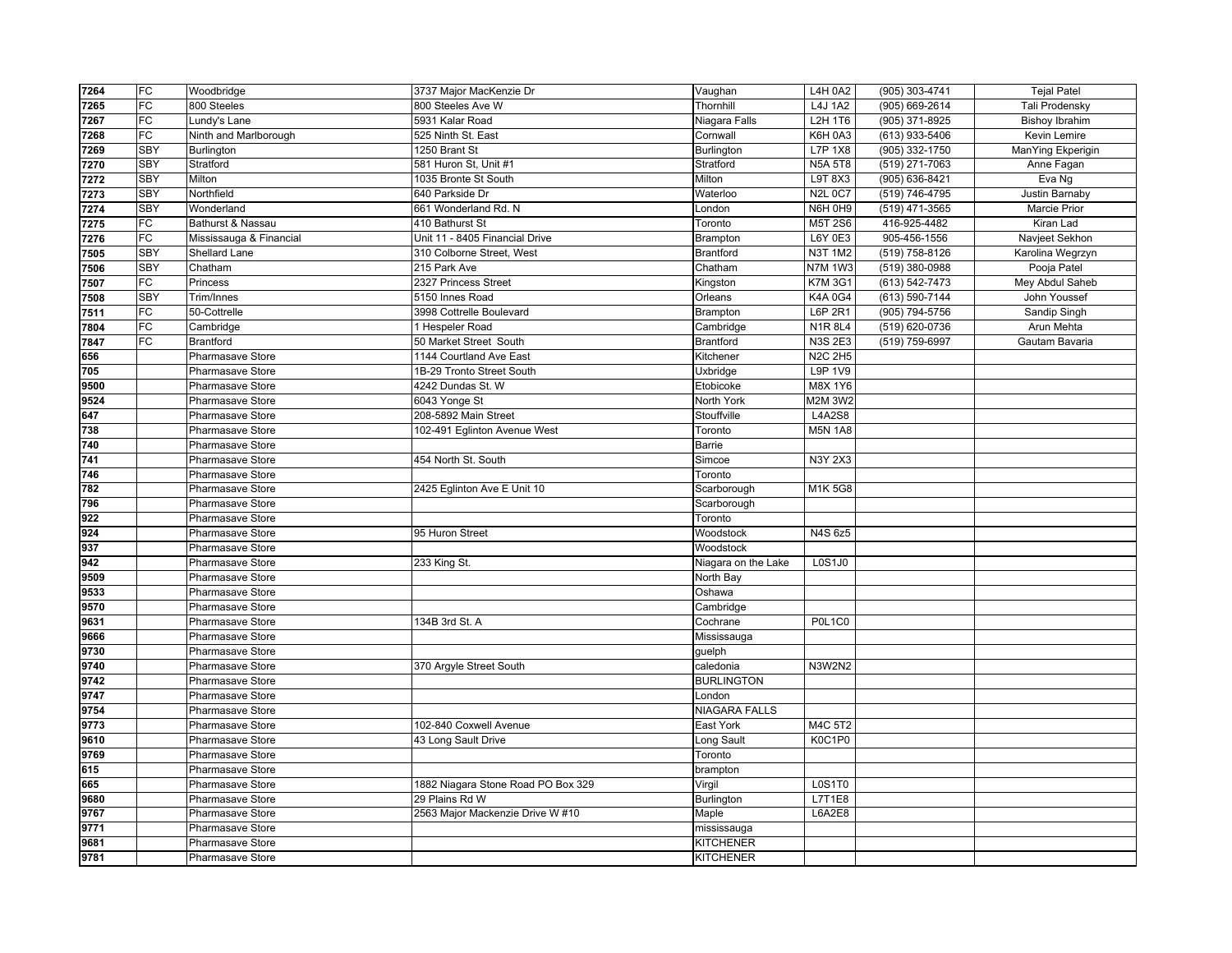| | | | | | | | |
|---|---|---|---|---|---|---|---|
| 7264 | FC | Woodbridge | 3737 Major MacKenzie Dr | Vaughan | L4H 0A2 | (905) 303-4741 | Tejal Patel |
| 7265 | FC | 800 Steeles | 800 Steeles Ave W | Thornhill | L4J 1A2 | (905) 669-2614 | Tali Prodensky |
| 7267 | FC | Lundy's Lane | 5931 Kalar Road | Niagara Falls | L2H 1T6 | (905) 371-8925 | Bishoy Ibrahim |
| 7268 | FC | Ninth and Marlborough | 525 Ninth St. East | Cornwall | K6H 0A3 | (613) 933-5406 | Kevin Lemire |
| 7269 | SBY | Burlington | 1250 Brant St | Burlington | L7P 1X8 | (905) 332-1750 | ManYing Ekperigin |
| 7270 | SBY | Stratford | 581 Huron St, Unit #1 | Stratford | N5A 5T8 | (519) 271-7063 | Anne Fagan |
| 7272 | SBY | Milton | 1035 Bronte St South | Milton | L9T 8X3 | (905) 636-8421 | Eva Ng |
| 7273 | SBY | Northfield | 640 Parkside Dr | Waterloo | N2L 0C7 | (519) 746-4795 | Justin Barnaby |
| 7274 | SBY | Wonderland | 661 Wonderland Rd. N | London | N6H 0H9 | (519) 471-3565 | Marcie Prior |
| 7275 | FC | Bathurst & Nassau | 410 Bathurst St | Toronto | M5T 2S6 | 416-925-4482 | Kiran Lad |
| 7276 | FC | Mississauga & Financial | Unit 11 - 8405 Financial Drive | Brampton | L6Y 0E3 | 905-456-1556 | Navjeet Sekhon |
| 7505 | SBY | Shellard Lane | 310 Colborne Street, West | Brantford | N3T 1M2 | (519) 758-8126 | Karolina Wegrzyn |
| 7506 | SBY | Chatham | 215 Park Ave | Chatham | N7M 1W3 | (519) 380-0988 | Pooja Patel |
| 7507 | FC | Princess | 2327 Princess Street | Kingston | K7M 3G1 | (613) 542-7473 | Mey Abdul Saheb |
| 7508 | SBY | Trim/Innes | 5150 Innes Road | Orleans | K4A 0G4 | (613) 590-7144 | John Youssef |
| 7511 | FC | 50-Cottrelle | 3998 Cottrelle Boulevard | Brampton | L6P 2R1 | (905) 794-5756 | Sandip Singh |
| 7804 | FC | Cambridge | 1 Hespeler Road | Cambridge | N1R 8L4 | (519) 620-0736 | Arun Mehta |
| 7847 | FC | Brantford | 50 Market Street South | Brantford | N3S 2E3 | (519) 759-6997 | Gautam Bavaria |
| 656 | | Pharmasave Store | 1144 Courtland Ave East | Kitchener | N2C 2H5 | | |
| 705 | | Pharmasave Store | 1B-29 Tronto Street South | Uxbridge | L9P 1V9 | | |
| 9500 | | Pharmasave Store | 4242 Dundas St. W | Etobicoke | M8X 1Y6 | | |
| 9524 | | Pharmasave Store | 6043 Yonge St | North York | M2M 3W2 | | |
| 647 | | Pharmasave Store | 208-5892 Main Street | Stouffville | L4A2S8 | | |
| 738 | | Pharmasave Store | 102-491 Eglinton Avenue West | Toronto | M5N 1A8 | | |
| 740 | | Pharmasave Store | | Barrie | | | |
| 741 | | Pharmasave Store | 454 North St. South | Simcoe | N3Y 2X3 | | |
| 746 | | Pharmasave Store | | Toronto | | | |
| 782 | | Pharmasave Store | 2425 Eglinton Ave E Unit 10 | Scarborough | M1K 5G8 | | |
| 796 | | Pharmasave Store | | Scarborough | | | |
| 922 | | Pharmasave Store | | Toronto | | | |
| 924 | | Pharmasave Store | 95 Huron Street | Woodstock | N4S 6z5 | | |
| 937 | | Pharmasave Store | | Woodstock | | | |
| 942 | | Pharmasave Store | 233 King St. | Niagara on the Lake | L0S1J0 | | |
| 9509 | | Pharmasave Store | | North Bay | | | |
| 9533 | | Pharmasave Store | | Oshawa | | | |
| 9570 | | Pharmasave Store | | Cambridge | | | |
| 9631 | | Pharmasave Store | 134B 3rd St. A | Cochrane | P0L1C0 | | |
| 9666 | | Pharmasave Store | | Mississauga | | | |
| 9730 | | Pharmasave Store | | guelph | | | |
| 9740 | | Pharmasave Store | 370 Argyle Street South | caledonia | N3W2N2 | | |
| 9742 | | Pharmasave Store | | BURLINGTON | | | |
| 9747 | | Pharmasave Store | | London | | | |
| 9754 | | Pharmasave Store | | NIAGARA FALLS | | | |
| 9773 | | Pharmasave Store | 102-840 Coxwell Avenue | East York | M4C 5T2 | | |
| 9610 | | Pharmasave Store | 43 Long Sault Drive | Long Sault | K0C1P0 | | |
| 9769 | | Pharmasave Store | | Toronto | | | |
| 615 | | Pharmasave Store | | brampton | | | |
| 665 | | Pharmasave Store | 1882 Niagara Stone Road PO Box 329 | Virgil | L0S1T0 | | |
| 9680 | | Pharmasave Store | 29 Plains Rd W | Burlington | L7T1E8 | | |
| 9767 | | Pharmasave Store | 2563 Major Mackenzie Drive W #10 | Maple | L6A2E8 | | |
| 9771 | | Pharmasave Store | | mississauga | | | |
| 9681 | | Pharmasave Store | | KITCHENER | | | |
| 9781 | | Pharmasave Store | | KITCHENER | | | |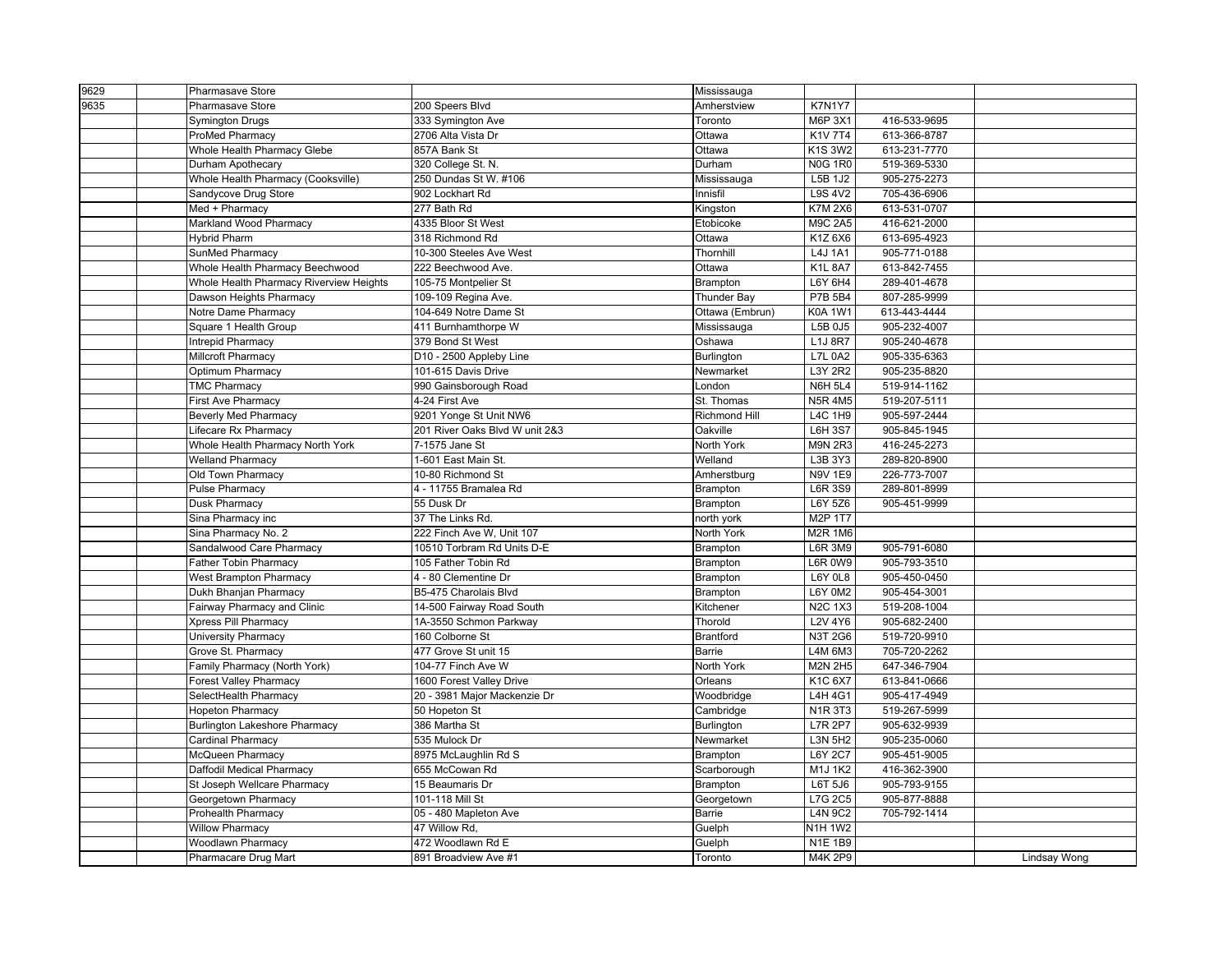| | | | | | | | |
|---|---|---|---|---|---|---|---|
| 9629 | | Pharmasave Store | | Mississauga | | | |
| 9635 | | Pharmasave Store | 200 Speers Blvd | Amherstview | K7N1Y7 | | |
| | | Symington Drugs | 333 Symington Ave | Toronto | M6P 3X1 | 416-533-9695 | |
| | | ProMed Pharmacy | 2706 Alta Vista Dr | Ottawa | K1V 7T4 | 613-366-8787 | |
| | | Whole Health Pharmacy Glebe | 857A Bank St | Ottawa | K1S 3W2 | 613-231-7770 | |
| | | Durham Apothecary | 320 College St. N. | Durham | N0G 1R0 | 519-369-5330 | |
| | | Whole Health Pharmacy (Cooksville) | 250 Dundas St W. #106 | Mississauga | L5B 1J2 | 905-275-2273 | |
| | | Sandycove Drug Store | 902 Lockhart Rd | Innisfil | L9S 4V2 | 705-436-6906 | |
| | | Med + Pharmacy | 277 Bath Rd | Kingston | K7M 2X6 | 613-531-0707 | |
| | | Markland Wood Pharmacy | 4335 Bloor St West | Etobicoke | M9C 2A5 | 416-621-2000 | |
| | | Hybrid Pharm | 318 Richmond Rd | Ottawa | K1Z 6X6 | 613-695-4923 | |
| | | SunMed Pharmacy | 10-300 Steeles Ave West | Thornhill | L4J 1A1 | 905-771-0188 | |
| | | Whole Health Pharmacy Beechwood | 222 Beechwood Ave. | Ottawa | K1L 8A7 | 613-842-7455 | |
| | | Whole Health Pharmacy Riverview Heights | 105-75 Montpelier St | Brampton | L6Y 6H4 | 289-401-4678 | |
| | | Dawson Heights Pharmacy | 109-109 Regina Ave. | Thunder Bay | P7B 5B4 | 807-285-9999 | |
| | | Notre Dame Pharmacy | 104-649 Notre Dame St | Ottawa (Embrun) | K0A 1W1 | 613-443-4444 | |
| | | Square 1 Health Group | 411 Burnhamthorpe W | Mississauga | L5B 0J5 | 905-232-4007 | |
| | | Intrepid Pharmacy | 379 Bond St West | Oshawa | L1J 8R7 | 905-240-4678 | |
| | | Millcroft Pharmacy | D10 - 2500 Appleby Line | Burlington | L7L 0A2 | 905-335-6363 | |
| | | Optimum Pharmacy | 101-615 Davis Drive | Newmarket | L3Y 2R2 | 905-235-8820 | |
| | | TMC Pharmacy | 990 Gainsborough Road | London | N6H 5L4 | 519-914-1162 | |
| | | First Ave Pharmacy | 4-24 First Ave | St. Thomas | N5R 4M5 | 519-207-5111 | |
| | | Beverly Med Pharmacy | 9201 Yonge St Unit NW6 | Richmond Hill | L4C 1H9 | 905-597-2444 | |
| | | Lifecare Rx Pharmacy | 201 River Oaks Blvd W unit 2&3 | Oakville | L6H 3S7 | 905-845-1945 | |
| | | Whole Health Pharmacy North York | 7-1575 Jane St | North York | M9N 2R3 | 416-245-2273 | |
| | | Welland Pharmacy | 1-601 East Main St. | Welland | L3B 3Y3 | 289-820-8900 | |
| | | Old Town Pharmacy | 10-80 Richmond St | Amherstburg | N9V 1E9 | 226-773-7007 | |
| | | Pulse Pharmacy | 4 - 11755 Bramalea Rd | Brampton | L6R 3S9 | 289-801-8999 | |
| | | Dusk Pharmacy | 55 Dusk Dr | Brampton | L6Y 5Z6 | 905-451-9999 | |
| | | Sina Pharmacy inc | 37 The Links Rd. | north york | M2P 1T7 | | |
| | | Sina Pharmacy No. 2 | 222 Finch Ave W, Unit 107 | North York | M2R 1M6 | | |
| | | Sandalwood Care Pharmacy | 10510 Torbram Rd Units D-E | Brampton | L6R 3M9 | 905-791-6080 | |
| | | Father Tobin Pharmacy | 105 Father Tobin Rd | Brampton | L6R 0W9 | 905-793-3510 | |
| | | West Brampton Pharmacy | 4 - 80 Clementine Dr | Brampton | L6Y 0L8 | 905-450-0450 | |
| | | Dukh Bhanjan Pharmacy | B5-475 Charolais Blvd | Brampton | L6Y 0M2 | 905-454-3001 | |
| | | Fairway Pharmacy and Clinic | 14-500 Fairway Road South | Kitchener | N2C 1X3 | 519-208-1004 | |
| | | Xpress Pill Pharmacy | 1A-3550 Schmon Parkway | Thorold | L2V 4Y6 | 905-682-2400 | |
| | | University Pharmacy | 160 Colborne St | Brantford | N3T 2G6 | 519-720-9910 | |
| | | Grove St. Pharmacy | 477 Grove St unit 15 | Barrie | L4M 6M3 | 705-720-2262 | |
| | | Family Pharmacy (North York) | 104-77 Finch Ave W | North York | M2N 2H5 | 647-346-7904 | |
| | | Forest Valley Pharmacy | 1600 Forest Valley Drive | Orleans | K1C 6X7 | 613-841-0666 | |
| | | SelectHealth Pharmacy | 20 - 3981 Major Mackenzie Dr | Woodbridge | L4H 4G1 | 905-417-4949 | |
| | | Hopeton Pharmacy | 50 Hopeton St | Cambridge | N1R 3T3 | 519-267-5999 | |
| | | Burlington Lakeshore Pharmacy | 386 Martha St | Burlington | L7R 2P7 | 905-632-9939 | |
| | | Cardinal Pharmacy | 535 Mulock Dr | Newmarket | L3N 5H2 | 905-235-0060 | |
| | | McQueen Pharmacy | 8975 McLaughlin Rd S | Brampton | L6Y 2C7 | 905-451-9005 | |
| | | Daffodil Medical Pharmacy | 655 McCowan Rd | Scarborough | M1J 1K2 | 416-362-3900 | |
| | | St Joseph Wellcare Pharmacy | 15 Beaumaris Dr | Brampton | L6T 5J6 | 905-793-9155 | |
| | | Georgetown Pharmacy | 101-118 Mill St | Georgetown | L7G 2C5 | 905-877-8888 | |
| | | Prohealth Pharmacy | 05 - 480 Mapleton Ave | Barrie | L4N 9C2 | 705-792-1414 | |
| | | Willow Pharmacy | 47 Willow Rd, | Guelph | N1H 1W2 | | |
| | | Woodlawn Pharmacy | 472 Woodlawn Rd E | Guelph | N1E 1B9 | | |
| | | Pharmacare Drug Mart | 891 Broadview Ave #1 | Toronto | M4K 2P9 | | Lindsay Wong |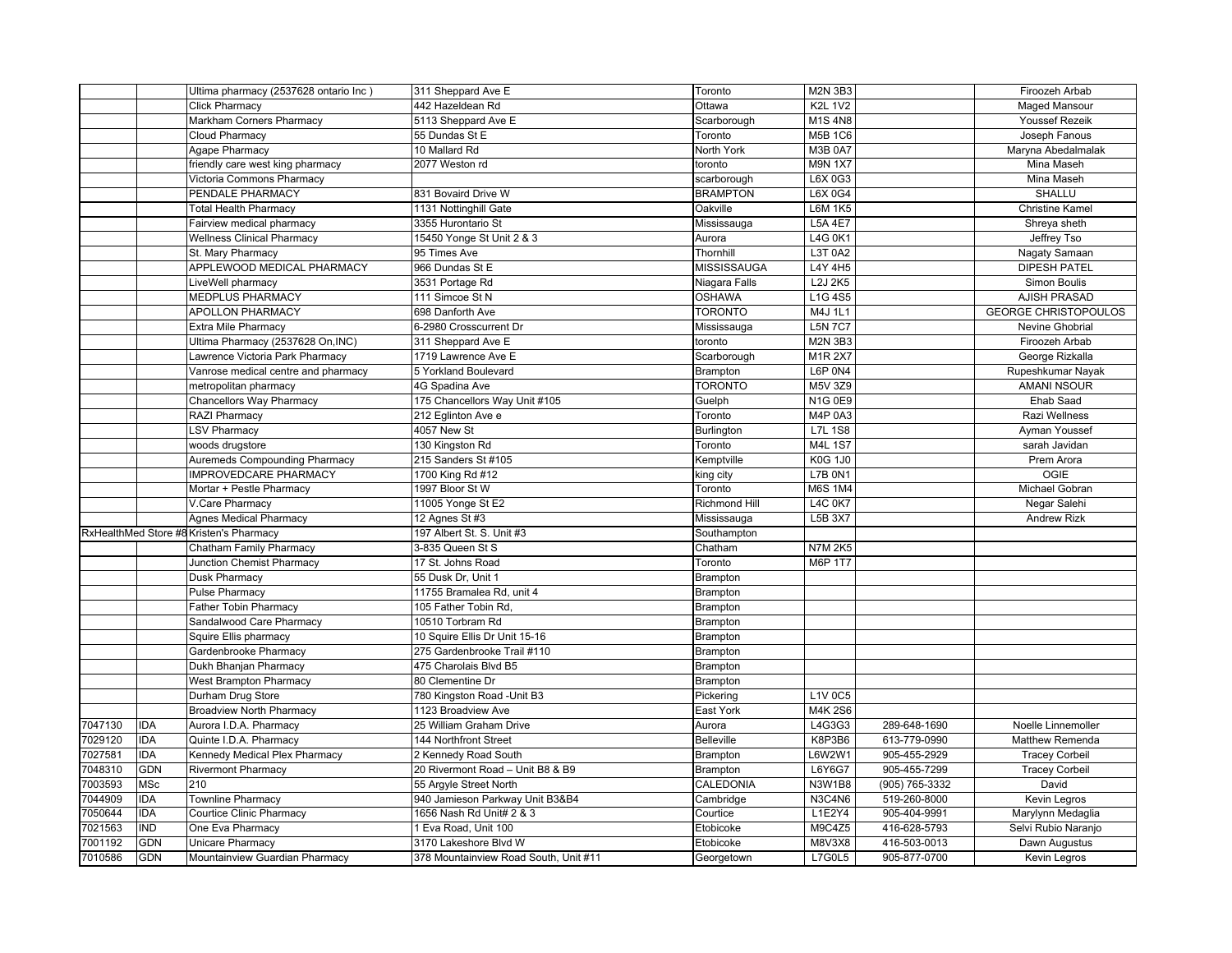| | | | | | | | |
|---|---|---|---|---|---|---|---|
| | | Ultima pharmacy (2537628 ontario Inc ) | 311 Sheppard Ave E | Toronto | M2N 3B3 | | Firoozeh Arbab |
| | | Click Pharmacy | 442 Hazeldean Rd | Ottawa | K2L 1V2 | | Maged Mansour |
| | | Markham Corners Pharmacy | 5113 Sheppard Ave E | Scarborough | M1S 4N8 | | Youssef Rezeik |
| | | Cloud Pharmacy | 55 Dundas St E | Toronto | M5B 1C6 | | Joseph Fanous |
| | | Agape Pharmacy | 10 Mallard Rd | North York | M3B 0A7 | | Maryna Abedalmalak |
| | | friendly care west king pharmacy | 2077 Weston rd | toronto | M9N 1X7 | | Mina Maseh |
| | | Victoria Commons Pharmacy | | scarborough | L6X 0G3 | | Mina Maseh |
| | | PENDALE PHARMACY | 831 Bovaird Drive W | BRAMPTON | L6X 0G4 | | SHALLU |
| | | Total Health Pharmacy | 1131 Nottinghill Gate | Oakville | L6M 1K5 | | Christine Kamel |
| | | Fairview medical pharmacy | 3355 Hurontario St | Mississauga | L5A 4E7 | | Shreya sheth |
| | | Wellness Clinical Pharmacy | 15450 Yonge St Unit 2 & 3 | Aurora | L4G 0K1 | | Jeffrey Tso |
| | | St. Mary Pharmacy | 95 Times Ave | Thornhill | L3T 0A2 | | Nagaty Samaan |
| | | APPLEWOOD MEDICAL PHARMACY | 966 Dundas St E | MISSISSAUGA | L4Y 4H5 | | DIPESH PATEL |
| | | LiveWell pharmacy | 3531 Portage Rd | Niagara Falls | L2J 2K5 | | Simon Boulis |
| | | MEDPLUS PHARMACY | 111 Simcoe St N | OSHAWA | L1G 4S5 | | AJISH PRASAD |
| | | APOLLON PHARMACY | 698 Danforth Ave | TORONTO | M4J 1L1 | | GEORGE CHRISTOPOULOS |
| | | Extra Mile Pharmacy | 6-2980 Crosscurrent Dr | Mississauga | L5N 7C7 | | Nevine Ghobrial |
| | | Ultima Pharmacy (2537628 On,INC) | 311 Sheppard Ave E | toronto | M2N 3B3 | | Firoozeh Arbab |
| | | Lawrence Victoria Park Pharmacy | 1719 Lawrence Ave E | Scarborough | M1R 2X7 | | George Rizkalla |
| | | Vanrose medical centre and pharmacy | 5 Yorkland Boulevard | Brampton | L6P 0N4 | | Rupeshkumar Nayak |
| | | metropolitan pharmacy | 4G Spadina Ave | TORONTO | M5V 3Z9 | | AMANI NSOUR |
| | | Chancellors Way Pharmacy | 175 Chancellors Way Unit #105 | Guelph | N1G 0E9 | | Ehab Saad |
| | | RAZI Pharmacy | 212 Eglinton Ave e | Toronto | M4P 0A3 | | Razi Wellness |
| | | LSV Pharmacy | 4057 New St | Burlington | L7L 1S8 | | Ayman Youssef |
| | | woods drugstore | 130 Kingston Rd | Toronto | M4L 1S7 | | sarah Javidan |
| | | Auremeds Compounding Pharmacy | 215 Sanders St #105 | Kemptville | K0G 1J0 | | Prem Arora |
| | | IMPROVEDCARE PHARMACY | 1700 King Rd #12 | king city | L7B 0N1 | | OGIE |
| | | Mortar + Pestle Pharmacy | 1997 Bloor St W | Toronto | M6S 1M4 | | Michael Gobran |
| | | V.Care Pharmacy | 11005 Yonge St E2 | Richmond Hill | L4C 0K7 | | Negar Salehi |
| | | Agnes Medical Pharmacy | 12 Agnes St #3 | Mississauga | L5B 3X7 | | Andrew Rizk |
| RxHealthMed Store #8 | | Kristen's Pharmacy | 197 Albert St. S. Unit #3 | Southampton | | | |
| | | Chatham Family Pharmacy | 3-835 Queen St S | Chatham | N7M 2K5 | | |
| | | Junction Chemist Pharmacy | 17 St. Johns Road | Toronto | M6P 1T7 | | |
| | | Dusk Pharmacy | 55 Dusk Dr, Unit 1 | Brampton | | | |
| | | Pulse Pharmacy | 11755 Bramalea Rd, unit 4 | Brampton | | | |
| | | Father Tobin Pharmacy | 105 Father Tobin Rd, | Brampton | | | |
| | | Sandalwood Care Pharmacy | 10510 Torbram Rd | Brampton | | | |
| | | Squire Ellis pharmacy | 10 Squire Ellis Dr Unit 15-16 | Brampton | | | |
| | | Gardenbrooke Pharmacy | 275 Gardenbrooke Trail #110 | Brampton | | | |
| | | Dukh Bhanjan Pharmacy | 475 Charolais Blvd B5 | Brampton | | | |
| | | West Brampton Pharmacy | 80 Clementine Dr | Brampton | | | |
| | | Durham Drug Store | 780 Kingston Road -Unit B3 | Pickering | L1V 0C5 | | |
| | | Broadview North Pharmacy | 1123 Broadview Ave | East York | M4K 2S6 | | |
| 7047130 | IDA | Aurora I.D.A. Pharmacy | 25 William Graham Drive | Aurora | L4G3G3 | 289-648-1690 | Noelle Linnemoller |
| 7029120 | IDA | Quinte I.D.A. Pharmacy | 144 Northfront Street | Belleville | K8P3B6 | 613-779-0990 | Matthew Remenda |
| 7027581 | IDA | Kennedy Medical Plex Pharmacy | 2 Kennedy Road South | Brampton | L6W2W1 | 905-455-2929 | Tracey Corbeil |
| 7048310 | GDN | Rivermont Pharmacy | 20 Rivermont Road – Unit B8 & B9 | Brampton | L6Y6G7 | 905-455-7299 | Tracey Corbeil |
| 7003593 | MSc | 210 | 55 Argyle Street North | CALEDONIA | N3W1B8 | (905) 765-3332 | David |
| 7044909 | IDA | Townline Pharmacy | 940 Jamieson Parkway Unit B3&B4 | Cambridge | N3C4N6 | 519-260-8000 | Kevin Legros |
| 7050644 | IDA | Courtice Clinic Pharmacy | 1656 Nash Rd Unit# 2 & 3 | Courtice | L1E2Y4 | 905-404-9991 | Marylynn Medaglia |
| 7021563 | IND | One Eva Pharmacy | 1 Eva Road, Unit 100 | Etobicoke | M9C4Z5 | 416-628-5793 | Selvi Rubio Naranjo |
| 7001192 | GDN | Unicare Pharmacy | 3170 Lakeshore Blvd W | Etobicoke | M8V3X8 | 416-503-0013 | Dawn Augustus |
| 7010586 | GDN | Mountainview Guardian Pharmacy | 378 Mountainview Road South, Unit #11 | Georgetown | L7G0L5 | 905-877-0700 | Kevin Legros |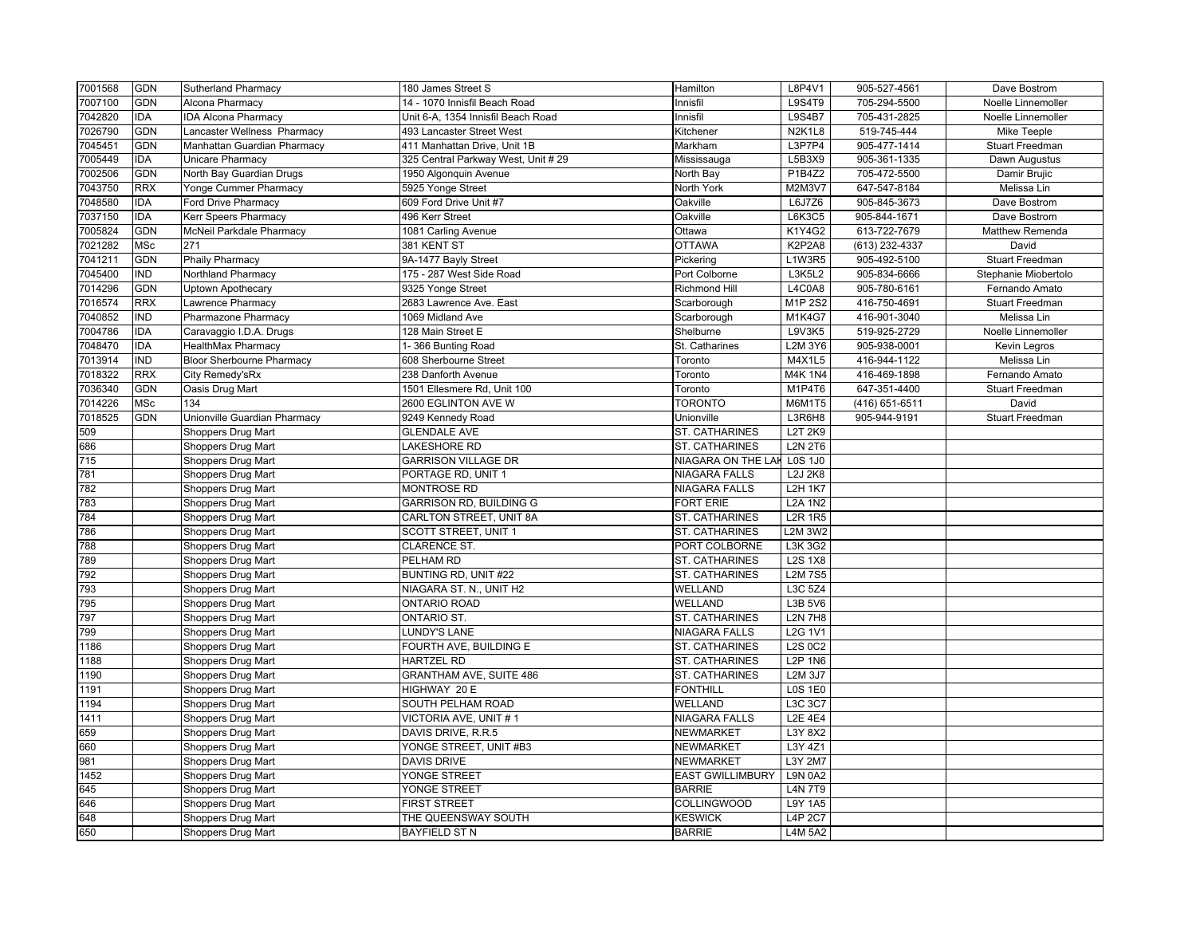| | | | | | | | |
|---|---|---|---|---|---|---|---|
| 7001568 | GDN | Sutherland Pharmacy | 180 James Street S | Hamilton | L8P4V1 | 905-527-4561 | Dave Bostrom |
| 7007100 | GDN | Alcona Pharmacy | 14 - 1070 Innisfil Beach Road | Innisfil | L9S4T9 | 705-294-5500 | Noelle Linnemoller |
| 7042820 | IDA | IDA Alcona Pharmacy | Unit 6-A, 1354 Innisfil Beach Road | Innisfil | L9S4B7 | 705-431-2825 | Noelle Linnemoller |
| 7026790 | GDN | Lancaster Wellness Pharmacy | 493 Lancaster Street West | Kitchener | N2K1L8 | 519-745-444 | Mike Teeple |
| 7045451 | GDN | Manhattan Guardian Pharmacy | 411 Manhattan Drive, Unit 1B | Markham | L3P7P4 | 905-477-1414 | Stuart Freedman |
| 7005449 | IDA | Unicare Pharmacy | 325 Central Parkway West, Unit # 29 | Mississauga | L5B3X9 | 905-361-1335 | Dawn Augustus |
| 7002506 | GDN | North Bay Guardian Drugs | 1950 Algonquin Avenue | North Bay | P1B4Z2 | 705-472-5500 | Damir Brujic |
| 7043750 | RRX | Yonge Cummer Pharmacy | 5925 Yonge Street | North York | M2M3V7 | 647-547-8184 | Melissa Lin |
| 7048580 | IDA | Ford Drive Pharmacy | 609 Ford Drive Unit #7 | Oakville | L6J7Z6 | 905-845-3673 | Dave Bostrom |
| 7037150 | IDA | Kerr Speers Pharmacy | 496 Kerr Street | Oakville | L6K3C5 | 905-844-1671 | Dave Bostrom |
| 7005824 | GDN | McNeil Parkdale Pharmacy | 1081 Carling Avenue | Ottawa | K1Y4G2 | 613-722-7679 | Matthew Remenda |
| 7021282 | MSc | 271 | 381 KENT ST | OTTAWA | K2P2A8 | (613) 232-4337 | David |
| 7041211 | GDN | Phaily Pharmacy | 9A-1477 Bayly Street | Pickering | L1W3R5 | 905-492-5100 | Stuart Freedman |
| 7045400 | IND | Northland Pharmacy | 175 - 287 West Side Road | Port Colborne | L3K5L2 | 905-834-6666 | Stephanie Miobertolo |
| 7014296 | GDN | Uptown Apothecary | 9325 Yonge Street | Richmond Hill | L4C0A8 | 905-780-6161 | Fernando Amato |
| 7016574 | RRX | Lawrence Pharmacy | 2683 Lawrence Ave. East | Scarborough | M1P 2S2 | 416-750-4691 | Stuart Freedman |
| 7040852 | IND | Pharmazone Pharmacy | 1069 Midland Ave | Scarborough | M1K4G7 | 416-901-3040 | Melissa Lin |
| 7004786 | IDA | Caravaggio I.D.A. Drugs | 128 Main Street E | Shelburne | L9V3K5 | 519-925-2729 | Noelle Linnemoller |
| 7048470 | IDA | HealthMax Pharmacy | 1- 366 Bunting Road | St. Catharines | L2M 3Y6 | 905-938-0001 | Kevin Legros |
| 7013914 | IND | Bloor Sherbourne Pharmacy | 608 Sherbourne Street | Toronto | M4X1L5 | 416-944-1122 | Melissa Lin |
| 7018322 | RRX | City Remedy'sRx | 238 Danforth Avenue | Toronto | M4K 1N4 | 416-469-1898 | Fernando Amato |
| 7036340 | GDN | Oasis Drug Mart | 1501 Ellesmere Rd, Unit 100 | Toronto | M1P4T6 | 647-351-4400 | Stuart Freedman |
| 7014226 | MSc | 134 | 2600 EGLINTON AVE W | TORONTO | M6M1T5 | (416) 651-6511 | David |
| 7018525 | GDN | Unionville Guardian Pharmacy | 9249 Kennedy Road | Unionville | L3R6H8 | 905-944-9191 | Stuart Freedman |
| 509 | | Shoppers Drug Mart | GLENDALE AVE | ST. CATHARINES | L2T 2K9 | | |
| 686 | | Shoppers Drug Mart | LAKESHORE RD | ST. CATHARINES | L2N 2T6 | | |
| 715 | | Shoppers Drug Mart | GARRISON VILLAGE DR | NIAGARA ON THE LAK | L0S 1J0 | | |
| 781 | | Shoppers Drug Mart | PORTAGE RD, UNIT 1 | NIAGARA FALLS | L2J 2K8 | | |
| 782 | | Shoppers Drug Mart | MONTROSE RD | NIAGARA FALLS | L2H 1K7 | | |
| 783 | | Shoppers Drug Mart | GARRISON RD, BUILDING G | FORT ERIE | L2A 1N2 | | |
| 784 | | Shoppers Drug Mart | CARLTON STREET, UNIT 8A | ST. CATHARINES | L2R 1R5 | | |
| 786 | | Shoppers Drug Mart | SCOTT STREET, UNIT 1 | ST. CATHARINES | L2M 3W2 | | |
| 788 | | Shoppers Drug Mart | CLARENCE ST. | PORT COLBORNE | L3K 3G2 | | |
| 789 | | Shoppers Drug Mart | PELHAM RD | ST. CATHARINES | L2S 1X8 | | |
| 792 | | Shoppers Drug Mart | BUNTING RD, UNIT #22 | ST. CATHARINES | L2M 7S5 | | |
| 793 | | Shoppers Drug Mart | NIAGARA ST. N., UNIT H2 | WELLAND | L3C 5Z4 | | |
| 795 | | Shoppers Drug Mart | ONTARIO ROAD | WELLAND | L3B 5V6 | | |
| 797 | | Shoppers Drug Mart | ONTARIO ST. | ST. CATHARINES | L2N 7H8 | | |
| 799 | | Shoppers Drug Mart | LUNDY'S LANE | NIAGARA FALLS | L2G 1V1 | | |
| 1186 | | Shoppers Drug Mart | FOURTH AVE, BUILDING E | ST. CATHARINES | L2S 0C2 | | |
| 1188 | | Shoppers Drug Mart | HARTZEL RD | ST. CATHARINES | L2P 1N6 | | |
| 1190 | | Shoppers Drug Mart | GRANTHAM AVE, SUITE 486 | ST. CATHARINES | L2M 3J7 | | |
| 1191 | | Shoppers Drug Mart | HIGHWAY 20 E | FONTHILL | L0S 1E0 | | |
| 1194 | | Shoppers Drug Mart | SOUTH PELHAM ROAD | WELLAND | L3C 3C7 | | |
| 1411 | | Shoppers Drug Mart | VICTORIA AVE, UNIT # 1 | NIAGARA FALLS | L2E 4E4 | | |
| 659 | | Shoppers Drug Mart | DAVIS DRIVE, R.R.5 | NEWMARKET | L3Y 8X2 | | |
| 660 | | Shoppers Drug Mart | YONGE STREET, UNIT #B3 | NEWMARKET | L3Y 4Z1 | | |
| 981 | | Shoppers Drug Mart | DAVIS DRIVE | NEWMARKET | L3Y 2M7 | | |
| 1452 | | Shoppers Drug Mart | YONGE STREET | EAST GWILLIMBURY | L9N 0A2 | | |
| 645 | | Shoppers Drug Mart | YONGE STREET | BARRIE | L4N 7T9 | | |
| 646 | | Shoppers Drug Mart | FIRST STREET | COLLINGWOOD | L9Y 1A5 | | |
| 648 | | Shoppers Drug Mart | THE QUEENSWAY SOUTH | KESWICK | L4P 2C7 | | |
| 650 | | Shoppers Drug Mart | BAYFIELD ST N | BARRIE | L4M 5A2 | | |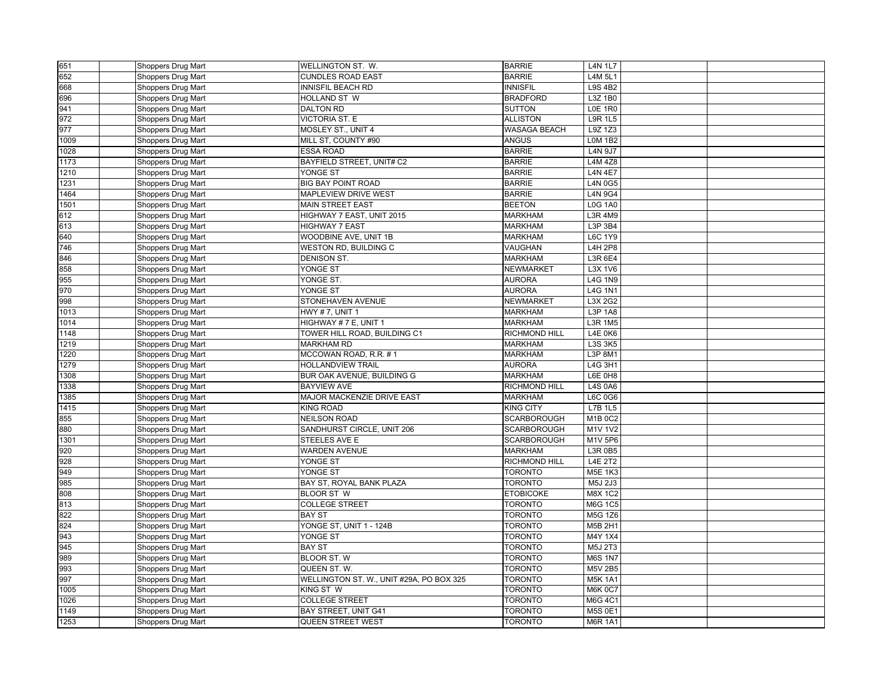| | | | | | | | |
|---|---|---|---|---|---|---|---|
| 651 | | Shoppers Drug Mart | WELLINGTON ST. W. | BARRIE | L4N 1L7 | | |
| 652 | | Shoppers Drug Mart | CUNDLES ROAD EAST | BARRIE | L4M 5L1 | | |
| 668 | | Shoppers Drug Mart | INNISFIL BEACH RD | INNISFIL | L9S 4B2 | | |
| 696 | | Shoppers Drug Mart | HOLLAND ST W | BRADFORD | L3Z 1B0 | | |
| 941 | | Shoppers Drug Mart | DALTON RD | SUTTON | L0E 1R0 | | |
| 972 | | Shoppers Drug Mart | VICTORIA ST. E | ALLISTON | L9R 1L5 | | |
| 977 | | Shoppers Drug Mart | MOSLEY ST., UNIT 4 | WASAGA BEACH | L9Z 1Z3 | | |
| 1009 | | Shoppers Drug Mart | MILL ST, COUNTY #90 | ANGUS | L0M 1B2 | | |
| 1028 | | Shoppers Drug Mart | ESSA ROAD | BARRIE | L4N 9J7 | | |
| 1173 | | Shoppers Drug Mart | BAYFIELD STREET, UNIT# C2 | BARRIE | L4M 4Z8 | | |
| 1210 | | Shoppers Drug Mart | YONGE ST | BARRIE | L4N 4E7 | | |
| 1231 | | Shoppers Drug Mart | BIG BAY POINT ROAD | BARRIE | L4N 0G5 | | |
| 1464 | | Shoppers Drug Mart | MAPLEVIEW DRIVE WEST | BARRIE | L4N 9G4 | | |
| 1501 | | Shoppers Drug Mart | MAIN STREET EAST | BEETON | L0G 1A0 | | |
| 612 | | Shoppers Drug Mart | HIGHWAY 7 EAST, UNIT 2015 | MARKHAM | L3R 4M9 | | |
| 613 | | Shoppers Drug Mart | HIGHWAY 7 EAST | MARKHAM | L3P 3B4 | | |
| 640 | | Shoppers Drug Mart | WOODBINE AVE, UNIT 1B | MARKHAM | L6C 1Y9 | | |
| 746 | | Shoppers Drug Mart | WESTON RD, BUILDING C | VAUGHAN | L4H 2P8 | | |
| 846 | | Shoppers Drug Mart | DENISON ST. | MARKHAM | L3R 6E4 | | |
| 858 | | Shoppers Drug Mart | YONGE ST | NEWMARKET | L3X 1V6 | | |
| 955 | | Shoppers Drug Mart | YONGE ST. | AURORA | L4G 1N9 | | |
| 970 | | Shoppers Drug Mart | YONGE ST | AURORA | L4G 1N1 | | |
| 998 | | Shoppers Drug Mart | STONEHAVEN AVENUE | NEWMARKET | L3X 2G2 | | |
| 1013 | | Shoppers Drug Mart | HWY # 7, UNIT 1 | MARKHAM | L3P 1A8 | | |
| 1014 | | Shoppers Drug Mart | HIGHWAY # 7 E, UNIT 1 | MARKHAM | L3R 1M5 | | |
| 1148 | | Shoppers Drug Mart | TOWER HILL ROAD, BUILDING C1 | RICHMOND HILL | L4E 0K6 | | |
| 1219 | | Shoppers Drug Mart | MARKHAM RD | MARKHAM | L3S 3K5 | | |
| 1220 | | Shoppers Drug Mart | MCCOWAN ROAD, R.R. # 1 | MARKHAM | L3P 8M1 | | |
| 1279 | | Shoppers Drug Mart | HOLLANDVIEW TRAIL | AURORA | L4G 3H1 | | |
| 1308 | | Shoppers Drug Mart | BUR OAK AVENUE, BUILDING G | MARKHAM | L6E 0H8 | | |
| 1338 | | Shoppers Drug Mart | BAYVIEW AVE | RICHMOND HILL | L4S 0A6 | | |
| 1385 | | Shoppers Drug Mart | MAJOR MACKENZIE DRIVE EAST | MARKHAM | L6C 0G6 | | |
| 1415 | | Shoppers Drug Mart | KING ROAD | KING CITY | L7B 1L5 | | |
| 855 | | Shoppers Drug Mart | NEILSON ROAD | SCARBOROUGH | M1B 0C2 | | |
| 880 | | Shoppers Drug Mart | SANDHURST CIRCLE, UNIT 206 | SCARBOROUGH | M1V 1V2 | | |
| 1301 | | Shoppers Drug Mart | STEELES AVE E | SCARBOROUGH | M1V 5P6 | | |
| 920 | | Shoppers Drug Mart | WARDEN AVENUE | MARKHAM | L3R 0B5 | | |
| 928 | | Shoppers Drug Mart | YONGE ST | RICHMOND HILL | L4E 2T2 | | |
| 949 | | Shoppers Drug Mart | YONGE ST | TORONTO | M5E 1K3 | | |
| 985 | | Shoppers Drug Mart | BAY ST, ROYAL BANK PLAZA | TORONTO | M5J 2J3 | | |
| 808 | | Shoppers Drug Mart | BLOOR ST W | ETOBICOKE | M8X 1C2 | | |
| 813 | | Shoppers Drug Mart | COLLEGE STREET | TORONTO | M6G 1C5 | | |
| 822 | | Shoppers Drug Mart | BAY ST | TORONTO | M5G 1Z6 | | |
| 824 | | Shoppers Drug Mart | YONGE ST, UNIT 1 - 124B | TORONTO | M5B 2H1 | | |
| 943 | | Shoppers Drug Mart | YONGE ST | TORONTO | M4Y 1X4 | | |
| 945 | | Shoppers Drug Mart | BAY ST | TORONTO | M5J 2T3 | | |
| 989 | | Shoppers Drug Mart | BLOOR ST. W. | TORONTO | M6S 1N7 | | |
| 993 | | Shoppers Drug Mart | QUEEN ST. W. | TORONTO | M5V 2B5 | | |
| 997 | | Shoppers Drug Mart | WELLINGTON ST. W., UNIT #29A, PO BOX 325 | TORONTO | M5K 1A1 | | |
| 1005 | | Shoppers Drug Mart | KING ST W | TORONTO | M6K 0C7 | | |
| 1026 | | Shoppers Drug Mart | COLLEGE STREET | TORONTO | M6G 4C1 | | |
| 1149 | | Shoppers Drug Mart | BAY STREET, UNIT G41 | TORONTO | M5S 0E1 | | |
| 1253 | | Shoppers Drug Mart | QUEEN STREET WEST | TORONTO | M6R 1A1 | | |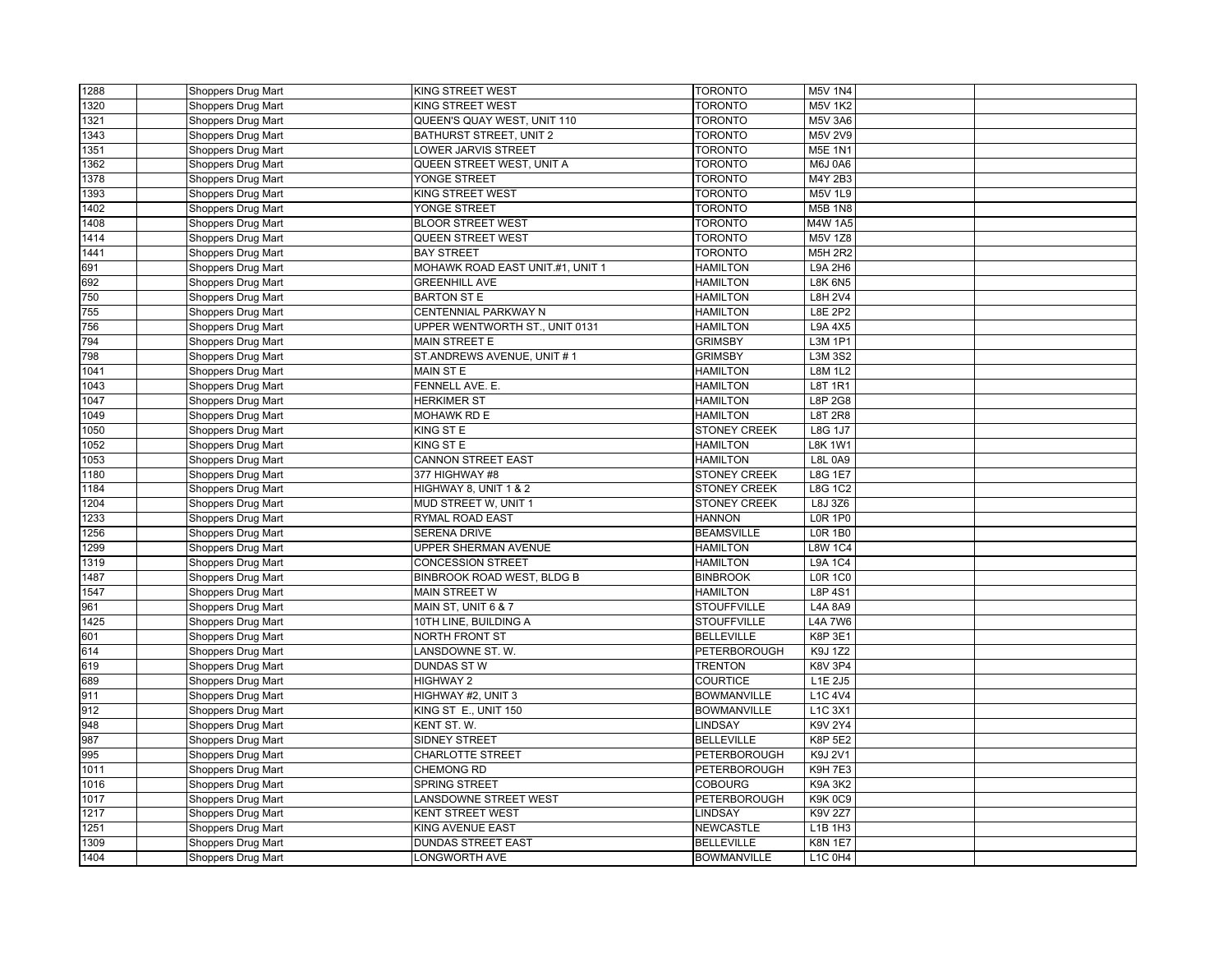| 1288 | | Shoppers Drug Mart | KING STREET WEST | TORONTO | M5V 1N4 | | |
|---|---|---|---|---|---|---|---|
| 1320 | | Shoppers Drug Mart | KING STREET WEST | TORONTO | M5V 1K2 | | |
| 1321 | | Shoppers Drug Mart | QUEEN'S QUAY WEST, UNIT 110 | TORONTO | M5V 3A6 | | |
| 1343 | | Shoppers Drug Mart | BATHURST STREET, UNIT 2 | TORONTO | M5V 2V9 | | |
| 1351 | | Shoppers Drug Mart | LOWER JARVIS STREET | TORONTO | M5E 1N1 | | |
| 1362 | | Shoppers Drug Mart | QUEEN STREET WEST, UNIT A | TORONTO | M6J 0A6 | | |
| 1378 | | Shoppers Drug Mart | YONGE STREET | TORONTO | M4Y 2B3 | | |
| 1393 | | Shoppers Drug Mart | KING STREET WEST | TORONTO | M5V 1L9 | | |
| 1402 | | Shoppers Drug Mart | YONGE STREET | TORONTO | M5B 1N8 | | |
| 1408 | | Shoppers Drug Mart | BLOOR STREET WEST | TORONTO | M4W 1A5 | | |
| 1414 | | Shoppers Drug Mart | QUEEN STREET WEST | TORONTO | M5V 1Z8 | | |
| 1441 | | Shoppers Drug Mart | BAY STREET | TORONTO | M5H 2R2 | | |
| 691 | | Shoppers Drug Mart | MOHAWK ROAD EAST UNIT.#1, UNIT 1 | HAMILTON | L9A 2H6 | | |
| 692 | | Shoppers Drug Mart | GREENHILL AVE | HAMILTON | L8K 6N5 | | |
| 750 | | Shoppers Drug Mart | BARTON ST E | HAMILTON | L8H 2V4 | | |
| 755 | | Shoppers Drug Mart | CENTENNIAL PARKWAY N | HAMILTON | L8E 2P2 | | |
| 756 | | Shoppers Drug Mart | UPPER WENTWORTH ST., UNIT 0131 | HAMILTON | L9A 4X5 | | |
| 794 | | Shoppers Drug Mart | MAIN STREET E | GRIMSBY | L3M 1P1 | | |
| 798 | | Shoppers Drug Mart | ST.ANDREWS AVENUE, UNIT # 1 | GRIMSBY | L3M 3S2 | | |
| 1041 | | Shoppers Drug Mart | MAIN ST E | HAMILTON | L8M 1L2 | | |
| 1043 | | Shoppers Drug Mart | FENNELL AVE. E. | HAMILTON | L8T 1R1 | | |
| 1047 | | Shoppers Drug Mart | HERKIMER ST | HAMILTON | L8P 2G8 | | |
| 1049 | | Shoppers Drug Mart | MOHAWK RD E | HAMILTON | L8T 2R8 | | |
| 1050 | | Shoppers Drug Mart | KING ST E | STONEY CREEK | L8G 1J7 | | |
| 1052 | | Shoppers Drug Mart | KING ST E | HAMILTON | L8K 1W1 | | |
| 1053 | | Shoppers Drug Mart | CANNON STREET EAST | HAMILTON | L8L 0A9 | | |
| 1180 | | Shoppers Drug Mart | 377 HIGHWAY #8 | STONEY CREEK | L8G 1E7 | | |
| 1184 | | Shoppers Drug Mart | HIGHWAY 8, UNIT 1 & 2 | STONEY CREEK | L8G 1C2 | | |
| 1204 | | Shoppers Drug Mart | MUD STREET W, UNIT 1 | STONEY CREEK | L8J 3Z6 | | |
| 1233 | | Shoppers Drug Mart | RYMAL ROAD EAST | HANNON | L0R 1P0 | | |
| 1256 | | Shoppers Drug Mart | SERENA DRIVE | BEAMSVILLE | L0R 1B0 | | |
| 1299 | | Shoppers Drug Mart | UPPER SHERMAN AVENUE | HAMILTON | L8W 1C4 | | |
| 1319 | | Shoppers Drug Mart | CONCESSION STREET | HAMILTON | L9A 1C4 | | |
| 1487 | | Shoppers Drug Mart | BINBROOK ROAD WEST, BLDG B | BINBROOK | L0R 1C0 | | |
| 1547 | | Shoppers Drug Mart | MAIN STREET W | HAMILTON | L8P 4S1 | | |
| 961 | | Shoppers Drug Mart | MAIN ST, UNIT 6 & 7 | STOUFFVILLE | L4A 8A9 | | |
| 1425 | | Shoppers Drug Mart | 10TH LINE, BUILDING A | STOUFFVILLE | L4A 7W6 | | |
| 601 | | Shoppers Drug Mart | NORTH FRONT ST | BELLEVILLE | K8P 3E1 | | |
| 614 | | Shoppers Drug Mart | LANSDOWNE ST. W. | PETERBOROUGH | K9J 1Z2 | | |
| 619 | | Shoppers Drug Mart | DUNDAS ST W | TRENTON | K8V 3P4 | | |
| 689 | | Shoppers Drug Mart | HIGHWAY 2 | COURTICE | L1E 2J5 | | |
| 911 | | Shoppers Drug Mart | HIGHWAY #2, UNIT 3 | BOWMANVILLE | L1C 4V4 | | |
| 912 | | Shoppers Drug Mart | KING ST E., UNIT 150 | BOWMANVILLE | L1C 3X1 | | |
| 948 | | Shoppers Drug Mart | KENT ST. W. | LINDSAY | K9V 2Y4 | | |
| 987 | | Shoppers Drug Mart | SIDNEY STREET | BELLEVILLE | K8P 5E2 | | |
| 995 | | Shoppers Drug Mart | CHARLOTTE STREET | PETERBOROUGH | K9J 2V1 | | |
| 1011 | | Shoppers Drug Mart | CHEMONG RD | PETERBOROUGH | K9H 7E3 | | |
| 1016 | | Shoppers Drug Mart | SPRING STREET | COBOURG | K9A 3K2 | | |
| 1017 | | Shoppers Drug Mart | LANSDOWNE STREET WEST | PETERBOROUGH | K9K 0C9 | | |
| 1217 | | Shoppers Drug Mart | KENT STREET WEST | LINDSAY | K9V 2Z7 | | |
| 1251 | | Shoppers Drug Mart | KING AVENUE EAST | NEWCASTLE | L1B 1H3 | | |
| 1309 | | Shoppers Drug Mart | DUNDAS STREET EAST | BELLEVILLE | K8N 1E7 | | |
| 1404 | | Shoppers Drug Mart | LONGWORTH AVE | BOWMANVILLE | L1C 0H4 | | |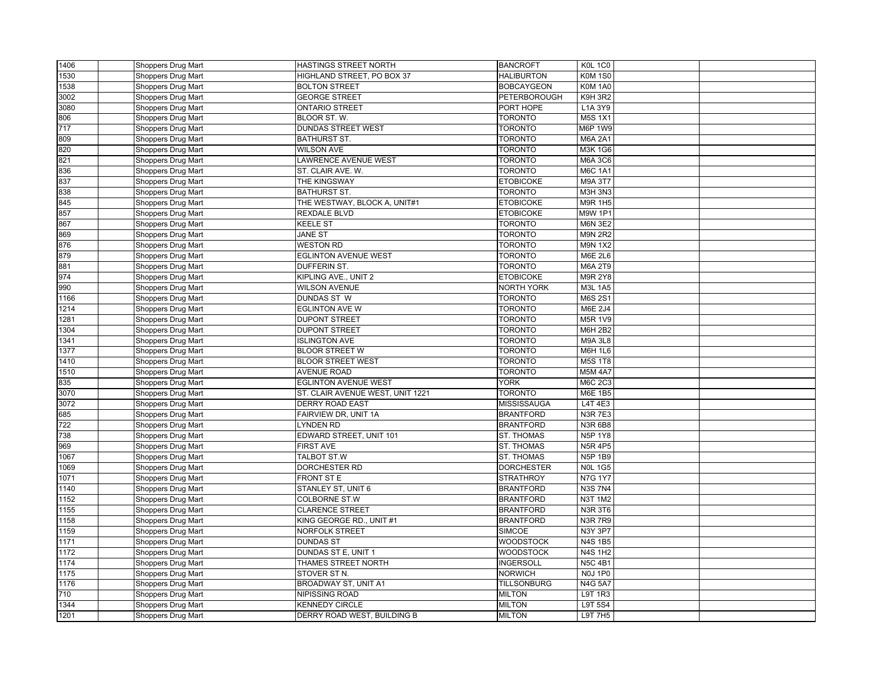| | | | | | | | |
|---|---|---|---|---|---|---|---|
| 1406 | | Shoppers Drug Mart | HASTINGS STREET NORTH | BANCROFT | K0L 1C0 | | |
| 1530 | | Shoppers Drug Mart | HIGHLAND STREET, PO BOX 37 | HALIBURTON | K0M 1S0 | | |
| 1538 | | Shoppers Drug Mart | BOLTON STREET | BOBCAYGEON | K0M 1A0 | | |
| 3002 | | Shoppers Drug Mart | GEORGE STREET | PETERBOROUGH | K9H 3R2 | | |
| 3080 | | Shoppers Drug Mart | ONTARIO STREET | PORT HOPE | L1A 3Y9 | | |
| 806 | | Shoppers Drug Mart | BLOOR ST. W. | TORONTO | M5S 1X1 | | |
| 717 | | Shoppers Drug Mart | DUNDAS STREET WEST | TORONTO | M6P 1W9 | | |
| 809 | | Shoppers Drug Mart | BATHURST ST. | TORONTO | M6A 2A1 | | |
| 820 | | Shoppers Drug Mart | WILSON AVE | TORONTO | M3K 1G6 | | |
| 821 | | Shoppers Drug Mart | LAWRENCE AVENUE WEST | TORONTO | M6A 3C6 | | |
| 836 | | Shoppers Drug Mart | ST. CLAIR AVE. W. | TORONTO | M6C 1A1 | | |
| 837 | | Shoppers Drug Mart | THE KINGSWAY | ETOBICOKE | M9A 3T7 | | |
| 838 | | Shoppers Drug Mart | BATHURST ST. | TORONTO | M3H 3N3 | | |
| 845 | | Shoppers Drug Mart | THE WESTWAY, BLOCK A, UNIT#1 | ETOBICOKE | M9R 1H5 | | |
| 857 | | Shoppers Drug Mart | REXDALE BLVD | ETOBICOKE | M9W 1P1 | | |
| 867 | | Shoppers Drug Mart | KEELE ST | TORONTO | M6N 3E2 | | |
| 869 | | Shoppers Drug Mart | JANE ST | TORONTO | M9N 2R2 | | |
| 876 | | Shoppers Drug Mart | WESTON RD | TORONTO | M9N 1X2 | | |
| 879 | | Shoppers Drug Mart | EGLINTON AVENUE WEST | TORONTO | M6E 2L6 | | |
| 881 | | Shoppers Drug Mart | DUFFERIN ST. | TORONTO | M6A 2T9 | | |
| 974 | | Shoppers Drug Mart | KIPLING AVE., UNIT 2 | ETOBICOKE | M9R 2Y8 | | |
| 990 | | Shoppers Drug Mart | WILSON AVENUE | NORTH YORK | M3L 1A5 | | |
| 1166 | | Shoppers Drug Mart | DUNDAS ST W | TORONTO | M6S 2S1 | | |
| 1214 | | Shoppers Drug Mart | EGLINTON AVE W | TORONTO | M6E 2J4 | | |
| 1281 | | Shoppers Drug Mart | DUPONT STREET | TORONTO | M5R 1V9 | | |
| 1304 | | Shoppers Drug Mart | DUPONT STREET | TORONTO | M6H 2B2 | | |
| 1341 | | Shoppers Drug Mart | ISLINGTON AVE | TORONTO | M9A 3L8 | | |
| 1377 | | Shoppers Drug Mart | BLOOR STREET W | TORONTO | M6H 1L6 | | |
| 1410 | | Shoppers Drug Mart | BLOOR STREET WEST | TORONTO | M5S 1T8 | | |
| 1510 | | Shoppers Drug Mart | AVENUE ROAD | TORONTO | M5M 4A7 | | |
| 835 | | Shoppers Drug Mart | EGLINTON AVENUE WEST | YORK | M6C 2C3 | | |
| 3070 | | Shoppers Drug Mart | ST. CLAIR AVENUE WEST, UNIT 1221 | TORONTO | M6E 1B5 | | |
| 3072 | | Shoppers Drug Mart | DERRY ROAD EAST | MISSISSAUGA | L4T 4E3 | | |
| 685 | | Shoppers Drug Mart | FAIRVIEW DR, UNIT 1A | BRANTFORD | N3R 7E3 | | |
| 722 | | Shoppers Drug Mart | LYNDEN RD | BRANTFORD | N3R 6B8 | | |
| 738 | | Shoppers Drug Mart | EDWARD STREET, UNIT 101 | ST. THOMAS | N5P 1Y8 | | |
| 969 | | Shoppers Drug Mart | FIRST AVE | ST. THOMAS | N5R 4P5 | | |
| 1067 | | Shoppers Drug Mart | TALBOT ST.W | ST. THOMAS | N5P 1B9 | | |
| 1069 | | Shoppers Drug Mart | DORCHESTER RD | DORCHESTER | N0L 1G5 | | |
| 1071 | | Shoppers Drug Mart | FRONT ST E | STRATHROY | N7G 1Y7 | | |
| 1140 | | Shoppers Drug Mart | STANLEY ST, UNIT 6 | BRANTFORD | N3S 7N4 | | |
| 1152 | | Shoppers Drug Mart | COLBORNE ST.W | BRANTFORD | N3T 1M2 | | |
| 1155 | | Shoppers Drug Mart | CLARENCE STREET | BRANTFORD | N3R 3T6 | | |
| 1158 | | Shoppers Drug Mart | KING GEORGE RD., UNIT #1 | BRANTFORD | N3R 7R9 | | |
| 1159 | | Shoppers Drug Mart | NORFOLK STREET | SIMCOE | N3Y 3P7 | | |
| 1171 | | Shoppers Drug Mart | DUNDAS ST | WOODSTOCK | N4S 1B5 | | |
| 1172 | | Shoppers Drug Mart | DUNDAS ST E, UNIT 1 | WOODSTOCK | N4S 1H2 | | |
| 1174 | | Shoppers Drug Mart | THAMES STREET NORTH | INGERSOLL | N5C 4B1 | | |
| 1175 | | Shoppers Drug Mart | STOVER ST N. | NORWICH | N0J 1P0 | | |
| 1176 | | Shoppers Drug Mart | BROADWAY ST, UNIT A1 | TILLSONBURG | N4G 5A7 | | |
| 710 | | Shoppers Drug Mart | NIPISSING ROAD | MILTON | L9T 1R3 | | |
| 1344 | | Shoppers Drug Mart | KENNEDY CIRCLE | MILTON | L9T 5S4 | | |
| 1201 | | Shoppers Drug Mart | DERRY ROAD WEST, BUILDING B | MILTON | L9T 7H5 | | |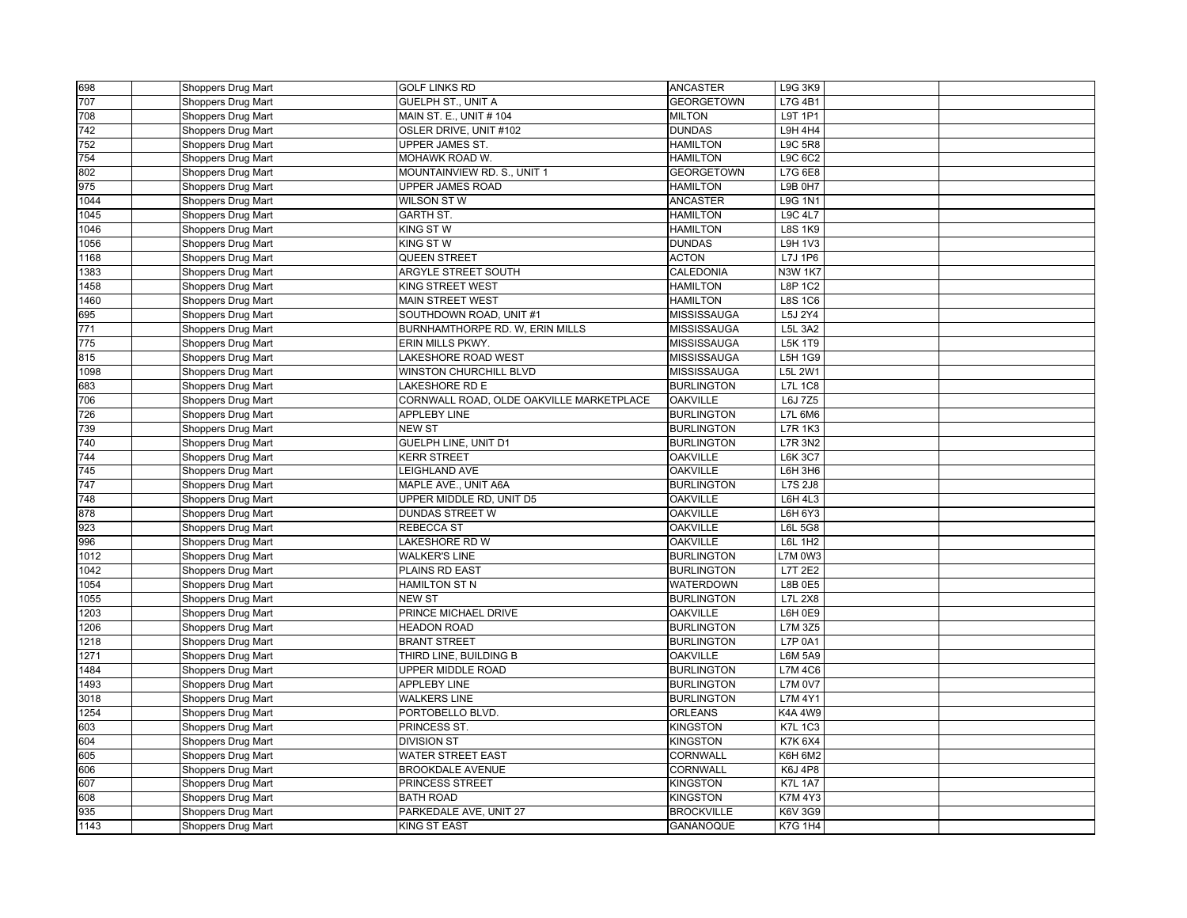| | | | | | | | |
|---|---|---|---|---|---|---|---|
| 698 | | Shoppers Drug Mart | GOLF LINKS RD | ANCASTER | L9G 3K9 | | |
| 707 | | Shoppers Drug Mart | GUELPH ST., UNIT A | GEORGETOWN | L7G 4B1 | | |
| 708 | | Shoppers Drug Mart | MAIN ST. E., UNIT # 104 | MILTON | L9T 1P1 | | |
| 742 | | Shoppers Drug Mart | OSLER DRIVE, UNIT #102 | DUNDAS | L9H 4H4 | | |
| 752 | | Shoppers Drug Mart | UPPER JAMES ST. | HAMILTON | L9C 5R8 | | |
| 754 | | Shoppers Drug Mart | MOHAWK ROAD W. | HAMILTON | L9C 6C2 | | |
| 802 | | Shoppers Drug Mart | MOUNTAINVIEW RD. S., UNIT 1 | GEORGETOWN | L7G 6E8 | | |
| 975 | | Shoppers Drug Mart | UPPER JAMES ROAD | HAMILTON | L9B 0H7 | | |
| 1044 | | Shoppers Drug Mart | WILSON ST W | ANCASTER | L9G 1N1 | | |
| 1045 | | Shoppers Drug Mart | GARTH ST. | HAMILTON | L9C 4L7 | | |
| 1046 | | Shoppers Drug Mart | KING ST W | HAMILTON | L8S 1K9 | | |
| 1056 | | Shoppers Drug Mart | KING ST W | DUNDAS | L9H 1V3 | | |
| 1168 | | Shoppers Drug Mart | QUEEN STREET | ACTON | L7J 1P6 | | |
| 1383 | | Shoppers Drug Mart | ARGYLE STREET SOUTH | CALEDONIA | N3W 1K7 | | |
| 1458 | | Shoppers Drug Mart | KING STREET WEST | HAMILTON | L8P 1C2 | | |
| 1460 | | Shoppers Drug Mart | MAIN STREET WEST | HAMILTON | L8S 1C6 | | |
| 695 | | Shoppers Drug Mart | SOUTHDOWN ROAD, UNIT #1 | MISSISSAUGA | L5J 2Y4 | | |
| 771 | | Shoppers Drug Mart | BURNHAMTHORPE RD. W, ERIN MILLS | MISSISSAUGA | L5L 3A2 | | |
| 775 | | Shoppers Drug Mart | ERIN MILLS PKWY. | MISSISSAUGA | L5K 1T9 | | |
| 815 | | Shoppers Drug Mart | LAKESHORE ROAD WEST | MISSISSAUGA | L5H 1G9 | | |
| 1098 | | Shoppers Drug Mart | WINSTON CHURCHILL BLVD | MISSISSAUGA | L5L 2W1 | | |
| 683 | | Shoppers Drug Mart | LAKESHORE RD E | BURLINGTON | L7L 1C8 | | |
| 706 | | Shoppers Drug Mart | CORNWALL ROAD, OLDE OAKVILLE MARKETPLACE | OAKVILLE | L6J 7Z5 | | |
| 726 | | Shoppers Drug Mart | APPLEBY LINE | BURLINGTON | L7L 6M6 | | |
| 739 | | Shoppers Drug Mart | NEW ST | BURLINGTON | L7R 1K3 | | |
| 740 | | Shoppers Drug Mart | GUELPH LINE, UNIT D1 | BURLINGTON | L7R 3N2 | | |
| 744 | | Shoppers Drug Mart | KERR STREET | OAKVILLE | L6K 3C7 | | |
| 745 | | Shoppers Drug Mart | LEIGHLAND AVE | OAKVILLE | L6H 3H6 | | |
| 747 | | Shoppers Drug Mart | MAPLE AVE., UNIT A6A | BURLINGTON | L7S 2J8 | | |
| 748 | | Shoppers Drug Mart | UPPER MIDDLE RD, UNIT D5 | OAKVILLE | L6H 4L3 | | |
| 878 | | Shoppers Drug Mart | DUNDAS STREET W | OAKVILLE | L6H 6Y3 | | |
| 923 | | Shoppers Drug Mart | REBECCA ST | OAKVILLE | L6L 5G8 | | |
| 996 | | Shoppers Drug Mart | LAKESHORE RD W | OAKVILLE | L6L 1H2 | | |
| 1012 | | Shoppers Drug Mart | WALKER'S LINE | BURLINGTON | L7M 0W3 | | |
| 1042 | | Shoppers Drug Mart | PLAINS RD EAST | BURLINGTON | L7T 2E2 | | |
| 1054 | | Shoppers Drug Mart | HAMILTON ST N | WATERDOWN | L8B 0E5 | | |
| 1055 | | Shoppers Drug Mart | NEW ST | BURLINGTON | L7L 2X8 | | |
| 1203 | | Shoppers Drug Mart | PRINCE MICHAEL DRIVE | OAKVILLE | L6H 0E9 | | |
| 1206 | | Shoppers Drug Mart | HEADON ROAD | BURLINGTON | L7M 3Z5 | | |
| 1218 | | Shoppers Drug Mart | BRANT STREET | BURLINGTON | L7P 0A1 | | |
| 1271 | | Shoppers Drug Mart | THIRD LINE, BUILDING B | OAKVILLE | L6M 5A9 | | |
| 1484 | | Shoppers Drug Mart | UPPER MIDDLE ROAD | BURLINGTON | L7M 4C6 | | |
| 1493 | | Shoppers Drug Mart | APPLEBY LINE | BURLINGTON | L7M 0V7 | | |
| 3018 | | Shoppers Drug Mart | WALKERS LINE | BURLINGTON | L7M 4Y1 | | |
| 1254 | | Shoppers Drug Mart | PORTOBELLO BLVD. | ORLEANS | K4A 4W9 | | |
| 603 | | Shoppers Drug Mart | PRINCESS ST. | KINGSTON | K7L 1C3 | | |
| 604 | | Shoppers Drug Mart | DIVISION ST | KINGSTON | K7K 6X4 | | |
| 605 | | Shoppers Drug Mart | WATER STREET EAST | CORNWALL | K6H 6M2 | | |
| 606 | | Shoppers Drug Mart | BROOKDALE AVENUE | CORNWALL | K6J 4P8 | | |
| 607 | | Shoppers Drug Mart | PRINCESS STREET | KINGSTON | K7L 1A7 | | |
| 608 | | Shoppers Drug Mart | BATH ROAD | KINGSTON | K7M 4Y3 | | |
| 935 | | Shoppers Drug Mart | PARKEDALE AVE, UNIT 27 | BROCKVILLE | K6V 3G9 | | |
| 1143 | | Shoppers Drug Mart | KING ST EAST | GANANOQUE | K7G 1H4 | | |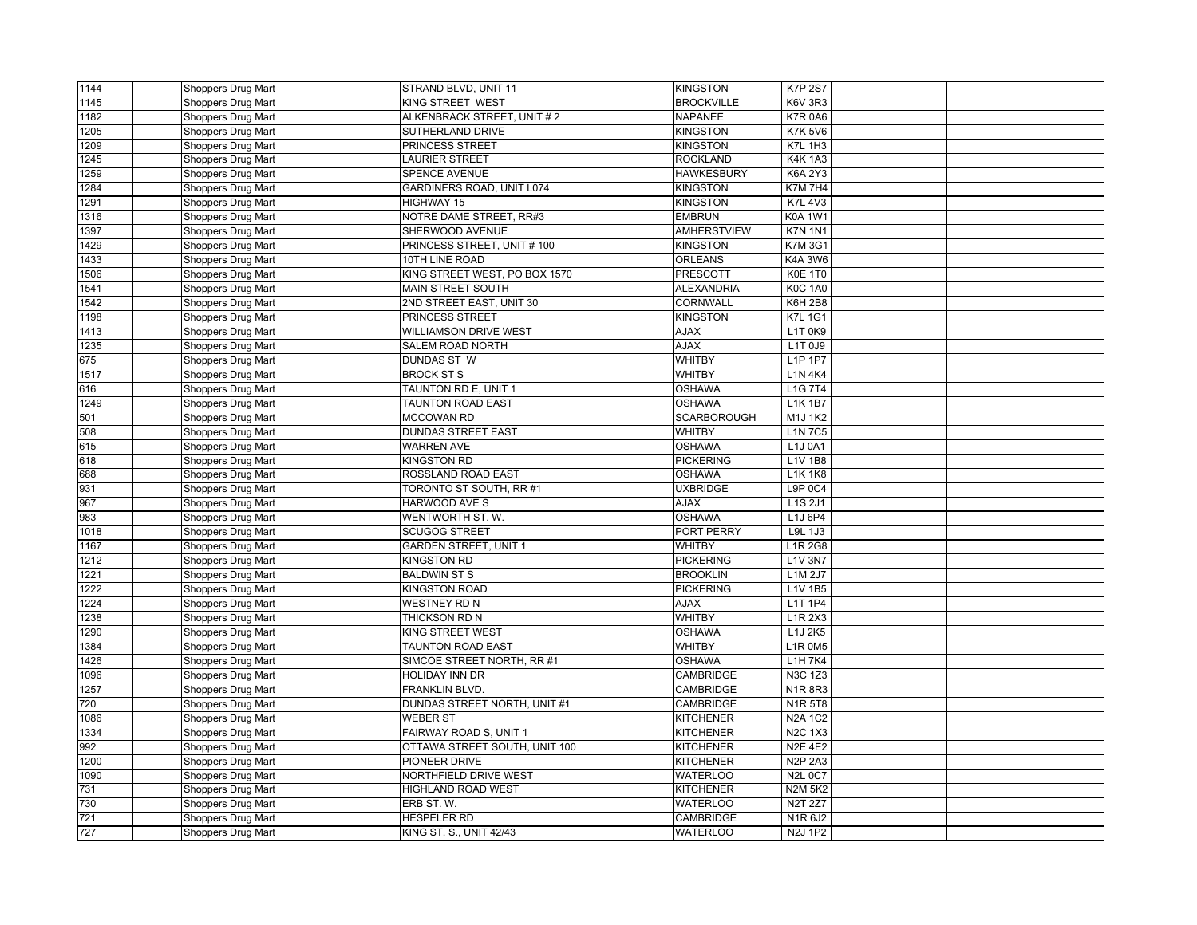| | | | | | | |
|---|---|---|---|---|---|---|
| 1144 | | Shoppers Drug Mart | STRAND BLVD, UNIT 11 | KINGSTON | K7P 2S7 | | |
| 1145 | | Shoppers Drug Mart | KING STREET WEST | BROCKVILLE | K6V 3R3 | | |
| 1182 | | Shoppers Drug Mart | ALKENBRACK STREET, UNIT # 2 | NAPANEE | K7R 0A6 | | |
| 1205 | | Shoppers Drug Mart | SUTHERLAND DRIVE | KINGSTON | K7K 5V6 | | |
| 1209 | | Shoppers Drug Mart | PRINCESS STREET | KINGSTON | K7L 1H3 | | |
| 1245 | | Shoppers Drug Mart | LAURIER STREET | ROCKLAND | K4K 1A3 | | |
| 1259 | | Shoppers Drug Mart | SPENCE AVENUE | HAWKESBURY | K6A 2Y3 | | |
| 1284 | | Shoppers Drug Mart | GARDINERS ROAD, UNIT L074 | KINGSTON | K7M 7H4 | | |
| 1291 | | Shoppers Drug Mart | HIGHWAY 15 | KINGSTON | K7L 4V3 | | |
| 1316 | | Shoppers Drug Mart | NOTRE DAME STREET, RR#3 | EMBRUN | K0A 1W1 | | |
| 1397 | | Shoppers Drug Mart | SHERWOOD AVENUE | AMHERSTVIEW | K7N 1N1 | | |
| 1429 | | Shoppers Drug Mart | PRINCESS STREET, UNIT # 100 | KINGSTON | K7M 3G1 | | |
| 1433 | | Shoppers Drug Mart | 10TH LINE ROAD | ORLEANS | K4A 3W6 | | |
| 1506 | | Shoppers Drug Mart | KING STREET WEST, PO BOX 1570 | PRESCOTT | K0E 1T0 | | |
| 1541 | | Shoppers Drug Mart | MAIN STREET SOUTH | ALEXANDRIA | K0C 1A0 | | |
| 1542 | | Shoppers Drug Mart | 2ND STREET EAST, UNIT 30 | CORNWALL | K6H 2B8 | | |
| 1198 | | Shoppers Drug Mart | PRINCESS STREET | KINGSTON | K7L 1G1 | | |
| 1413 | | Shoppers Drug Mart | WILLIAMSON DRIVE WEST | AJAX | L1T 0K9 | | |
| 1235 | | Shoppers Drug Mart | SALEM ROAD NORTH | AJAX | L1T 0J9 | | |
| 675 | | Shoppers Drug Mart | DUNDAS ST W | WHITBY | L1P 1P7 | | |
| 1517 | | Shoppers Drug Mart | BROCK ST S | WHITBY | L1N 4K4 | | |
| 616 | | Shoppers Drug Mart | TAUNTON RD E, UNIT 1 | OSHAWA | L1G 7T4 | | |
| 1249 | | Shoppers Drug Mart | TAUNTON ROAD EAST | OSHAWA | L1K 1B7 | | |
| 501 | | Shoppers Drug Mart | MCCOWAN RD | SCARBOROUGH | M1J 1K2 | | |
| 508 | | Shoppers Drug Mart | DUNDAS STREET EAST | WHITBY | L1N 7C5 | | |
| 615 | | Shoppers Drug Mart | WARREN AVE | OSHAWA | L1J 0A1 | | |
| 618 | | Shoppers Drug Mart | KINGSTON RD | PICKERING | L1V 1B8 | | |
| 688 | | Shoppers Drug Mart | ROSSLAND ROAD EAST | OSHAWA | L1K 1K8 | | |
| 931 | | Shoppers Drug Mart | TORONTO ST SOUTH, RR #1 | UXBRIDGE | L9P 0C4 | | |
| 967 | | Shoppers Drug Mart | HARWOOD AVE S | AJAX | L1S 2J1 | | |
| 983 | | Shoppers Drug Mart | WENTWORTH ST. W. | OSHAWA | L1J 6P4 | | |
| 1018 | | Shoppers Drug Mart | SCUGOG STREET | PORT PERRY | L9L 1J3 | | |
| 1167 | | Shoppers Drug Mart | GARDEN STREET, UNIT 1 | WHITBY | L1R 2G8 | | |
| 1212 | | Shoppers Drug Mart | KINGSTON RD | PICKERING | L1V 3N7 | | |
| 1221 | | Shoppers Drug Mart | BALDWIN ST S | BROOKLIN | L1M 2J7 | | |
| 1222 | | Shoppers Drug Mart | KINGSTON ROAD | PICKERING | L1V 1B5 | | |
| 1224 | | Shoppers Drug Mart | WESTNEY RD N | AJAX | L1T 1P4 | | |
| 1238 | | Shoppers Drug Mart | THICKSON RD N | WHITBY | L1R 2X3 | | |
| 1290 | | Shoppers Drug Mart | KING STREET WEST | OSHAWA | L1J 2K5 | | |
| 1384 | | Shoppers Drug Mart | TAUNTON ROAD EAST | WHITBY | L1R 0M5 | | |
| 1426 | | Shoppers Drug Mart | SIMCOE STREET NORTH, RR #1 | OSHAWA | L1H 7K4 | | |
| 1096 | | Shoppers Drug Mart | HOLIDAY INN DR | CAMBRIDGE | N3C 1Z3 | | |
| 1257 | | Shoppers Drug Mart | FRANKLIN BLVD. | CAMBRIDGE | N1R 8R3 | | |
| 720 | | Shoppers Drug Mart | DUNDAS STREET NORTH, UNIT #1 | CAMBRIDGE | N1R 5T8 | | |
| 1086 | | Shoppers Drug Mart | WEBER ST | KITCHENER | N2A 1C2 | | |
| 1334 | | Shoppers Drug Mart | FAIRWAY ROAD S, UNIT 1 | KITCHENER | N2C 1X3 | | |
| 992 | | Shoppers Drug Mart | OTTAWA STREET SOUTH, UNIT 100 | KITCHENER | N2E 4E2 | | |
| 1200 | | Shoppers Drug Mart | PIONEER DRIVE | KITCHENER | N2P 2A3 | | |
| 1090 | | Shoppers Drug Mart | NORTHFIELD DRIVE WEST | WATERLOO | N2L 0C7 | | |
| 731 | | Shoppers Drug Mart | HIGHLAND ROAD WEST | KITCHENER | N2M 5K2 | | |
| 730 | | Shoppers Drug Mart | ERB ST. W. | WATERLOO | N2T 2Z7 | | |
| 721 | | Shoppers Drug Mart | HESPELER RD | CAMBRIDGE | N1R 6J2 | | |
| 727 | | Shoppers Drug Mart | KING ST. S., UNIT 42/43 | WATERLOO | N2J 1P2 | | |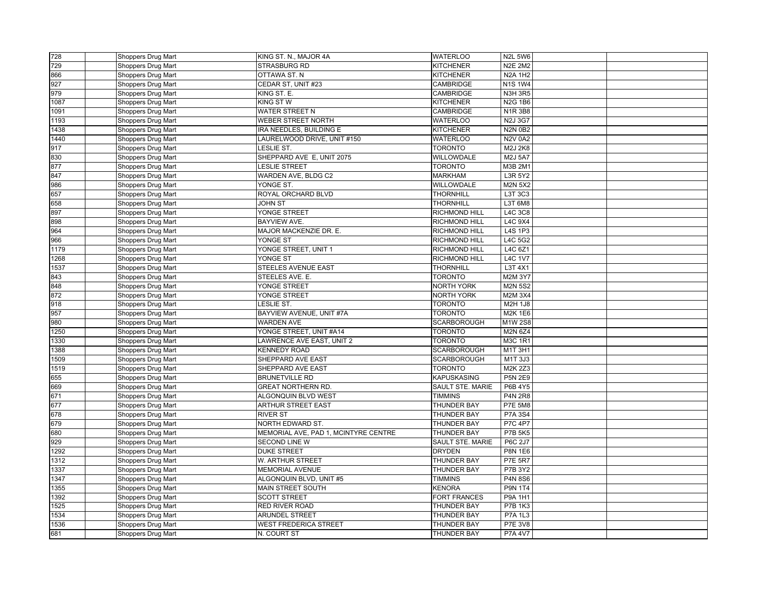| | | | | | | | |
|---|---|---|---|---|---|---|---|
| 728 | | Shoppers Drug Mart | KING ST. N., MAJOR 4A | WATERLOO | N2L 5W6 | | |
| 729 | | Shoppers Drug Mart | STRASBURG RD | KITCHENER | N2E 2M2 | | |
| 866 | | Shoppers Drug Mart | OTTAWA ST. N | KITCHENER | N2A 1H2 | | |
| 927 | | Shoppers Drug Mart | CEDAR ST, UNIT #23 | CAMBRIDGE | N1S 1W4 | | |
| 979 | | Shoppers Drug Mart | KING ST. E. | CAMBRIDGE | N3H 3R5 | | |
| 1087 | | Shoppers Drug Mart | KING ST W | KITCHENER | N2G 1B6 | | |
| 1091 | | Shoppers Drug Mart | WATER STREET N | CAMBRIDGE | N1R 3B8 | | |
| 1193 | | Shoppers Drug Mart | WEBER STREET NORTH | WATERLOO | N2J 3G7 | | |
| 1438 | | Shoppers Drug Mart | IRA NEEDLES, BUILDING E | KITCHENER | N2N 0B2 | | |
| 1440 | | Shoppers Drug Mart | LAURELWOOD DRIVE, UNIT #150 | WATERLOO | N2V 0A2 | | |
| 917 | | Shoppers Drug Mart | LESLIE ST. | TORONTO | M2J 2K8 | | |
| 830 | | Shoppers Drug Mart | SHEPPARD AVE E, UNIT 2075 | WILLOWDALE | M2J 5A7 | | |
| 877 | | Shoppers Drug Mart | LESLIE STREET | TORONTO | M3B 2M1 | | |
| 847 | | Shoppers Drug Mart | WARDEN AVE, BLDG C2 | MARKHAM | L3R 5Y2 | | |
| 986 | | Shoppers Drug Mart | YONGE ST. | WILLOWDALE | M2N 5X2 | | |
| 657 | | Shoppers Drug Mart | ROYAL ORCHARD BLVD | THORNHILL | L3T 3C3 | | |
| 658 | | Shoppers Drug Mart | JOHN ST | THORNHILL | L3T 6M8 | | |
| 897 | | Shoppers Drug Mart | YONGE STREET | RICHMOND HILL | L4C 3C8 | | |
| 898 | | Shoppers Drug Mart | BAYVIEW AVE. | RICHMOND HILL | L4C 9X4 | | |
| 964 | | Shoppers Drug Mart | MAJOR MACKENZIE DR. E. | RICHMOND HILL | L4S 1P3 | | |
| 966 | | Shoppers Drug Mart | YONGE ST | RICHMOND HILL | L4C 5G2 | | |
| 1179 | | Shoppers Drug Mart | YONGE STREET, UNIT 1 | RICHMOND HILL | L4C 6Z1 | | |
| 1268 | | Shoppers Drug Mart | YONGE ST | RICHMOND HILL | L4C 1V7 | | |
| 1537 | | Shoppers Drug Mart | STEELES AVENUE EAST | THORNHILL | L3T 4X1 | | |
| 843 | | Shoppers Drug Mart | STEELES AVE. E. | TORONTO | M2M 3Y7 | | |
| 848 | | Shoppers Drug Mart | YONGE STREET | NORTH YORK | M2N 5S2 | | |
| 872 | | Shoppers Drug Mart | YONGE STREET | NORTH YORK | M2M 3X4 | | |
| 918 | | Shoppers Drug Mart | LESLIE ST. | TORONTO | M2H 1J8 | | |
| 957 | | Shoppers Drug Mart | BAYVIEW AVENUE, UNIT #7A | TORONTO | M2K 1E6 | | |
| 980 | | Shoppers Drug Mart | WARDEN AVE | SCARBOROUGH | M1W 2S8 | | |
| 1250 | | Shoppers Drug Mart | YONGE STREET, UNIT #A14 | TORONTO | M2N 6Z4 | | |
| 1330 | | Shoppers Drug Mart | LAWRENCE AVE EAST, UNIT 2 | TORONTO | M3C 1R1 | | |
| 1388 | | Shoppers Drug Mart | KENNEDY ROAD | SCARBOROUGH | M1T 3H1 | | |
| 1509 | | Shoppers Drug Mart | SHEPPARD AVE EAST | SCARBOROUGH | M1T 3J3 | | |
| 1519 | | Shoppers Drug Mart | SHEPPARD AVE EAST | TORONTO | M2K 2Z3 | | |
| 655 | | Shoppers Drug Mart | BRUNETVILLE RD | KAPUSKASING | P5N 2E9 | | |
| 669 | | Shoppers Drug Mart | GREAT NORTHERN RD. | SAULT STE. MARIE | P6B 4Y5 | | |
| 671 | | Shoppers Drug Mart | ALGONQUIN BLVD WEST | TIMMINS | P4N 2R8 | | |
| 677 | | Shoppers Drug Mart | ARTHUR STREET EAST | THUNDER BAY | P7E 5M8 | | |
| 678 | | Shoppers Drug Mart | RIVER ST | THUNDER BAY | P7A 3S4 | | |
| 679 | | Shoppers Drug Mart | NORTH EDWARD ST. | THUNDER BAY | P7C 4P7 | | |
| 680 | | Shoppers Drug Mart | MEMORIAL AVE, PAD 1, MCINTYRE CENTRE | THUNDER BAY | P7B 5K5 | | |
| 929 | | Shoppers Drug Mart | SECOND LINE W | SAULT STE. MARIE | P6C 2J7 | | |
| 1292 | | Shoppers Drug Mart | DUKE STREET | DRYDEN | P8N 1E6 | | |
| 1312 | | Shoppers Drug Mart | W. ARTHUR STREET | THUNDER BAY | P7E 5R7 | | |
| 1337 | | Shoppers Drug Mart | MEMORIAL AVENUE | THUNDER BAY | P7B 3Y2 | | |
| 1347 | | Shoppers Drug Mart | ALGONQUIN BLVD, UNIT #5 | TIMMINS | P4N 8S6 | | |
| 1355 | | Shoppers Drug Mart | MAIN STREET SOUTH | KENORA | P9N 1T4 | | |
| 1392 | | Shoppers Drug Mart | SCOTT STREET | FORT FRANCES | P9A 1H1 | | |
| 1525 | | Shoppers Drug Mart | RED RIVER ROAD | THUNDER BAY | P7B 1K3 | | |
| 1534 | | Shoppers Drug Mart | ARUNDEL STREET | THUNDER BAY | P7A 1L3 | | |
| 1536 | | Shoppers Drug Mart | WEST FREDERICA STREET | THUNDER BAY | P7E 3V8 | | |
| 681 | | Shoppers Drug Mart | N. COURT ST | THUNDER BAY | P7A 4V7 | | |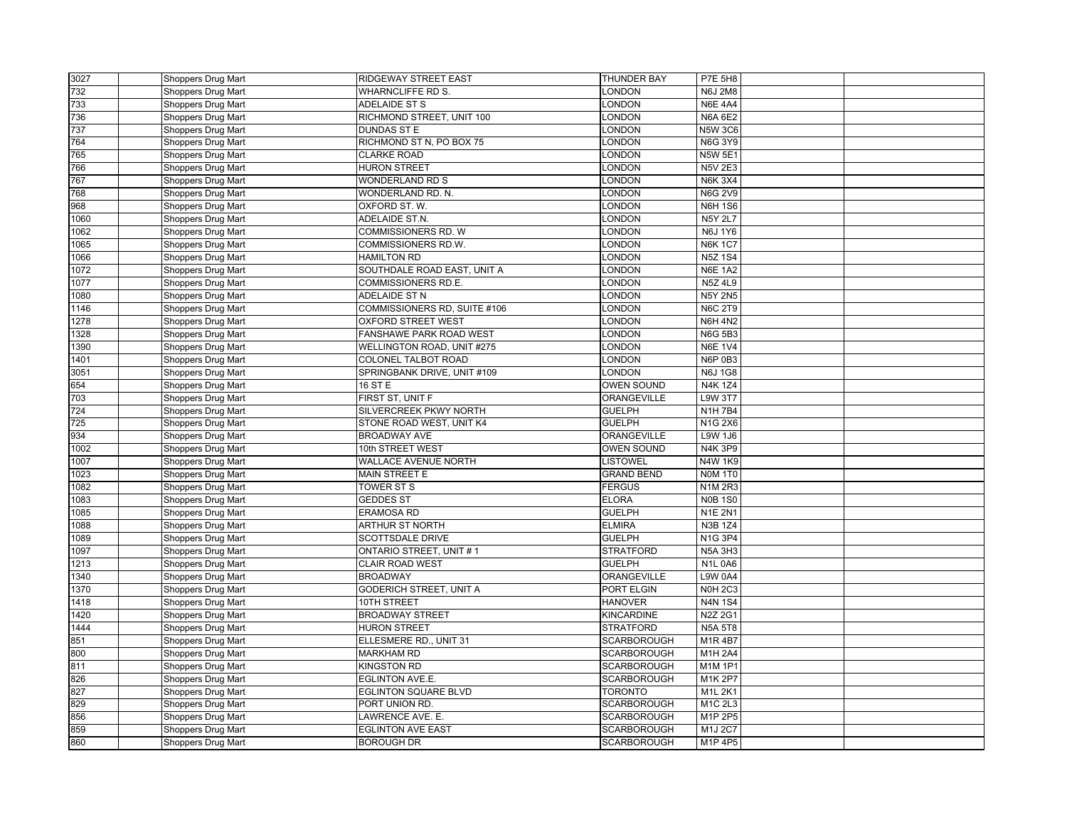| 3027 | | Shoppers Drug Mart | RIDGEWAY STREET EAST | THUNDER BAY | P7E 5H8 | | |
|---|---|---|---|---|---|---|---|
| 732 | | Shoppers Drug Mart | WHARNCLIFFE RD S. | LONDON | N6J 2M8 | | |
| 733 | | Shoppers Drug Mart | ADELAIDE ST S | LONDON | N6E 4A4 | | |
| 736 | | Shoppers Drug Mart | RICHMOND STREET, UNIT 100 | LONDON | N6A 6E2 | | |
| 737 | | Shoppers Drug Mart | DUNDAS ST E | LONDON | N5W 3C6 | | |
| 764 | | Shoppers Drug Mart | RICHMOND ST N, PO BOX 75 | LONDON | N6G 3Y9 | | |
| 765 | | Shoppers Drug Mart | CLARKE ROAD | LONDON | N5W 5E1 | | |
| 766 | | Shoppers Drug Mart | HURON STREET | LONDON | N5V 2E3 | | |
| 767 | | Shoppers Drug Mart | WONDERLAND RD S | LONDON | N6K 3X4 | | |
| 768 | | Shoppers Drug Mart | WONDERLAND RD. N. | LONDON | N6G 2V9 | | |
| 968 | | Shoppers Drug Mart | OXFORD ST. W. | LONDON | N6H 1S6 | | |
| 1060 | | Shoppers Drug Mart | ADELAIDE ST.N. | LONDON | N5Y 2L7 | | |
| 1062 | | Shoppers Drug Mart | COMMISSIONERS RD. W | LONDON | N6J 1Y6 | | |
| 1065 | | Shoppers Drug Mart | COMMISSIONERS RD.W. | LONDON | N6K 1C7 | | |
| 1066 | | Shoppers Drug Mart | HAMILTON RD | LONDON | N5Z 1S4 | | |
| 1072 | | Shoppers Drug Mart | SOUTHDALE ROAD EAST, UNIT A | LONDON | N6E 1A2 | | |
| 1077 | | Shoppers Drug Mart | COMMISSIONERS RD.E. | LONDON | N5Z 4L9 | | |
| 1080 | | Shoppers Drug Mart | ADELAIDE ST N | LONDON | N5Y 2N5 | | |
| 1146 | | Shoppers Drug Mart | COMMISSIONERS RD, SUITE #106 | LONDON | N6C 2T9 | | |
| 1278 | | Shoppers Drug Mart | OXFORD STREET WEST | LONDON | N6H 4N2 | | |
| 1328 | | Shoppers Drug Mart | FANSHAWE PARK ROAD WEST | LONDON | N6G 5B3 | | |
| 1390 | | Shoppers Drug Mart | WELLINGTON ROAD, UNIT #275 | LONDON | N6E 1V4 | | |
| 1401 | | Shoppers Drug Mart | COLONEL TALBOT ROAD | LONDON | N6P 0B3 | | |
| 3051 | | Shoppers Drug Mart | SPRINGBANK DRIVE, UNIT #109 | LONDON | N6J 1G8 | | |
| 654 | | Shoppers Drug Mart | 16 ST E | OWEN SOUND | N4K 1Z4 | | |
| 703 | | Shoppers Drug Mart | FIRST ST, UNIT F | ORANGEVILLE | L9W 3T7 | | |
| 724 | | Shoppers Drug Mart | SILVERCREEK PKWY NORTH | GUELPH | N1H 7B4 | | |
| 725 | | Shoppers Drug Mart | STONE ROAD WEST, UNIT K4 | GUELPH | N1G 2X6 | | |
| 934 | | Shoppers Drug Mart | BROADWAY AVE | ORANGEVILLE | L9W 1J6 | | |
| 1002 | | Shoppers Drug Mart | 10th STREET WEST | OWEN SOUND | N4K 3P9 | | |
| 1007 | | Shoppers Drug Mart | WALLACE AVENUE NORTH | LISTOWEL | N4W 1K9 | | |
| 1023 | | Shoppers Drug Mart | MAIN STREET E | GRAND BEND | N0M 1T0 | | |
| 1082 | | Shoppers Drug Mart | TOWER ST S | FERGUS | N1M 2R3 | | |
| 1083 | | Shoppers Drug Mart | GEDDES ST | ELORA | N0B 1S0 | | |
| 1085 | | Shoppers Drug Mart | ERAMOSA RD | GUELPH | N1E 2N1 | | |
| 1088 | | Shoppers Drug Mart | ARTHUR ST NORTH | ELMIRA | N3B 1Z4 | | |
| 1089 | | Shoppers Drug Mart | SCOTTSDALE DRIVE | GUELPH | N1G 3P4 | | |
| 1097 | | Shoppers Drug Mart | ONTARIO STREET, UNIT # 1 | STRATFORD | N5A 3H3 | | |
| 1213 | | Shoppers Drug Mart | CLAIR ROAD WEST | GUELPH | N1L 0A6 | | |
| 1340 | | Shoppers Drug Mart | BROADWAY | ORANGEVILLE | L9W 0A4 | | |
| 1370 | | Shoppers Drug Mart | GODERICH STREET, UNIT A | PORT ELGIN | N0H 2C3 | | |
| 1418 | | Shoppers Drug Mart | 10TH STREET | HANOVER | N4N 1S4 | | |
| 1420 | | Shoppers Drug Mart | BROADWAY STREET | KINCARDINE | N2Z 2G1 | | |
| 1444 | | Shoppers Drug Mart | HURON STREET | STRATFORD | N5A 5T8 | | |
| 851 | | Shoppers Drug Mart | ELLESMERE RD., UNIT 31 | SCARBOROUGH | M1R 4B7 | | |
| 800 | | Shoppers Drug Mart | MARKHAM RD | SCARBOROUGH | M1H 2A4 | | |
| 811 | | Shoppers Drug Mart | KINGSTON RD | SCARBOROUGH | M1M 1P1 | | |
| 826 | | Shoppers Drug Mart | EGLINTON AVE.E. | SCARBOROUGH | M1K 2P7 | | |
| 827 | | Shoppers Drug Mart | EGLINTON SQUARE BLVD | TORONTO | M1L 2K1 | | |
| 829 | | Shoppers Drug Mart | PORT UNION RD. | SCARBOROUGH | M1C 2L3 | | |
| 856 | | Shoppers Drug Mart | LAWRENCE AVE. E. | SCARBOROUGH | M1P 2P5 | | |
| 859 | | Shoppers Drug Mart | EGLINTON AVE EAST | SCARBOROUGH | M1J 2C7 | | |
| 860 | | Shoppers Drug Mart | BOROUGH DR | SCARBOROUGH | M1P 4P5 | | |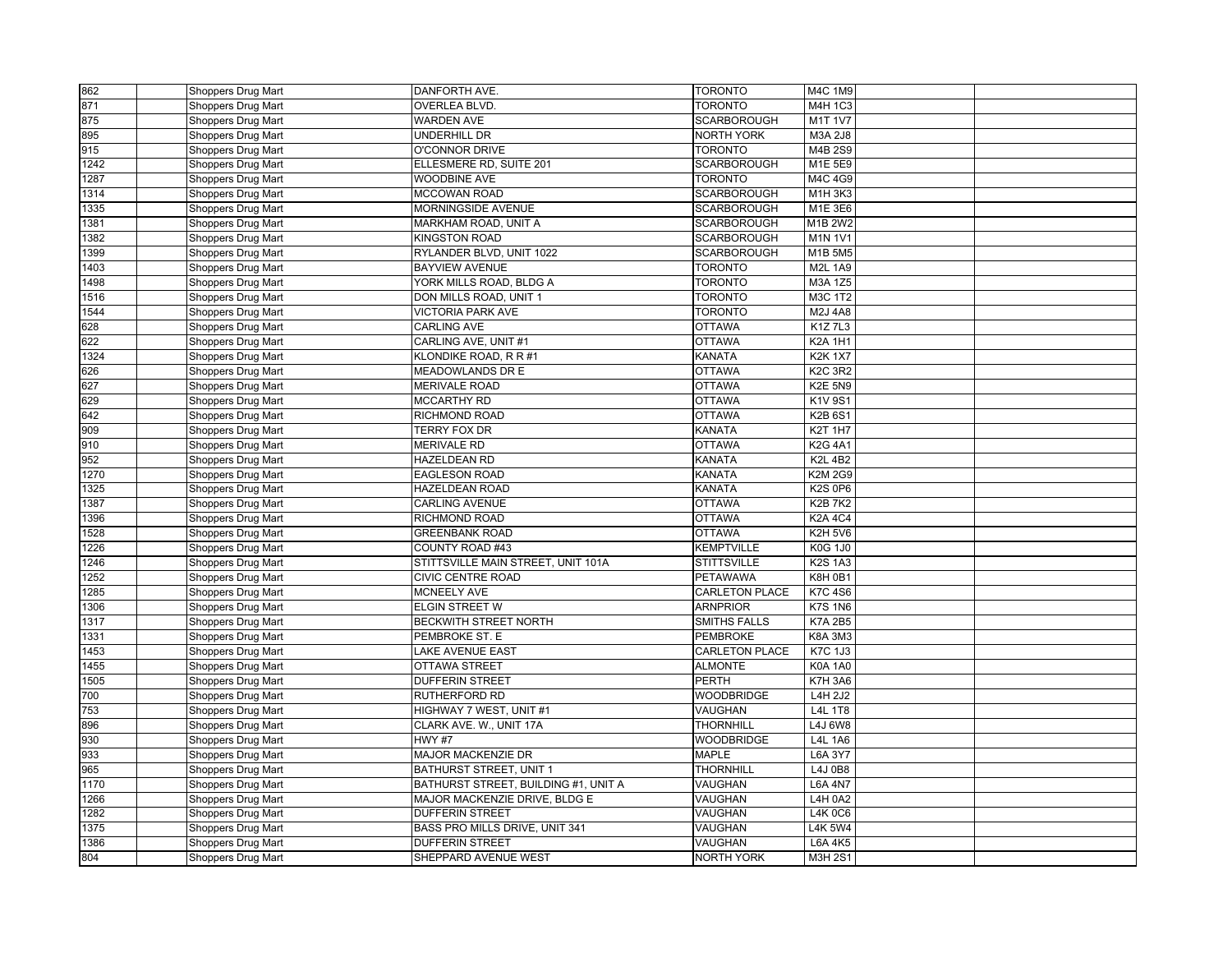| | | | | | | |
|---|---|---|---|---|---|---|
| 862 | | Shoppers Drug Mart | DANFORTH AVE. | TORONTO | M4C 1M9 | | |
| 871 | | Shoppers Drug Mart | OVERLEA BLVD. | TORONTO | M4H 1C3 | | |
| 875 | | Shoppers Drug Mart | WARDEN AVE | SCARBOROUGH | M1T 1V7 | | |
| 895 | | Shoppers Drug Mart | UNDERHILL DR | NORTH YORK | M3A 2J8 | | |
| 915 | | Shoppers Drug Mart | O'CONNOR DRIVE | TORONTO | M4B 2S9 | | |
| 1242 | | Shoppers Drug Mart | ELLESMERE RD, SUITE 201 | SCARBOROUGH | M1E 5E9 | | |
| 1287 | | Shoppers Drug Mart | WOODBINE AVE | TORONTO | M4C 4G9 | | |
| 1314 | | Shoppers Drug Mart | MCCOWAN ROAD | SCARBOROUGH | M1H 3K3 | | |
| 1335 | | Shoppers Drug Mart | MORNINGSIDE AVENUE | SCARBOROUGH | M1E 3E6 | | |
| 1381 | | Shoppers Drug Mart | MARKHAM ROAD, UNIT A | SCARBOROUGH | M1B 2W2 | | |
| 1382 | | Shoppers Drug Mart | KINGSTON ROAD | SCARBOROUGH | M1N 1V1 | | |
| 1399 | | Shoppers Drug Mart | RYLANDER BLVD, UNIT 1022 | SCARBOROUGH | M1B 5M5 | | |
| 1403 | | Shoppers Drug Mart | BAYVIEW AVENUE | TORONTO | M2L 1A9 | | |
| 1498 | | Shoppers Drug Mart | YORK MILLS ROAD, BLDG A | TORONTO | M3A 1Z5 | | |
| 1516 | | Shoppers Drug Mart | DON MILLS ROAD, UNIT 1 | TORONTO | M3C 1T2 | | |
| 1544 | | Shoppers Drug Mart | VICTORIA PARK AVE | TORONTO | M2J 4A8 | | |
| 628 | | Shoppers Drug Mart | CARLING AVE | OTTAWA | K1Z 7L3 | | |
| 622 | | Shoppers Drug Mart | CARLING AVE, UNIT #1 | OTTAWA | K2A 1H1 | | |
| 1324 | | Shoppers Drug Mart | KLONDIKE ROAD, R R #1 | KANATA | K2K 1X7 | | |
| 626 | | Shoppers Drug Mart | MEADOWLANDS DR E | OTTAWA | K2C 3R2 | | |
| 627 | | Shoppers Drug Mart | MERIVALE ROAD | OTTAWA | K2E 5N9 | | |
| 629 | | Shoppers Drug Mart | MCCARTHY RD | OTTAWA | K1V 9S1 | | |
| 642 | | Shoppers Drug Mart | RICHMOND ROAD | OTTAWA | K2B 6S1 | | |
| 909 | | Shoppers Drug Mart | TERRY FOX DR | KANATA | K2T 1H7 | | |
| 910 | | Shoppers Drug Mart | MERIVALE RD | OTTAWA | K2G 4A1 | | |
| 952 | | Shoppers Drug Mart | HAZELDEAN RD | KANATA | K2L 4B2 | | |
| 1270 | | Shoppers Drug Mart | EAGLESON ROAD | KANATA | K2M 2G9 | | |
| 1325 | | Shoppers Drug Mart | HAZELDEAN ROAD | KANATA | K2S 0P6 | | |
| 1387 | | Shoppers Drug Mart | CARLING AVENUE | OTTAWA | K2B 7K2 | | |
| 1396 | | Shoppers Drug Mart | RICHMOND ROAD | OTTAWA | K2A 4C4 | | |
| 1528 | | Shoppers Drug Mart | GREENBANK ROAD | OTTAWA | K2H 5V6 | | |
| 1226 | | Shoppers Drug Mart | COUNTY ROAD #43 | KEMPTVILLE | K0G 1J0 | | |
| 1246 | | Shoppers Drug Mart | STITTSVILLE MAIN STREET, UNIT 101A | STITTSVILLE | K2S 1A3 | | |
| 1252 | | Shoppers Drug Mart | CIVIC CENTRE ROAD | PETAWAWA | K8H 0B1 | | |
| 1285 | | Shoppers Drug Mart | MCNEELY AVE | CARLETON PLACE | K7C 4S6 | | |
| 1306 | | Shoppers Drug Mart | ELGIN STREET W | ARNPRIOR | K7S 1N6 | | |
| 1317 | | Shoppers Drug Mart | BECKWITH STREET NORTH | SMITHS FALLS | K7A 2B5 | | |
| 1331 | | Shoppers Drug Mart | PEMBROKE ST. E | PEMBROKE | K8A 3M3 | | |
| 1453 | | Shoppers Drug Mart | LAKE AVENUE EAST | CARLETON PLACE | K7C 1J3 | | |
| 1455 | | Shoppers Drug Mart | OTTAWA STREET | ALMONTE | K0A 1A0 | | |
| 1505 | | Shoppers Drug Mart | DUFFERIN STREET | PERTH | K7H 3A6 | | |
| 700 | | Shoppers Drug Mart | RUTHERFORD RD | WOODBRIDGE | L4H 2J2 | | |
| 753 | | Shoppers Drug Mart | HIGHWAY 7 WEST, UNIT #1 | VAUGHAN | L4L 1T8 | | |
| 896 | | Shoppers Drug Mart | CLARK AVE. W., UNIT 17A | THORNHILL | L4J 6W8 | | |
| 930 | | Shoppers Drug Mart | HWY #7 | WOODBRIDGE | L4L 1A6 | | |
| 933 | | Shoppers Drug Mart | MAJOR MACKENZIE DR | MAPLE | L6A 3Y7 | | |
| 965 | | Shoppers Drug Mart | BATHURST STREET, UNIT 1 | THORNHILL | L4J 0B8 | | |
| 1170 | | Shoppers Drug Mart | BATHURST STREET, BUILDING #1, UNIT A | VAUGHAN | L6A 4N7 | | |
| 1266 | | Shoppers Drug Mart | MAJOR MACKENZIE DRIVE, BLDG E | VAUGHAN | L4H 0A2 | | |
| 1282 | | Shoppers Drug Mart | DUFFERIN STREET | VAUGHAN | L4K 0C6 | | |
| 1375 | | Shoppers Drug Mart | BASS PRO MILLS DRIVE, UNIT 341 | VAUGHAN | L4K 5W4 | | |
| 1386 | | Shoppers Drug Mart | DUFFERIN STREET | VAUGHAN | L6A 4K5 | | |
| 804 | | Shoppers Drug Mart | SHEPPARD AVENUE WEST | NORTH YORK | M3H 2S1 | | |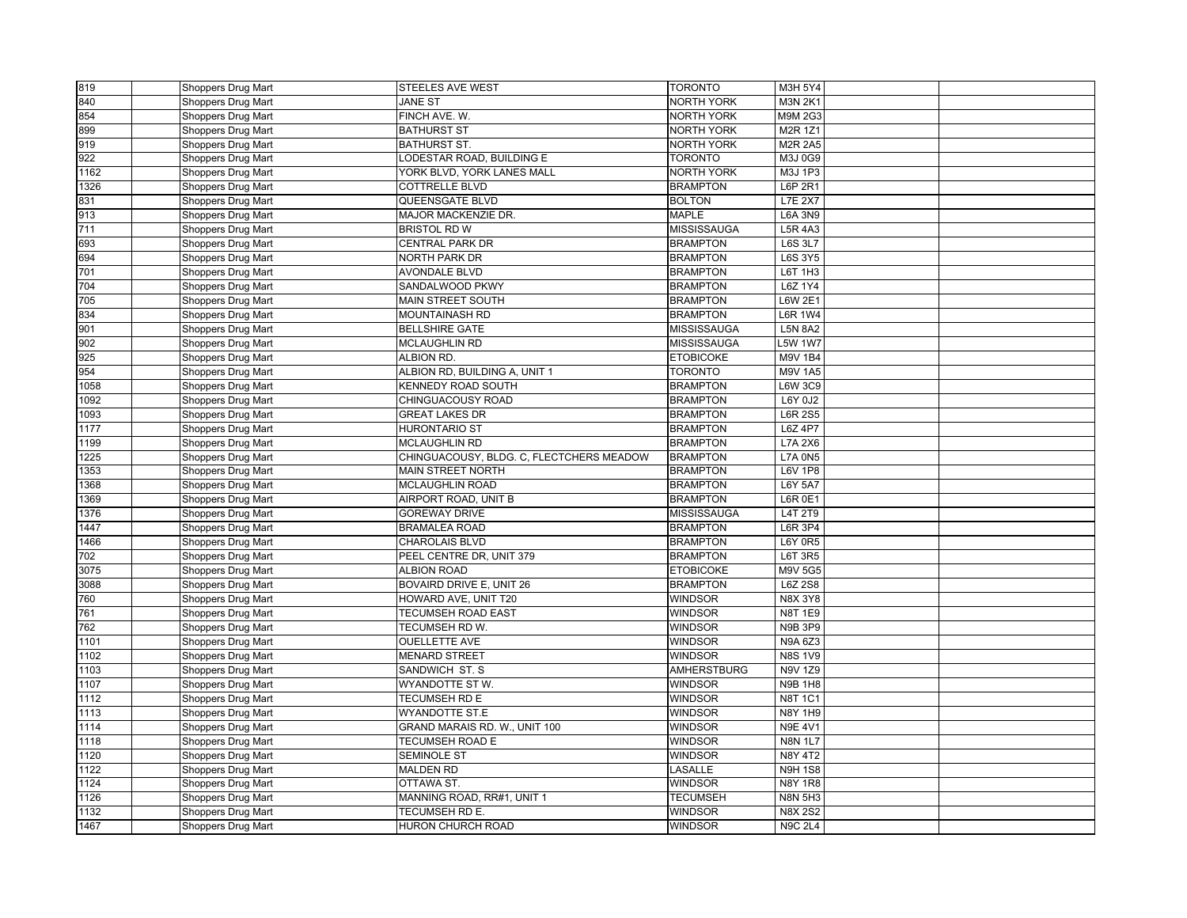| | | | | | | | |
|---|---|---|---|---|---|---|---|
| 819 | | Shoppers Drug Mart | STEELES AVE WEST | TORONTO | M3H 5Y4 | | |
| 840 | | Shoppers Drug Mart | JANE ST | NORTH YORK | M3N 2K1 | | |
| 854 | | Shoppers Drug Mart | FINCH AVE. W. | NORTH YORK | M9M 2G3 | | |
| 899 | | Shoppers Drug Mart | BATHURST ST | NORTH YORK | M2R 1Z1 | | |
| 919 | | Shoppers Drug Mart | BATHURST ST. | NORTH YORK | M2R 2A5 | | |
| 922 | | Shoppers Drug Mart | LODESTAR ROAD, BUILDING E | TORONTO | M3J 0G9 | | |
| 1162 | | Shoppers Drug Mart | YORK BLVD, YORK LANES MALL | NORTH YORK | M3J 1P3 | | |
| 1326 | | Shoppers Drug Mart | COTTRELLE BLVD | BRAMPTON | L6P 2R1 | | |
| 831 | | Shoppers Drug Mart | QUEENSGATE BLVD | BOLTON | L7E 2X7 | | |
| 913 | | Shoppers Drug Mart | MAJOR MACKENZIE DR. | MAPLE | L6A 3N9 | | |
| 711 | | Shoppers Drug Mart | BRISTOL RD W | MISSISSAUGA | L5R 4A3 | | |
| 693 | | Shoppers Drug Mart | CENTRAL PARK DR | BRAMPTON | L6S 3L7 | | |
| 694 | | Shoppers Drug Mart | NORTH PARK DR | BRAMPTON | L6S 3Y5 | | |
| 701 | | Shoppers Drug Mart | AVONDALE BLVD | BRAMPTON | L6T 1H3 | | |
| 704 | | Shoppers Drug Mart | SANDALWOOD PKWY | BRAMPTON | L6Z 1Y4 | | |
| 705 | | Shoppers Drug Mart | MAIN STREET SOUTH | BRAMPTON | L6W 2E1 | | |
| 834 | | Shoppers Drug Mart | MOUNTAINASH RD | BRAMPTON | L6R 1W4 | | |
| 901 | | Shoppers Drug Mart | BELLSHIRE GATE | MISSISSAUGA | L5N 8A2 | | |
| 902 | | Shoppers Drug Mart | MCLAUGHLIN RD | MISSISSAUGA | L5W 1W7 | | |
| 925 | | Shoppers Drug Mart | ALBION RD. | ETOBICOKE | M9V 1B4 | | |
| 954 | | Shoppers Drug Mart | ALBION RD, BUILDING A, UNIT 1 | TORONTO | M9V 1A5 | | |
| 1058 | | Shoppers Drug Mart | KENNEDY ROAD SOUTH | BRAMPTON | L6W 3C9 | | |
| 1092 | | Shoppers Drug Mart | CHINGUACOUSY ROAD | BRAMPTON | L6Y 0J2 | | |
| 1093 | | Shoppers Drug Mart | GREAT LAKES DR | BRAMPTON | L6R 2S5 | | |
| 1177 | | Shoppers Drug Mart | HURONTARIO ST | BRAMPTON | L6Z 4P7 | | |
| 1199 | | Shoppers Drug Mart | MCLAUGHLIN RD | BRAMPTON | L7A 2X6 | | |
| 1225 | | Shoppers Drug Mart | CHINGUACOUSY, BLDG. C, FLECTCHERS MEADOW | BRAMPTON | L7A 0N5 | | |
| 1353 | | Shoppers Drug Mart | MAIN STREET NORTH | BRAMPTON | L6V 1P8 | | |
| 1368 | | Shoppers Drug Mart | MCLAUGHLIN ROAD | BRAMPTON | L6Y 5A7 | | |
| 1369 | | Shoppers Drug Mart | AIRPORT ROAD, UNIT B | BRAMPTON | L6R 0E1 | | |
| 1376 | | Shoppers Drug Mart | GOREWAY DRIVE | MISSISSAUGA | L4T 2T9 | | |
| 1447 | | Shoppers Drug Mart | BRAMALEA ROAD | BRAMPTON | L6R 3P4 | | |
| 1466 | | Shoppers Drug Mart | CHAROLAIS BLVD | BRAMPTON | L6Y 0R5 | | |
| 702 | | Shoppers Drug Mart | PEEL CENTRE DR, UNIT 379 | BRAMPTON | L6T 3R5 | | |
| 3075 | | Shoppers Drug Mart | ALBION ROAD | ETOBICOKE | M9V 5G5 | | |
| 3088 | | Shoppers Drug Mart | BOVAIRD DRIVE E, UNIT 26 | BRAMPTON | L6Z 2S8 | | |
| 760 | | Shoppers Drug Mart | HOWARD AVE, UNIT T20 | WINDSOR | N8X 3Y8 | | |
| 761 | | Shoppers Drug Mart | TECUMSEH ROAD EAST | WINDSOR | N8T 1E9 | | |
| 762 | | Shoppers Drug Mart | TECUMSEH RD W. | WINDSOR | N9B 3P9 | | |
| 1101 | | Shoppers Drug Mart | OUELLETTE AVE | WINDSOR | N9A 6Z3 | | |
| 1102 | | Shoppers Drug Mart | MENARD STREET | WINDSOR | N8S 1V9 | | |
| 1103 | | Shoppers Drug Mart | SANDWICH ST. S | AMHERSTBURG | N9V 1Z9 | | |
| 1107 | | Shoppers Drug Mart | WYANDOTTE ST W. | WINDSOR | N9B 1H8 | | |
| 1112 | | Shoppers Drug Mart | TECUMSEH RD E | WINDSOR | N8T 1C1 | | |
| 1113 | | Shoppers Drug Mart | WYANDOTTE ST.E | WINDSOR | N8Y 1H9 | | |
| 1114 | | Shoppers Drug Mart | GRAND MARAIS RD. W., UNIT 100 | WINDSOR | N9E 4V1 | | |
| 1118 | | Shoppers Drug Mart | TECUMSEH ROAD E | WINDSOR | N8N 1L7 | | |
| 1120 | | Shoppers Drug Mart | SEMINOLE ST | WINDSOR | N8Y 4T2 | | |
| 1122 | | Shoppers Drug Mart | MALDEN RD | LASALLE | N9H 1S8 | | |
| 1124 | | Shoppers Drug Mart | OTTAWA ST. | WINDSOR | N8Y 1R8 | | |
| 1126 | | Shoppers Drug Mart | MANNING ROAD, RR#1, UNIT 1 | TECUMSEH | N8N 5H3 | | |
| 1132 | | Shoppers Drug Mart | TECUMSEH RD E. | WINDSOR | N8X 2S2 | | |
| 1467 | | Shoppers Drug Mart | HURON CHURCH ROAD | WINDSOR | N9C 2L4 | | |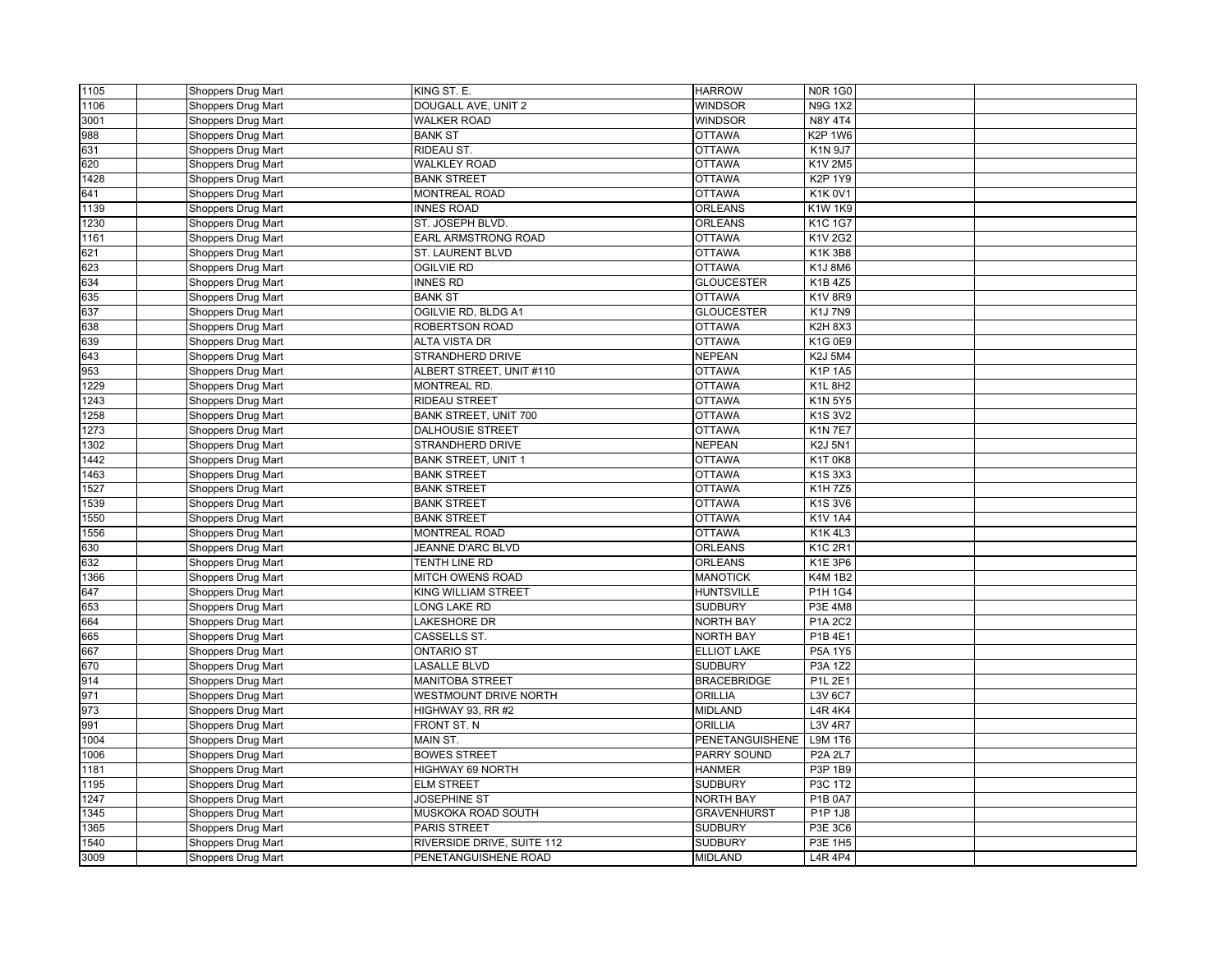| | | | | | | | |
|---|---|---|---|---|---|---|---|
| 1105 | | Shoppers Drug Mart | KING ST. E. | HARROW | N0R 1G0 | | |
| 1106 | | Shoppers Drug Mart | DOUGALL AVE, UNIT 2 | WINDSOR | N9G 1X2 | | |
| 3001 | | Shoppers Drug Mart | WALKER ROAD | WINDSOR | N8Y 4T4 | | |
| 988 | | Shoppers Drug Mart | BANK ST | OTTAWA | K2P 1W6 | | |
| 631 | | Shoppers Drug Mart | RIDEAU ST. | OTTAWA | K1N 9J7 | | |
| 620 | | Shoppers Drug Mart | WALKLEY ROAD | OTTAWA | K1V 2M5 | | |
| 1428 | | Shoppers Drug Mart | BANK STREET | OTTAWA | K2P 1Y9 | | |
| 641 | | Shoppers Drug Mart | MONTREAL ROAD | OTTAWA | K1K 0V1 | | |
| 1139 | | Shoppers Drug Mart | INNES ROAD | ORLEANS | K1W 1K9 | | |
| 1230 | | Shoppers Drug Mart | ST. JOSEPH BLVD. | ORLEANS | K1C 1G7 | | |
| 1161 | | Shoppers Drug Mart | EARL ARMSTRONG ROAD | OTTAWA | K1V 2G2 | | |
| 621 | | Shoppers Drug Mart | ST. LAURENT BLVD | OTTAWA | K1K 3B8 | | |
| 623 | | Shoppers Drug Mart | OGILVIE RD | OTTAWA | K1J 8M6 | | |
| 634 | | Shoppers Drug Mart | INNES RD | GLOUCESTER | K1B 4Z5 | | |
| 635 | | Shoppers Drug Mart | BANK ST | OTTAWA | K1V 8R9 | | |
| 637 | | Shoppers Drug Mart | OGILVIE RD, BLDG A1 | GLOUCESTER | K1J 7N9 | | |
| 638 | | Shoppers Drug Mart | ROBERTSON ROAD | OTTAWA | K2H 8X3 | | |
| 639 | | Shoppers Drug Mart | ALTA VISTA DR | OTTAWA | K1G 0E9 | | |
| 643 | | Shoppers Drug Mart | STRANDHERD DRIVE | NEPEAN | K2J 5M4 | | |
| 953 | | Shoppers Drug Mart | ALBERT STREET, UNIT #110 | OTTAWA | K1P 1A5 | | |
| 1229 | | Shoppers Drug Mart | MONTREAL RD. | OTTAWA | K1L 8H2 | | |
| 1243 | | Shoppers Drug Mart | RIDEAU STREET | OTTAWA | K1N 5Y5 | | |
| 1258 | | Shoppers Drug Mart | BANK STREET, UNIT 700 | OTTAWA | K1S 3V2 | | |
| 1273 | | Shoppers Drug Mart | DALHOUSIE STREET | OTTAWA | K1N 7E7 | | |
| 1302 | | Shoppers Drug Mart | STRANDHERD DRIVE | NEPEAN | K2J 5N1 | | |
| 1442 | | Shoppers Drug Mart | BANK STREET, UNIT 1 | OTTAWA | K1T 0K8 | | |
| 1463 | | Shoppers Drug Mart | BANK STREET | OTTAWA | K1S 3X3 | | |
| 1527 | | Shoppers Drug Mart | BANK STREET | OTTAWA | K1H 7Z5 | | |
| 1539 | | Shoppers Drug Mart | BANK STREET | OTTAWA | K1S 3V6 | | |
| 1550 | | Shoppers Drug Mart | BANK STREET | OTTAWA | K1V 1A4 | | |
| 1556 | | Shoppers Drug Mart | MONTREAL ROAD | OTTAWA | K1K 4L3 | | |
| 630 | | Shoppers Drug Mart | JEANNE D'ARC BLVD | ORLEANS | K1C 2R1 | | |
| 632 | | Shoppers Drug Mart | TENTH LINE RD | ORLEANS | K1E 3P6 | | |
| 1366 | | Shoppers Drug Mart | MITCH OWENS ROAD | MANOTICK | K4M 1B2 | | |
| 647 | | Shoppers Drug Mart | KING WILLIAM STREET | HUNTSVILLE | P1H 1G4 | | |
| 653 | | Shoppers Drug Mart | LONG LAKE RD | SUDBURY | P3E 4M8 | | |
| 664 | | Shoppers Drug Mart | LAKESHORE DR | NORTH BAY | P1A 2C2 | | |
| 665 | | Shoppers Drug Mart | CASSELLS ST. | NORTH BAY | P1B 4E1 | | |
| 667 | | Shoppers Drug Mart | ONTARIO ST | ELLIOT LAKE | P5A 1Y5 | | |
| 670 | | Shoppers Drug Mart | LASALLE BLVD | SUDBURY | P3A 1Z2 | | |
| 914 | | Shoppers Drug Mart | MANITOBA STREET | BRACEBRIDGE | P1L 2E1 | | |
| 971 | | Shoppers Drug Mart | WESTMOUNT DRIVE NORTH | ORILLIA | L3V 6C7 | | |
| 973 | | Shoppers Drug Mart | HIGHWAY 93, RR #2 | MIDLAND | L4R 4K4 | | |
| 991 | | Shoppers Drug Mart | FRONT ST. N | ORILLIA | L3V 4R7 | | |
| 1004 | | Shoppers Drug Mart | MAIN ST. | PENETANGUISHENE | L9M 1T6 | | |
| 1006 | | Shoppers Drug Mart | BOWES STREET | PARRY SOUND | P2A 2L7 | | |
| 1181 | | Shoppers Drug Mart | HIGHWAY 69 NORTH | HANMER | P3P 1B9 | | |
| 1195 | | Shoppers Drug Mart | ELM STREET | SUDBURY | P3C 1T2 | | |
| 1247 | | Shoppers Drug Mart | JOSEPHINE ST | NORTH BAY | P1B 0A7 | | |
| 1345 | | Shoppers Drug Mart | MUSKOKA ROAD SOUTH | GRAVENHURST | P1P 1J8 | | |
| 1365 | | Shoppers Drug Mart | PARIS STREET | SUDBURY | P3E 3C6 | | |
| 1540 | | Shoppers Drug Mart | RIVERSIDE DRIVE, SUITE 112 | SUDBURY | P3E 1H5 | | |
| 3009 | | Shoppers Drug Mart | PENETANGUISHENE ROAD | MIDLAND | L4R 4P4 | | |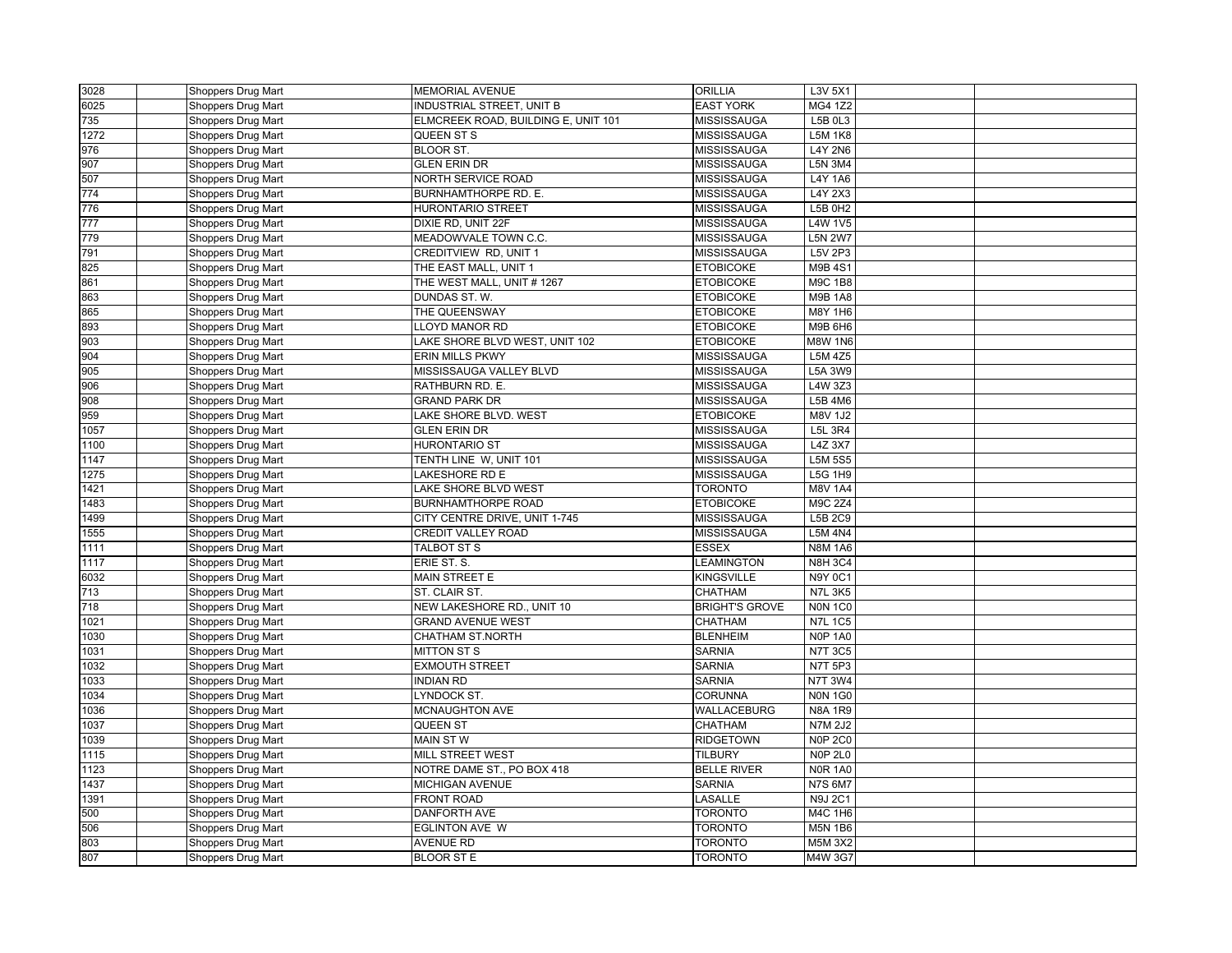| 3028 | | Shoppers Drug Mart | MEMORIAL AVENUE | ORILLIA | L3V 5X1 | | |
|---|---|---|---|---|---|---|---|
| 6025 | | Shoppers Drug Mart | INDUSTRIAL STREET, UNIT B | EAST YORK | MG4 1Z2 | | |
| 735 | | Shoppers Drug Mart | ELMCREEK ROAD, BUILDING E, UNIT 101 | MISSISSAUGA | L5B 0L3 | | |
| 1272 | | Shoppers Drug Mart | QUEEN ST S | MISSISSAUGA | L5M 1K8 | | |
| 976 | | Shoppers Drug Mart | BLOOR ST. | MISSISSAUGA | L4Y 2N6 | | |
| 907 | | Shoppers Drug Mart | GLEN ERIN DR | MISSISSAUGA | L5N 3M4 | | |
| 507 | | Shoppers Drug Mart | NORTH SERVICE ROAD | MISSISSAUGA | L4Y 1A6 | | |
| 774 | | Shoppers Drug Mart | BURNHAMTHORPE RD. E. | MISSISSAUGA | L4Y 2X3 | | |
| 776 | | Shoppers Drug Mart | HURONTARIO STREET | MISSISSAUGA | L5B 0H2 | | |
| 777 | | Shoppers Drug Mart | DIXIE RD, UNIT 22F | MISSISSAUGA | L4W 1V5 | | |
| 779 | | Shoppers Drug Mart | MEADOWVALE TOWN C.C. | MISSISSAUGA | L5N 2W7 | | |
| 791 | | Shoppers Drug Mart | CREDITVIEW RD, UNIT 1 | MISSISSAUGA | L5V 2P3 | | |
| 825 | | Shoppers Drug Mart | THE EAST MALL, UNIT 1 | ETOBICOKE | M9B 4S1 | | |
| 861 | | Shoppers Drug Mart | THE WEST MALL, UNIT # 1267 | ETOBICOKE | M9C 1B8 | | |
| 863 | | Shoppers Drug Mart | DUNDAS ST. W. | ETOBICOKE | M9B 1A8 | | |
| 865 | | Shoppers Drug Mart | THE QUEENSWAY | ETOBICOKE | M8Y 1H6 | | |
| 893 | | Shoppers Drug Mart | LLOYD MANOR RD | ETOBICOKE | M9B 6H6 | | |
| 903 | | Shoppers Drug Mart | LAKE SHORE BLVD WEST, UNIT 102 | ETOBICOKE | M8W 1N6 | | |
| 904 | | Shoppers Drug Mart | ERIN MILLS PKWY | MISSISSAUGA | L5M 4Z5 | | |
| 905 | | Shoppers Drug Mart | MISSISSAUGA VALLEY BLVD | MISSISSAUGA | L5A 3W9 | | |
| 906 | | Shoppers Drug Mart | RATHBURN RD. E. | MISSISSAUGA | L4W 3Z3 | | |
| 908 | | Shoppers Drug Mart | GRAND PARK DR | MISSISSAUGA | L5B 4M6 | | |
| 959 | | Shoppers Drug Mart | LAKE SHORE BLVD. WEST | ETOBICOKE | M8V 1J2 | | |
| 1057 | | Shoppers Drug Mart | GLEN ERIN DR | MISSISSAUGA | L5L 3R4 | | |
| 1100 | | Shoppers Drug Mart | HURONTARIO ST | MISSISSAUGA | L4Z 3X7 | | |
| 1147 | | Shoppers Drug Mart | TENTH LINE W, UNIT 101 | MISSISSAUGA | L5M 5S5 | | |
| 1275 | | Shoppers Drug Mart | LAKESHORE RD E | MISSISSAUGA | L5G 1H9 | | |
| 1421 | | Shoppers Drug Mart | LAKE SHORE BLVD WEST | TORONTO | M8V 1A4 | | |
| 1483 | | Shoppers Drug Mart | BURNHAMTHORPE ROAD | ETOBICOKE | M9C 2Z4 | | |
| 1499 | | Shoppers Drug Mart | CITY CENTRE DRIVE, UNIT 1-745 | MISSISSAUGA | L5B 2C9 | | |
| 1555 | | Shoppers Drug Mart | CREDIT VALLEY ROAD | MISSISSAUGA | L5M 4N4 | | |
| 1111 | | Shoppers Drug Mart | TALBOT ST S | ESSEX | N8M 1A6 | | |
| 1117 | | Shoppers Drug Mart | ERIE ST. S. | LEAMINGTON | N8H 3C4 | | |
| 6032 | | Shoppers Drug Mart | MAIN STREET E | KINGSVILLE | N9Y 0C1 | | |
| 713 | | Shoppers Drug Mart | ST. CLAIR ST. | CHATHAM | N7L 3K5 | | |
| 718 | | Shoppers Drug Mart | NEW LAKESHORE RD., UNIT 10 | BRIGHT'S GROVE | N0N 1C0 | | |
| 1021 | | Shoppers Drug Mart | GRAND AVENUE WEST | CHATHAM | N7L 1C5 | | |
| 1030 | | Shoppers Drug Mart | CHATHAM ST.NORTH | BLENHEIM | N0P 1A0 | | |
| 1031 | | Shoppers Drug Mart | MITTON ST S | SARNIA | N7T 3C5 | | |
| 1032 | | Shoppers Drug Mart | EXMOUTH STREET | SARNIA | N7T 5P3 | | |
| 1033 | | Shoppers Drug Mart | INDIAN RD | SARNIA | N7T 3W4 | | |
| 1034 | | Shoppers Drug Mart | LYNDOCK ST. | CORUNNA | N0N 1G0 | | |
| 1036 | | Shoppers Drug Mart | MCNAUGHTON AVE | WALLACEBURG | N8A 1R9 | | |
| 1037 | | Shoppers Drug Mart | QUEEN ST | CHATHAM | N7M 2J2 | | |
| 1039 | | Shoppers Drug Mart | MAIN ST W | RIDGETOWN | N0P 2C0 | | |
| 1115 | | Shoppers Drug Mart | MILL STREET WEST | TILBURY | N0P 2L0 | | |
| 1123 | | Shoppers Drug Mart | NOTRE DAME ST., PO BOX 418 | BELLE RIVER | N0R 1A0 | | |
| 1437 | | Shoppers Drug Mart | MICHIGAN AVENUE | SARNIA | N7S 6M7 | | |
| 1391 | | Shoppers Drug Mart | FRONT ROAD | LASALLE | N9J 2C1 | | |
| 500 | | Shoppers Drug Mart | DANFORTH AVE | TORONTO | M4C 1H6 | | |
| 506 | | Shoppers Drug Mart | EGLINTON AVE W | TORONTO | M5N 1B6 | | |
| 803 | | Shoppers Drug Mart | AVENUE RD | TORONTO | M5M 3X2 | | |
| 807 | | Shoppers Drug Mart | BLOOR ST E | TORONTO | M4W 3G7 | | |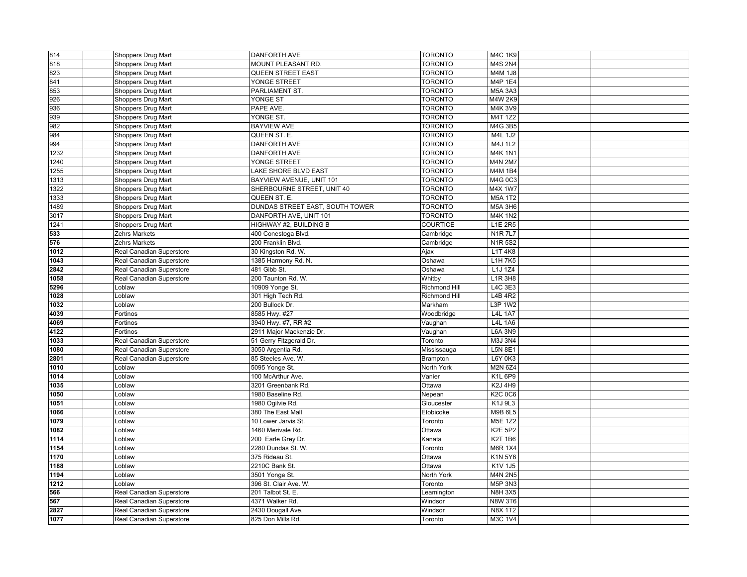| | | | | | | |
|---|---|---|---|---|---|---|
| 814 | | Shoppers Drug Mart | DANFORTH AVE | TORONTO | M4C 1K9 | | |
| 818 | | Shoppers Drug Mart | MOUNT PLEASANT RD. | TORONTO | M4S 2N4 | | |
| 823 | | Shoppers Drug Mart | QUEEN STREET EAST | TORONTO | M4M 1J8 | | |
| 841 | | Shoppers Drug Mart | YONGE STREET | TORONTO | M4P 1E4 | | |
| 853 | | Shoppers Drug Mart | PARLIAMENT ST. | TORONTO | M5A 3A3 | | |
| 926 | | Shoppers Drug Mart | YONGE ST | TORONTO | M4W 2K9 | | |
| 936 | | Shoppers Drug Mart | PAPE AVE. | TORONTO | M4K 3V9 | | |
| 939 | | Shoppers Drug Mart | YONGE ST. | TORONTO | M4T 1Z2 | | |
| 982 | | Shoppers Drug Mart | BAYVIEW AVE | TORONTO | M4G 3B5 | | |
| 984 | | Shoppers Drug Mart | QUEEN ST. E. | TORONTO | M4L 1J2 | | |
| 994 | | Shoppers Drug Mart | DANFORTH AVE | TORONTO | M4J 1L2 | | |
| 1232 | | Shoppers Drug Mart | DANFORTH AVE | TORONTO | M4K 1N1 | | |
| 1240 | | Shoppers Drug Mart | YONGE STREET | TORONTO | M4N 2M7 | | |
| 1255 | | Shoppers Drug Mart | LAKE SHORE BLVD EAST | TORONTO | M4M 1B4 | | |
| 1313 | | Shoppers Drug Mart | BAYVIEW AVENUE, UNIT 101 | TORONTO | M4G 0C3 | | |
| 1322 | | Shoppers Drug Mart | SHERBOURNE STREET, UNIT 40 | TORONTO | M4X 1W7 | | |
| 1333 | | Shoppers Drug Mart | QUEEN ST. E. | TORONTO | M5A 1T2 | | |
| 1489 | | Shoppers Drug Mart | DUNDAS STREET EAST, SOUTH TOWER | TORONTO | M5A 3H6 | | |
| 3017 | | Shoppers Drug Mart | DANFORTH AVE, UNIT 101 | TORONTO | M4K 1N2 | | |
| 1241 | | Shoppers Drug Mart | HIGHWAY #2, BUILDING B | COURTICE | L1E 2R5 | | |
| **533** | | Zehrs Markets | 400 Conestoga Blvd. | Cambridge | N1R 7L7 | | |
| **576** | | Zehrs Markets | 200 Franklin Blvd. | Cambridge | N1R 5S2 | | |
| **1012** | | Real Canadian Superstore | 30 Kingston Rd. W. | Ajax | L1T 4K8 | | |
| **1043** | | Real Canadian Superstore | 1385 Harmony Rd. N. | Oshawa | L1H 7K5 | | |
| **2842** | | Real Canadian Superstore | 481 Gibb St. | Oshawa | L1J 1Z4 | | |
| **1058** | | Real Canadian Superstore | 200 Taunton Rd. W. | Whitby | L1R 3H8 | | |
| **5296** | | Loblaw | 10909 Yonge St. | Richmond Hill | L4C 3E3 | | |
| **1028** | | Loblaw | 301 High Tech Rd. | Richmond Hill | L4B 4R2 | | |
| **1032** | | Loblaw | 200 Bullock Dr. | Markham | L3P 1W2 | | |
| **4039** | | Fortinos | 8585 Hwy. #27 | Woodbridge | L4L 1A7 | | |
| **4069** | | Fortinos | 3940 Hwy. #7, RR #2 | Vaughan | L4L 1A6 | | |
| **4122** | | Fortinos | 2911 Major Mackenzie Dr. | Vaughan | L6A 3N9 | | |
| **1033** | | Real Canadian Superstore | 51 Gerry Fitzgerald Dr. | Toronto | M3J 3N4 | | |
| **1080** | | Real Canadian Superstore | 3050 Argentia Rd. | Mississauga | L5N 8E1 | | |
| **2801** | | Real Canadian Superstore | 85 Steeles Ave. W. | Brampton | L6Y 0K3 | | |
| **1010** | | Loblaw | 5095 Yonge St. | North York | M2N 6Z4 | | |
| **1014** | | Loblaw | 100 McArthur Ave. | Vanier | K1L 6P9 | | |
| **1035** | | Loblaw | 3201 Greenbank Rd. | Ottawa | K2J 4H9 | | |
| **1050** | | Loblaw | 1980 Baseline Rd. | Nepean | K2C 0C6 | | |
| **1051** | | Loblaw | 1980 Ogilvie Rd. | Gloucester | K1J 9L3 | | |
| **1066** | | Loblaw | 380 The East Mall | Etobicoke | M9B 6L5 | | |
| **1079** | | Loblaw | 10 Lower Jarvis St. | Toronto | M5E 1Z2 | | |
| **1082** | | Loblaw | 1460 Merivale Rd. | Ottawa | K2E 5P2 | | |
| **1114** | | Loblaw | 200 Earle Grey Dr. | Kanata | K2T 1B6 | | |
| **1154** | | Loblaw | 2280 Dundas St. W. | Toronto | M6R 1X4 | | |
| **1170** | | Loblaw | 375 Rideau St. | Ottawa | K1N 5Y6 | | |
| **1188** | | Loblaw | 2210C Bank St. | Ottawa | K1V 1J5 | | |
| **1194** | | Loblaw | 3501 Yonge St. | North York | M4N 2N5 | | |
| **1212** | | Loblaw | 396 St. Clair Ave. W. | Toronto | M5P 3N3 | | |
| **566** | | Real Canadian Superstore | 201 Talbot St. E. | Leamington | N8H 3X5 | | |
| **567** | | Real Canadian Superstore | 4371 Walker Rd. | Windsor | N8W 3T6 | | |
| **2827** | | Real Canadian Superstore | 2430 Dougall Ave. | Windsor | N8X 1T2 | | |
| **1077** | | Real Canadian Superstore | 825 Don Mills Rd. | Toronto | M3C 1V4 | | |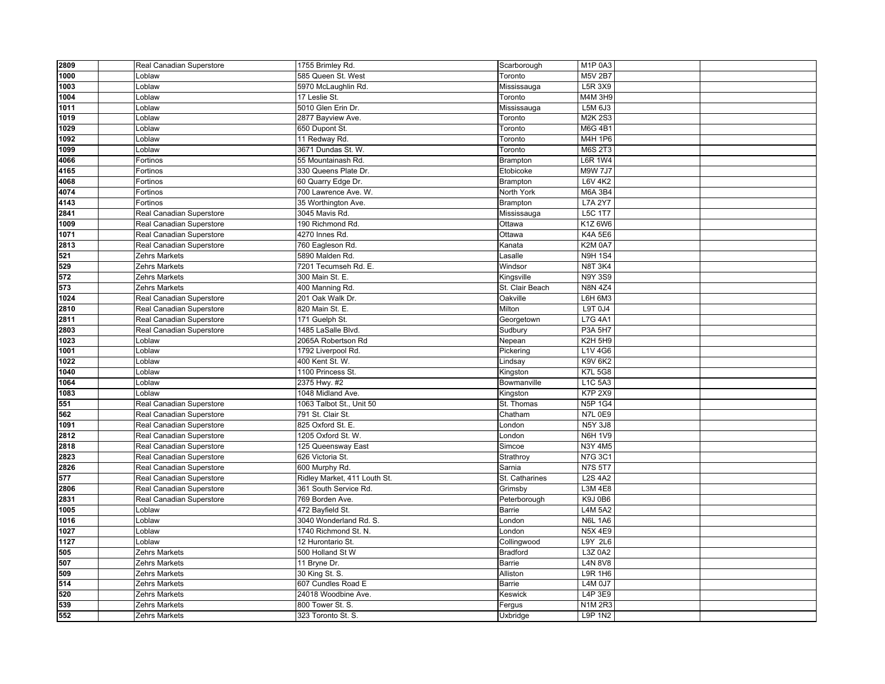| | | | | | | | |
|---|---|---|---|---|---|---|---|
| **2809** | | Real Canadian Superstore | 1755 Brimley Rd. | Scarborough | M1P 0A3 | | |
| **1000** | | Loblaw | 585 Queen St. West | Toronto | M5V 2B7 | | |
| **1003** | | Loblaw | 5970 McLaughlin Rd. | Mississauga | L5R 3X9 | | |
| **1004** | | Loblaw | 17 Leslie St. | Toronto | M4M 3H9 | | |
| **1011** | | Loblaw | 5010 Glen Erin Dr. | Mississauga | L5M 6J3 | | |
| **1019** | | Loblaw | 2877 Bayview Ave. | Toronto | M2K 2S3 | | |
| **1029** | | Loblaw | 650 Dupont St. | Toronto | M6G 4B1 | | |
| **1092** | | Loblaw | 11 Redway Rd. | Toronto | M4H 1P6 | | |
| **1099** | | Loblaw | 3671 Dundas St. W. | Toronto | M6S 2T3 | | |
| **4066** | | Fortinos | 55 Mountainash Rd. | Brampton | L6R 1W4 | | |
| **4165** | | Fortinos | 330 Queens Plate Dr. | Etobicoke | M9W 7J7 | | |
| **4068** | | Fortinos | 60 Quarry Edge Dr. | Brampton | L6V 4K2 | | |
| **4074** | | Fortinos | 700 Lawrence Ave. W. | North York | M6A 3B4 | | |
| **4143** | | Fortinos | 35 Worthington Ave. | Brampton | L7A 2Y7 | | |
| **2841** | | Real Canadian Superstore | 3045 Mavis Rd. | Mississauga | L5C 1T7 | | |
| **1009** | | Real Canadian Superstore | 190 Richmond Rd. | Ottawa | K1Z 6W6 | | |
| **1071** | | Real Canadian Superstore | 4270 Innes Rd. | Ottawa | K4A 5E6 | | |
| **2813** | | Real Canadian Superstore | 760 Eagleson Rd. | Kanata | K2M 0A7 | | |
| **521** | | Zehrs Markets | 5890 Malden Rd. | Lasalle | N9H 1S4 | | |
| **529** | | Zehrs Markets | 7201 Tecumseh Rd. E. | Windsor | N8T 3K4 | | |
| **572** | | Zehrs Markets | 300 Main St. E. | Kingsville | N9Y 3S9 | | |
| **573** | | Zehrs Markets | 400 Manning Rd. | St. Clair Beach | N8N 4Z4 | | |
| **1024** | | Real Canadian Superstore | 201 Oak Walk Dr. | Oakville | L6H 6M3 | | |
| **2810** | | Real Canadian Superstore | 820 Main St. E. | Milton | L9T 0J4 | | |
| **2811** | | Real Canadian Superstore | 171 Guelph St. | Georgetown | L7G 4A1 | | |
| **2803** | | Real Canadian Superstore | 1485 LaSalle Blvd. | Sudbury | P3A 5H7 | | |
| **1023** | | Loblaw | 2065A Robertson Rd | Nepean | K2H 5H9 | | |
| **1001** | | Loblaw | 1792 Liverpool Rd. | Pickering | L1V 4G6 | | |
| **1022** | | Loblaw | 400 Kent St. W. | Lindsay | K9V 6K2 | | |
| **1040** | | Loblaw | 1100 Princess St. | Kingston | K7L 5G8 | | |
| **1064** | | Loblaw | 2375 Hwy. #2 | Bowmanville | L1C 5A3 | | |
| **1083** | | Loblaw | 1048 Midland Ave. | Kingston | K7P 2X9 | | |
| **551** | | Real Canadian Superstore | 1063 Talbot St., Unit 50 | St. Thomas | N5P 1G4 | | |
| **562** | | Real Canadian Superstore | 791 St. Clair St. | Chatham | N7L 0E9 | | |
| **1091** | | Real Canadian Superstore | 825 Oxford St. E. | London | N5Y 3J8 | | |
| **2812** | | Real Canadian Superstore | 1205 Oxford St. W. | London | N6H 1V9 | | |
| **2818** | | Real Canadian Superstore | 125 Queensway East | Simcoe | N3Y 4M5 | | |
| **2823** | | Real Canadian Superstore | 626 Victoria St. | Strathroy | N7G 3C1 | | |
| **2826** | | Real Canadian Superstore | 600 Murphy Rd. | Sarnia | N7S 5T7 | | |
| **577** | | Real Canadian Superstore | Ridley Market, 411 Louth St. | St. Catharines | L2S 4A2 | | |
| **2806** | | Real Canadian Superstore | 361 South Service Rd. | Grimsby | L3M 4E8 | | |
| **2831** | | Real Canadian Superstore | 769 Borden Ave. | Peterborough | K9J 0B6 | | |
| **1005** | | Loblaw | 472 Bayfield St. | Barrie | L4M 5A2 | | |
| **1016** | | Loblaw | 3040 Wonderland Rd. S. | London | N6L 1A6 | | |
| **1027** | | Loblaw | 1740 Richmond St. N. | London | N5X 4E9 | | |
| **1127** | | Loblaw | 12 Hurontario St. | Collingwood | L9Y 2L6 | | |
| **505** | | Zehrs Markets | 500 Holland St W | Bradford | L3Z 0A2 | | |
| **507** | | Zehrs Markets | 11 Bryne Dr. | Barrie | L4N 8V8 | | |
| **509** | | Zehrs Markets | 30 King St. S. | Alliston | L9R 1H6 | | |
| **514** | | Zehrs Markets | 607 Cundles Road E | Barrie | L4M 0J7 | | |
| **520** | | Zehrs Markets | 24018 Woodbine Ave. | Keswick | L4P 3E9 | | |
| **539** | | Zehrs Markets | 800 Tower St. S. | Fergus | N1M 2R3 | | |
| **552** | | Zehrs Markets | 323 Toronto St. S. | Uxbridge | L9P 1N2 | | |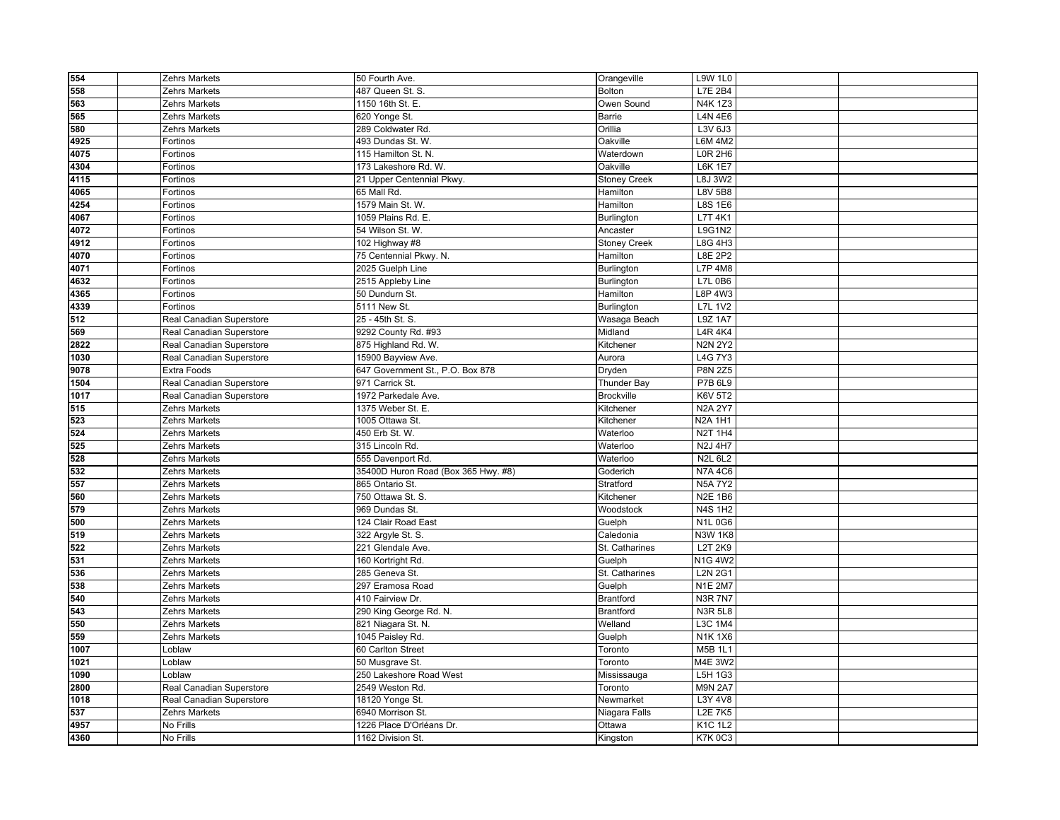| | | | | | | |
|---|---|---|---|---|---|---|
| **554** | | Zehrs Markets | 50 Fourth Ave. | Orangeville | L9W 1L0 | | |
| **558** | | Zehrs Markets | 487 Queen St. S. | Bolton | L7E 2B4 | | |
| **563** | | Zehrs Markets | 1150 16th St. E. | Owen Sound | N4K 1Z3 | | |
| **565** | | Zehrs Markets | 620 Yonge St. | Barrie | L4N 4E6 | | |
| **580** | | Zehrs Markets | 289 Coldwater Rd. | Orillia | L3V 6J3 | | |
| **4925** | | Fortinos | 493 Dundas St. W. | Oakville | L6M 4M2 | | |
| **4075** | | Fortinos | 115 Hamilton St. N. | Waterdown | L0R 2H6 | | |
| **4304** | | Fortinos | 173 Lakeshore Rd. W. | Oakville | L6K 1E7 | | |
| **4115** | | Fortinos | 21 Upper Centennial Pkwy. | Stoney Creek | L8J 3W2 | | |
| **4065** | | Fortinos | 65 Mall Rd. | Hamilton | L8V 5B8 | | |
| **4254** | | Fortinos | 1579 Main St. W. | Hamilton | L8S 1E6 | | |
| **4067** | | Fortinos | 1059 Plains Rd. E. | Burlington | L7T 4K1 | | |
| **4072** | | Fortinos | 54 Wilson St. W. | Ancaster | L9G1N2 | | |
| **4912** | | Fortinos | 102 Highway #8 | Stoney Creek | L8G 4H3 | | |
| **4070** | | Fortinos | 75 Centennial Pkwy. N. | Hamilton | L8E 2P2 | | |
| **4071** | | Fortinos | 2025 Guelph Line | Burlington | L7P 4M8 | | |
| **4632** | | Fortinos | 2515 Appleby Line | Burlington | L7L 0B6 | | |
| **4365** | | Fortinos | 50 Dundurn St. | Hamilton | L8P 4W3 | | |
| **4339** | | Fortinos | 5111 New St. | Burlington | L7L 1V2 | | |
| **512** | | Real Canadian Superstore | 25 - 45th St. S. | Wasaga Beach | L9Z 1A7 | | |
| **569** | | Real Canadian Superstore | 9292 County Rd. #93 | Midland | L4R 4K4 | | |
| **2822** | | Real Canadian Superstore | 875 Highland Rd. W. | Kitchener | N2N 2Y2 | | |
| **1030** | | Real Canadian Superstore | 15900 Bayview Ave. | Aurora | L4G 7Y3 | | |
| **9078** | | Extra Foods | 647 Government St., P.O. Box 878 | Dryden | P8N 2Z5 | | |
| **1504** | | Real Canadian Superstore | 971 Carrick St. | Thunder Bay | P7B 6L9 | | |
| **1017** | | Real Canadian Superstore | 1972 Parkedale Ave. | Brockville | K6V 5T2 | | |
| **515** | | Zehrs Markets | 1375 Weber St. E. | Kitchener | N2A 2Y7 | | |
| **523** | | Zehrs Markets | 1005 Ottawa St. | Kitchener | N2A 1H1 | | |
| **524** | | Zehrs Markets | 450 Erb St. W. | Waterloo | N2T 1H4 | | |
| **525** | | Zehrs Markets | 315 Lincoln Rd. | Waterloo | N2J 4H7 | | |
| **528** | | Zehrs Markets | 555 Davenport Rd. | Waterloo | N2L 6L2 | | |
| **532** | | Zehrs Markets | 35400D Huron Road (Box 365 Hwy. #8) | Goderich | N7A 4C6 | | |
| **557** | | Zehrs Markets | 865 Ontario St. | Stratford | N5A 7Y2 | | |
| **560** | | Zehrs Markets | 750 Ottawa St. S. | Kitchener | N2E 1B6 | | |
| **579** | | Zehrs Markets | 969 Dundas St. | Woodstock | N4S 1H2 | | |
| **500** | | Zehrs Markets | 124 Clair Road East | Guelph | N1L 0G6 | | |
| **519** | | Zehrs Markets | 322 Argyle St. S. | Caledonia | N3W 1K8 | | |
| **522** | | Zehrs Markets | 221 Glendale Ave. | St. Catharines | L2T 2K9 | | |
| **531** | | Zehrs Markets | 160 Kortright Rd. | Guelph | N1G 4W2 | | |
| **536** | | Zehrs Markets | 285 Geneva St. | St. Catharines | L2N 2G1 | | |
| **538** | | Zehrs Markets | 297 Eramosa Road | Guelph | N1E 2M7 | | |
| **540** | | Zehrs Markets | 410 Fairview Dr. | Brantford | N3R 7N7 | | |
| **543** | | Zehrs Markets | 290 King George Rd. N. | Brantford | N3R 5L8 | | |
| **550** | | Zehrs Markets | 821 Niagara St. N. | Welland | L3C 1M4 | | |
| **559** | | Zehrs Markets | 1045 Paisley Rd. | Guelph | N1K 1X6 | | |
| **1007** | | Loblaw | 60 Carlton Street | Toronto | M5B 1L1 | | |
| **1021** | | Loblaw | 50 Musgrave St. | Toronto | M4E 3W2 | | |
| **1090** | | Loblaw | 250 Lakeshore Road West | Mississauga | L5H 1G3 | | |
| **2800** | | Real Canadian Superstore | 2549 Weston Rd. | Toronto | M9N 2A7 | | |
| **1018** | | Real Canadian Superstore | 18120 Yonge St. | Newmarket | L3Y 4V8 | | |
| **537** | | Zehrs Markets | 6940 Morrison St. | Niagara Falls | L2E 7K5 | | |
| **4957** | | No Frills | 1226 Place D'Orléans Dr. | Ottawa | K1C 1L2 | | |
| **4360** | | No Frills | 1162 Division St. | Kingston | K7K 0C3 | | |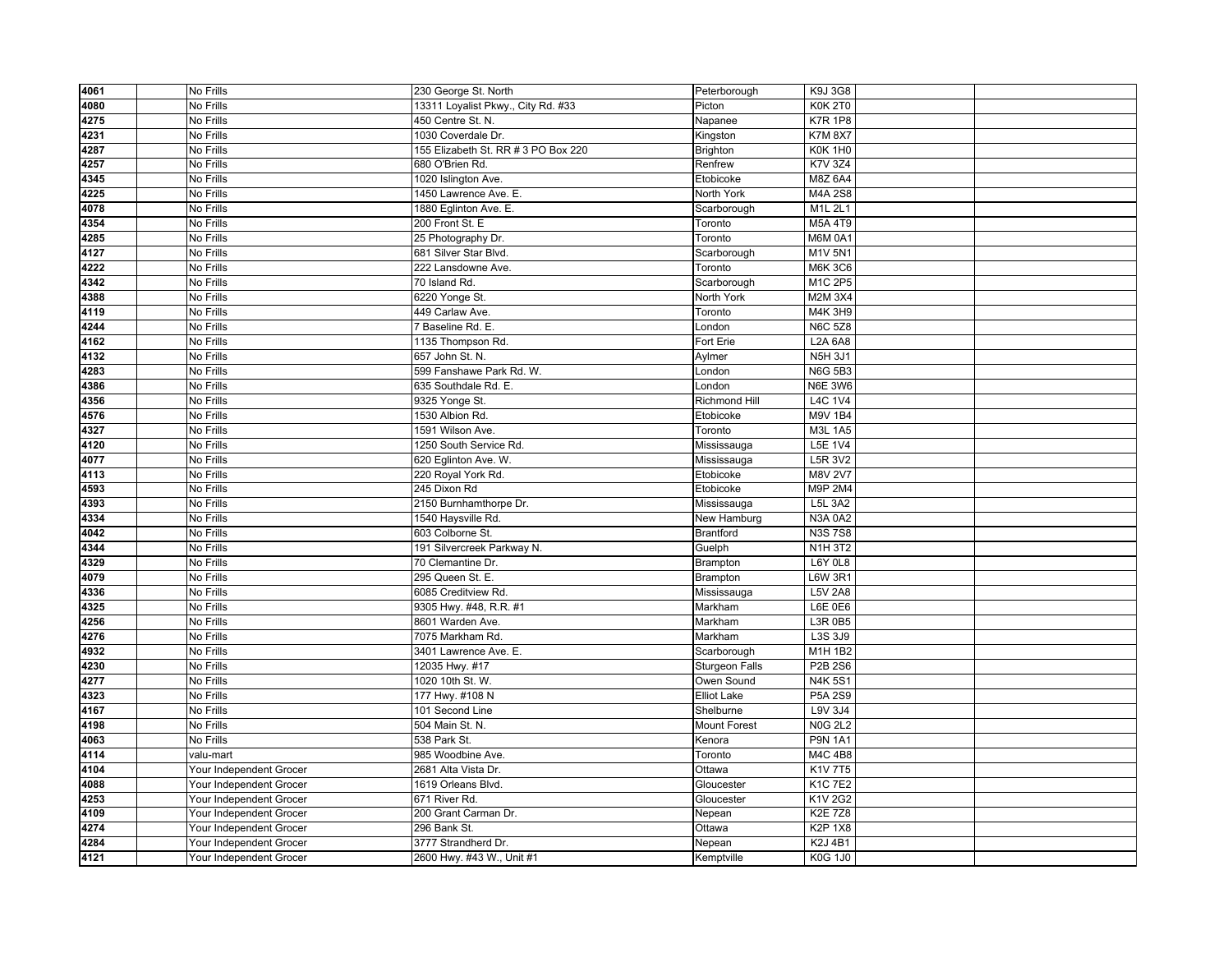| | | | | | | | |
|---|---|---|---|---|---|---|---|
| 4061 | | No Frills | 230 George St. North | Peterborough | K9J 3G8 | | |
| 4080 | | No Frills | 13311 Loyalist Pkwy., City Rd. #33 | Picton | K0K 2T0 | | |
| 4275 | | No Frills | 450 Centre St. N. | Napanee | K7R 1P8 | | |
| 4231 | | No Frills | 1030 Coverdale Dr. | Kingston | K7M 8X7 | | |
| 4287 | | No Frills | 155 Elizabeth St. RR # 3 PO Box 220 | Brighton | K0K 1H0 | | |
| 4257 | | No Frills | 680 O'Brien Rd. | Renfrew | K7V 3Z4 | | |
| 4345 | | No Frills | 1020 Islington Ave. | Etobicoke | M8Z 6A4 | | |
| 4225 | | No Frills | 1450 Lawrence Ave. E. | North York | M4A 2S8 | | |
| 4078 | | No Frills | 1880 Eglinton Ave. E. | Scarborough | M1L 2L1 | | |
| 4354 | | No Frills | 200 Front St. E | Toronto | M5A 4T9 | | |
| 4285 | | No Frills | 25 Photography Dr. | Toronto | M6M 0A1 | | |
| 4127 | | No Frills | 681 Silver Star Blvd. | Scarborough | M1V 5N1 | | |
| 4222 | | No Frills | 222 Lansdowne Ave. | Toronto | M6K 3C6 | | |
| 4342 | | No Frills | 70 Island Rd. | Scarborough | M1C 2P5 | | |
| 4388 | | No Frills | 6220 Yonge St. | North York | M2M 3X4 | | |
| 4119 | | No Frills | 449 Carlaw Ave. | Toronto | M4K 3H9 | | |
| 4244 | | No Frills | 7 Baseline Rd. E. | London | N6C 5Z8 | | |
| 4162 | | No Frills | 1135 Thompson Rd. | Fort Erie | L2A 6A8 | | |
| 4132 | | No Frills | 657 John St. N. | Aylmer | N5H 3J1 | | |
| 4283 | | No Frills | 599 Fanshawe Park Rd. W. | London | N6G 5B3 | | |
| 4386 | | No Frills | 635 Southdale Rd. E. | London | N6E 3W6 | | |
| 4356 | | No Frills | 9325 Yonge St. | Richmond Hill | L4C 1V4 | | |
| 4576 | | No Frills | 1530 Albion Rd. | Etobicoke | M9V 1B4 | | |
| 4327 | | No Frills | 1591 Wilson Ave. | Toronto | M3L 1A5 | | |
| 4120 | | No Frills | 1250 South Service Rd. | Mississauga | L5E 1V4 | | |
| 4077 | | No Frills | 620 Eglinton Ave. W. | Mississauga | L5R 3V2 | | |
| 4113 | | No Frills | 220 Royal York Rd. | Etobicoke | M8V 2V7 | | |
| 4593 | | No Frills | 245 Dixon Rd | Etobicoke | M9P 2M4 | | |
| 4393 | | No Frills | 2150 Burnhamthorpe Dr. | Mississauga | L5L 3A2 | | |
| 4334 | | No Frills | 1540 Haysville Rd. | New Hamburg | N3A 0A2 | | |
| 4042 | | No Frills | 603 Colborne St. | Brantford | N3S 7S8 | | |
| 4344 | | No Frills | 191 Silvercreek Parkway N. | Guelph | N1H 3T2 | | |
| 4329 | | No Frills | 70 Clementine Dr. | Brampton | L6Y 0L8 | | |
| 4079 | | No Frills | 295 Queen St. E. | Brampton | L6W 3R1 | | |
| 4336 | | No Frills | 6085 Creditview Rd. | Mississauga | L5V 2A8 | | |
| 4325 | | No Frills | 9305 Hwy. #48, R.R. #1 | Markham | L6E 0E6 | | |
| 4256 | | No Frills | 8601 Warden Ave. | Markham | L3R 0B5 | | |
| 4276 | | No Frills | 7075 Markham Rd. | Markham | L3S 3J9 | | |
| 4932 | | No Frills | 3401 Lawrence Ave. E. | Scarborough | M1H 1B2 | | |
| 4230 | | No Frills | 12035 Hwy. #17 | Sturgeon Falls | P2B 2S6 | | |
| 4277 | | No Frills | 1020 10th St. W. | Owen Sound | N4K 5S1 | | |
| 4323 | | No Frills | 177 Hwy. #108 N | Elliot Lake | P5A 2S9 | | |
| 4167 | | No Frills | 101 Second Line | Shelburne | L9V 3J4 | | |
| 4198 | | No Frills | 504 Main St. N. | Mount Forest | N0G 2L2 | | |
| 4063 | | No Frills | 538 Park St. | Kenora | P9N 1A1 | | |
| 4114 | | valu-mart | 985 Woodbine Ave. | Toronto | M4C 4B8 | | |
| 4104 | | Your Independent Grocer | 2681 Alta Vista Dr. | Ottawa | K1V 7T5 | | |
| 4088 | | Your Independent Grocer | 1619 Orleans Blvd. | Gloucester | K1C 7E2 | | |
| 4253 | | Your Independent Grocer | 671 River Rd. | Gloucester | K1V 2G2 | | |
| 4109 | | Your Independent Grocer | 200 Grant Carman Dr. | Nepean | K2E 7Z8 | | |
| 4274 | | Your Independent Grocer | 296 Bank St. | Ottawa | K2P 1X8 | | |
| 4284 | | Your Independent Grocer | 3777 Strandherd Dr. | Nepean | K2J 4B1 | | |
| 4121 | | Your Independent Grocer | 2600 Hwy. #43 W., Unit #1 | Kemptville | K0G 1J0 | | |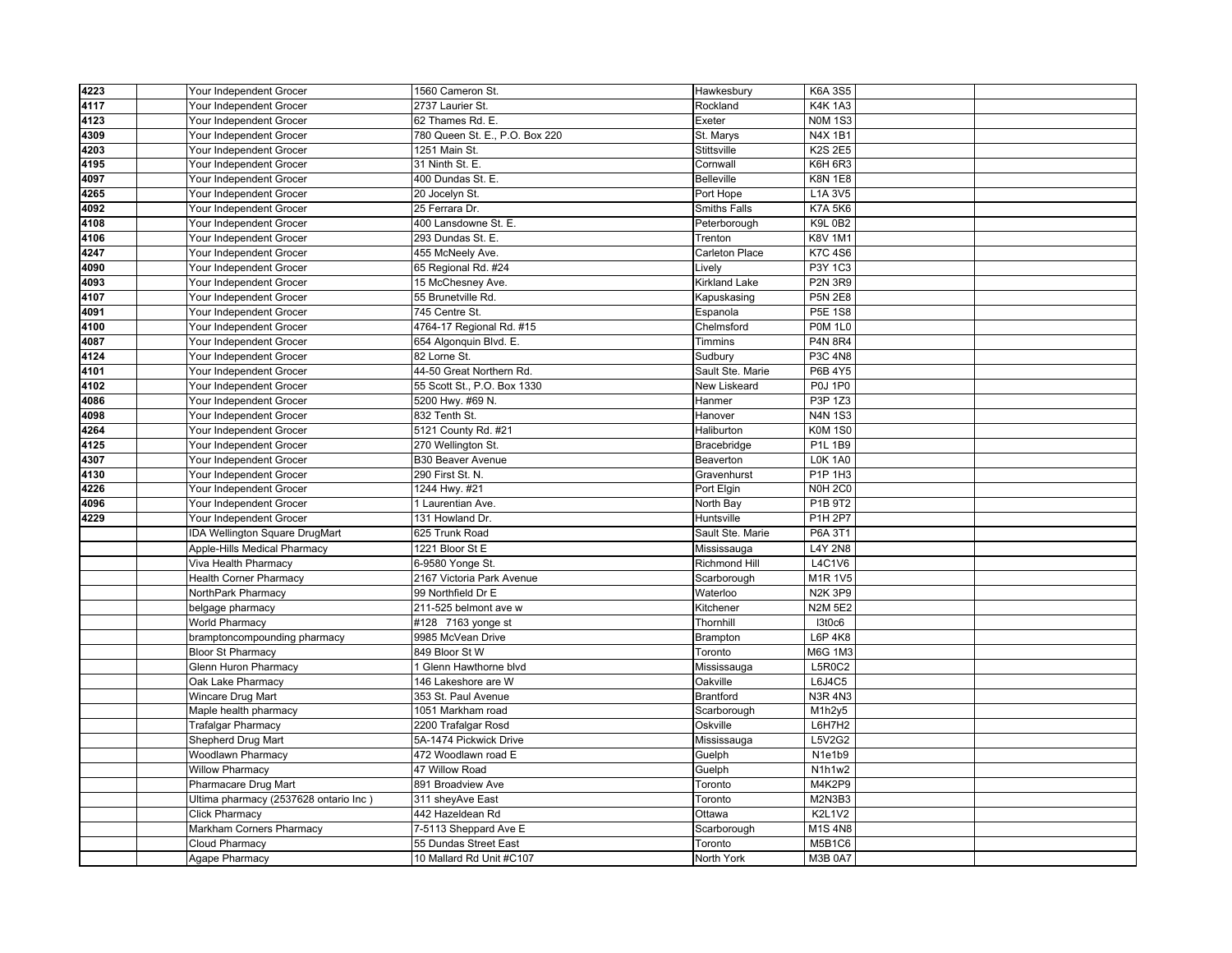| | | | | | | | |
|---|---|---|---|---|---|---|---|
| 4223 | | Your Independent Grocer | 1560 Cameron St. | Hawkesbury | K6A 3S5 | | |
| 4117 | | Your Independent Grocer | 2737 Laurier St. | Rockland | K4K 1A3 | | |
| 4123 | | Your Independent Grocer | 62 Thames Rd. E. | Exeter | N0M 1S3 | | |
| 4309 | | Your Independent Grocer | 780 Queen St. E., P.O. Box 220 | St. Marys | N4X 1B1 | | |
| 4203 | | Your Independent Grocer | 1251 Main St. | Stittsville | K2S 2E5 | | |
| 4195 | | Your Independent Grocer | 31 Ninth St. E. | Cornwall | K6H 6R3 | | |
| 4097 | | Your Independent Grocer | 400 Dundas St. E. | Belleville | K8N 1E8 | | |
| 4265 | | Your Independent Grocer | 20 Jocelyn St. | Port Hope | L1A 3V5 | | |
| 4092 | | Your Independent Grocer | 25 Ferrara Dr. | Smiths Falls | K7A 5K6 | | |
| 4108 | | Your Independent Grocer | 400 Lansdowne St. E. | Peterborough | K9L 0B2 | | |
| 4106 | | Your Independent Grocer | 293 Dundas St. E. | Trenton | K8V 1M1 | | |
| 4247 | | Your Independent Grocer | 455 McNeely Ave. | Carleton Place | K7C 4S6 | | |
| 4090 | | Your Independent Grocer | 65 Regional Rd. #24 | Lively | P3Y 1C3 | | |
| 4093 | | Your Independent Grocer | 15 McChesney Ave. | Kirkland Lake | P2N 3R9 | | |
| 4107 | | Your Independent Grocer | 55 Brunetville Rd. | Kapuskasing | P5N 2E8 | | |
| 4091 | | Your Independent Grocer | 745 Centre St. | Espanola | P5E 1S8 | | |
| 4100 | | Your Independent Grocer | 4764-17 Regional Rd. #15 | Chelmsford | P0M 1L0 | | |
| 4087 | | Your Independent Grocer | 654 Algonquin Blvd. E. | Timmins | P4N 8R4 | | |
| 4124 | | Your Independent Grocer | 82 Lorne St. | Sudbury | P3C 4N8 | | |
| 4101 | | Your Independent Grocer | 44-50 Great Northern Rd. | Sault Ste. Marie | P6B 4Y5 | | |
| 4102 | | Your Independent Grocer | 55 Scott St., P.O. Box 1330 | New Liskeard | P0J 1P0 | | |
| 4086 | | Your Independent Grocer | 5200 Hwy. #69 N. | Hanmer | P3P 1Z3 | | |
| 4098 | | Your Independent Grocer | 832 Tenth St. | Hanover | N4N 1S3 | | |
| 4264 | | Your Independent Grocer | 5121 County Rd. #21 | Haliburton | K0M 1S0 | | |
| 4125 | | Your Independent Grocer | 270 Wellington St. | Bracebridge | P1L 1B9 | | |
| 4307 | | Your Independent Grocer | B30 Beaver Avenue | Beaverton | L0K 1A0 | | |
| 4130 | | Your Independent Grocer | 290 First St. N. | Gravenhurst | P1P 1H3 | | |
| 4226 | | Your Independent Grocer | 1244 Hwy. #21 | Port Elgin | N0H 2C0 | | |
| 4096 | | Your Independent Grocer | 1 Laurentian Ave. | North Bay | P1B 9T2 | | |
| 4229 | | Your Independent Grocer | 131 Howland Dr. | Huntsville | P1H 2P7 | | |
| | | IDA Wellington Square DrugMart | 625 Trunk Road | Sault Ste. Marie | P6A 3T1 | | |
| | | Apple-Hills Medical Pharmacy | 1221 Bloor St E | Mississauga | L4Y 2N8 | | |
| | | Viva Health Pharmacy | 6-9580 Yonge St. | Richmond Hill | L4C1V6 | | |
| | | Health Corner Pharmacy | 2167 Victoria Park Avenue | Scarborough | M1R 1V5 | | |
| | | NorthPark Pharmacy | 99 Northfield Dr E | Waterloo | N2K 3P9 | | |
| | | belgage pharmacy | 211-525 belmont ave w | Kitchener | N2M 5E2 | | |
| | | World Pharmacy | #128 7163 yonge st | Thornhill | l3t0c6 | | |
| | | bramptoncompounding pharmacy | 9985 McVean Drive | Brampton | L6P 4K8 | | |
| | | Bloor St Pharmacy | 849 Bloor St W | Toronto | M6G 1M3 | | |
| | | Glenn Huron Pharmacy | 1 Glenn Hawthorne blvd | Mississauga | L5R0C2 | | |
| | | Oak Lake Pharmacy | 146 Lakeshore are W | Oakville | L6J4C5 | | |
| | | Wincare Drug Mart | 353 St. Paul Avenue | Brantford | N3R 4N3 | | |
| | | Maple health pharmacy | 1051 Markham road | Scarborough | M1h2y5 | | |
| | | Trafalgar Pharmacy | 2200 Trafalgar Rosd | Oskville | L6H7H2 | | |
| | | Shepherd Drug Mart | 5A-1474 Pickwick Drive | Mississauga | L5V2G2 | | |
| | | Woodlawn Pharmacy | 472 Woodlawn road E | Guelph | N1e1b9 | | |
| | | Willow Pharmacy | 47 Willow Road | Guelph | N1h1w2 | | |
| | | Pharmacare Drug Mart | 891 Broadview Ave | Toronto | M4K2P9 | | |
| | | Ultima pharmacy (2537628 ontario Inc ) | 311 sheyAve East | Toronto | M2N3B3 | | |
| | | Click Pharmacy | 442 Hazeldean Rd | Ottawa | K2L1V2 | | |
| | | Markham Corners Pharmacy | 7-5113 Sheppard Ave E | Scarborough | M1S 4N8 | | |
| | | Cloud Pharmacy | 55 Dundas Street East | Toronto | M5B1C6 | | |
| | | Agape Pharmacy | 10 Mallard Rd Unit #C107 | North York | M3B 0A7 | | |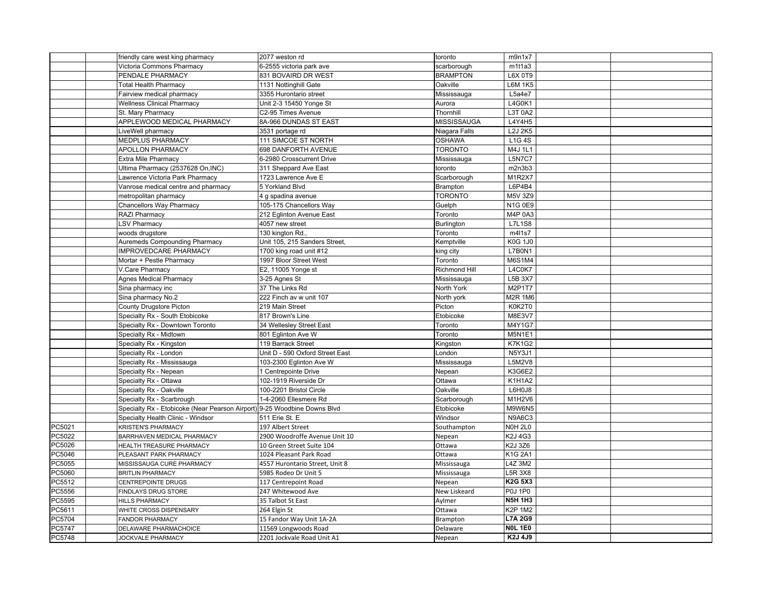| | | | | | | | |
|---|---|---|---|---|---|---|---|
| | | friendly care west king pharmacy | 2077 weston rd | toronto | m9n1x7 | | |
| | | Victoria Commons Pharmacy | 6-2555 victoria park ave | scarborough | m1t1a3 | | |
| | | PENDALE PHARMACY | 831 BOVAIRD DR WEST | BRAMPTON | L6X 0T9 | | |
| | | Total Health Pharmacy | 1131 Nottinghill Gate | Oakville | L6M 1K5 | | |
| | | Fairview medical pharmacy | 3355 Hurontario street | Mississauga | L5a4e7 | | |
| | | Wellness Clinical Pharmacy | Unit 2-3 15450 Yonge St | Aurora | L4G0K1 | | |
| | | St. Mary Pharmacy | C2-95 Times Avenue | Thornhill | L3T 0A2 | | |
| | | APPLEWOOD MEDICAL PHARMACY | 8A-966 DUNDAS ST EAST | MISSISSAUGA | L4Y4H5 | | |
| | | LiveWell pharmacy | 3531 portage rd | Niagara Falls | L2J 2K5 | | |
| | | MEDPLUS PHARMACY | 111 SIMCOE ST NORTH | OSHAWA | L1G 4S | | |
| | | APOLLON PHARMACY | 698 DANFORTH AVENUE | TORONTO | M4J 1L1 | | |
| | | Extra Mile Pharmacy | 6-2980 Crosscurrent Drive | Mississauga | L5N7C7 | | |
| | | Ultima Pharmacy (2537628 On,INC) | 311 Sheppard Ave East | toronto | m2n3b3 | | |
| | | Lawrence Victoria Park Pharmacy | 1723 Lawrence Ave E | Scarborough | M1R2X7 | | |
| | | Vanrose medical centre and pharmacy | 5 Yorkland Blvd | Brampton | L6P4B4 | | |
| | | metropolitan pharmacy | 4 g spadina avenue | TORONTO | M5V 3Z9 | | |
| | | Chancellors Way Pharmacy | 105-175 Chancellors Way | Guelph | N1G 0E9 | | |
| | | RAZI Pharmacy | 212 Eglinton Avenue East | Toronto | M4P 0A3 | | |
| | | LSV Pharmacy | 4057 new street | Burlington | L7L1S8 | | |
| | | woods drugstore | 130 kington Rd., | Toronto | m4l1s7 | | |
| | | Auremeds Compounding Pharmacy | Unit 105, 215 Sanders Street, | Kemptville | K0G 1J0 | | |
| | | IMPROVEDCARE PHARMACY | 1700 king road unit #12 | king city | L7B0N1 | | |
| | | Mortar + Pestle Pharmacy | 1997 Bloor Street West | Toronto | M6S1M4 | | |
| | | V.Care Pharmacy | E2, 11005 Yonge st | Richmond Hill | L4C0K7 | | |
| | | Agnes Medical Pharmacy | 3-25 Agnes St | Mississauga | L5B 3X7 | | |
| | | Sina pharmacy inc | 37 The Links Rd | North York | M2P1T7 | | |
| | | Sina pharmacy No.2 | 222 Finch av w unit 107 | North york | M2R 1M6 | | |
| | | County Drugstore Picton | 219 Main Street | Picton | K0K2T0 | | |
| | | Specialty Rx - South Etobicoke | 817 Brown's Line | Etobicoke | M8E3V7 | | |
| | | Specialty Rx - Downtown Toronto | 34 Wellesley Street East | Toronto | M4Y1G7 | | |
| | | Specialty Rx - Midtown | 801 Eglinton Ave W | Toronto | M5N1E1 | | |
| | | Specialty Rx - Kingston | 119 Barrack Street | Kingston | K7K1G2 | | |
| | | Specialty Rx - London | Unit D - 590 Oxford Street East | London | N5Y3J1 | | |
| | | Specialty Rx - Mississauga | 103-2300 Eglinton Ave W | Mississauga | L5M2V8 | | |
| | | Specialty Rx - Nepean | 1 Centrepointe Drive | Nepean | K3G6E2 | | |
| | | Specialty Rx - Ottawa | 102-1919 Riverside Dr | Ottawa | K1H1A2 | | |
| | | Specialty Rx - Oakville | 100-2201 Bristol Circle | Oakville | L6H0J8 | | |
| | | Specialty Rx - Scarbrough | 1-4-2060 Ellesmere Rd | Scarborough | M1H2V6 | | |
| | | Specialty Rx - Etobicoke (Near Pearson Airport) | 9-25 Woodbine Downs Blvd | Etobicoke | M9W6N5 | | |
| | | Specialty Health Clinic - Windsor | 511 Erie St. E | Windsor | N9A6C3 | | |
| PC5021 | | KRISTEN'S PHARMACY | 197 Albert Street | Southampton | N0H 2L0 | | |
| PC5022 | | BARRHAVEN MEDICAL PHARMACY | 2900 Woodroffe Avenue Unit 10 | Nepean | K2J 4G3 | | |
| PC5026 | | HEALTH TREASURE PHARMACY | 10 Green Street Suite 104 | Ottawa | K2J 3Z6 | | |
| PC5046 | | PLEASANT PARK PHARMACY | 1024 Pleasant Park Road | Ottawa | K1G 2A1 | | |
| PC5055 | | MISSISSAUGA CURE PHARMACY | 4557 Hurontario Street, Unit 8 | Mississauga | L4Z 3M2 | | |
| PC5060 | | BRITLIN PHARMACY | 5985 Rodeo Dr Unit 5 | Mississauga | L5R 3X8 | | |
| PC5512 | | CENTREPOINTE DRUGS | 117 Centrepoint Road | Nepean | **K2G 5X3** | | |
| PC5556 | | FINDLAYS DRUG STORE | 247 Whitewood Ave | New Liskeard | P0J 1P0 | | |
| PC5595 | | HILLS PHARMACY | 35 Talbot St East | Aylmer | **N5H 1H3** | | |
| PC5611 | | WHITE CROSS DISPENSARY | 264 Elgin St | Ottawa | K2P 1M2 | | |
| PC5704 | | FANDOR PHARMACY | 15 Fandor Way Unit 1A-2A | Brampton | **L7A 2G9** | | |
| PC5747 | | DELAWARE PHARMACHOICE | 11569 Longwoods Road | Delaware | **N0L 1E0** | | |
| PC5748 | | JOCKVALE PHARMACY | 2201 Jockvale Road Unit A1 | Nepean | **K2J 4J9** | | |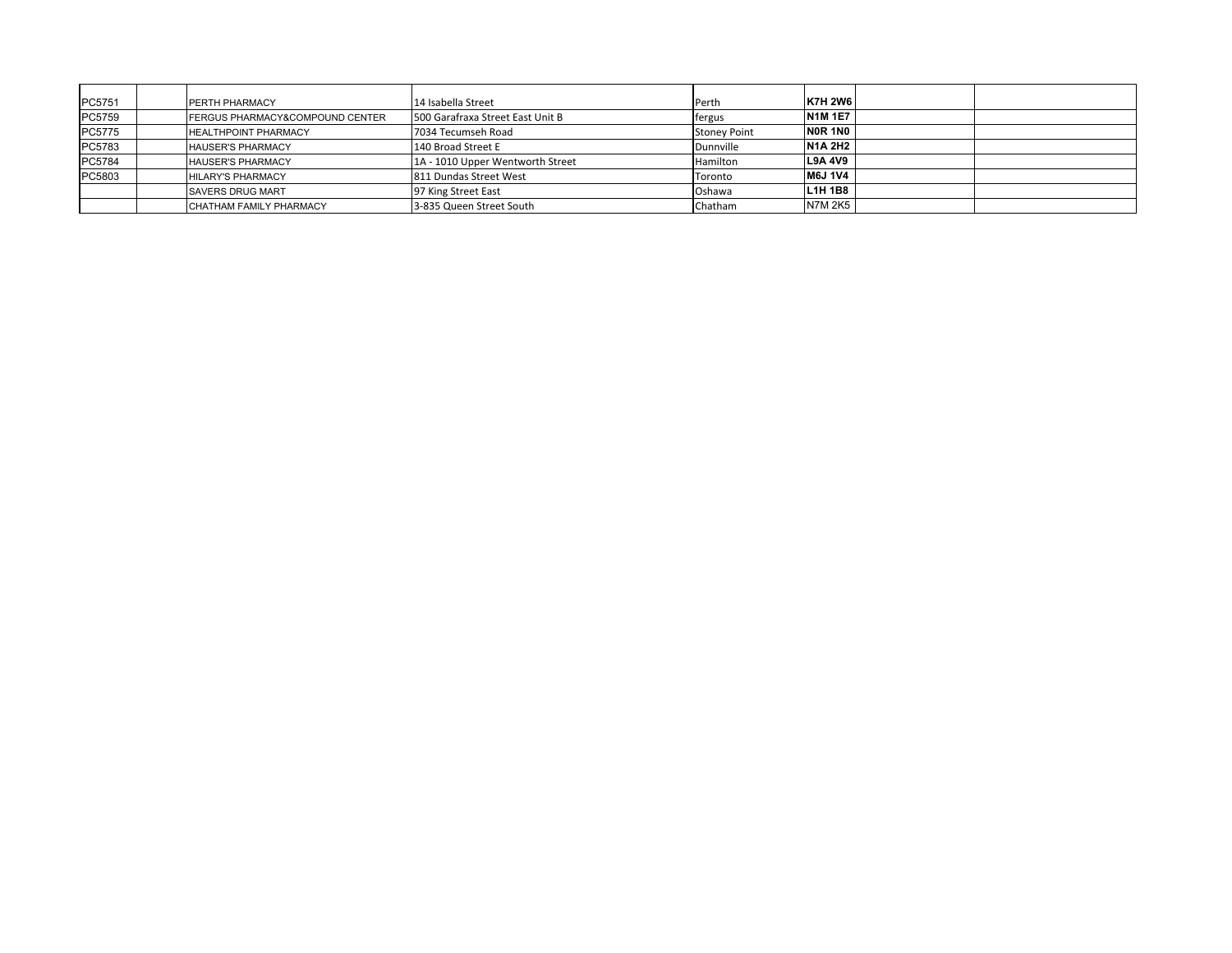| | | | | | | | |
|---|---|---|---|---|---|---|---|
| PC5751 | | PERTH PHARMACY | 14 Isabella Street | Perth | **K7H 2W6** | | |
| PC5759 | | FERGUS PHARMACY&COMPOUND CENTER | 500 Garafraxa Street East Unit B | fergus | **N1M 1E7** | | |
| PC5775 | | HEALTHPOINT PHARMACY | 7034 Tecumseh Road | Stoney Point | **N0R 1N0** | | |
| PC5783 | | HAUSER'S PHARMACY | 140 Broad Street E | Dunnville | **N1A 2H2** | | |
| PC5784 | | HAUSER'S PHARMACY | 1A - 1010 Upper Wentworth Street | Hamilton | **L9A 4V9** | | |
| PC5803 | | HILARY'S PHARMACY | 811 Dundas Street West | Toronto | **M6J 1V4** | | |
| | | SAVERS DRUG MART | 97 King Street East | Oshawa | **L1H 1B8** | | |
| | | CHATHAM FAMILY PHARMACY | 3-835 Queen Street South | Chatham | N7M 2K5 | | |